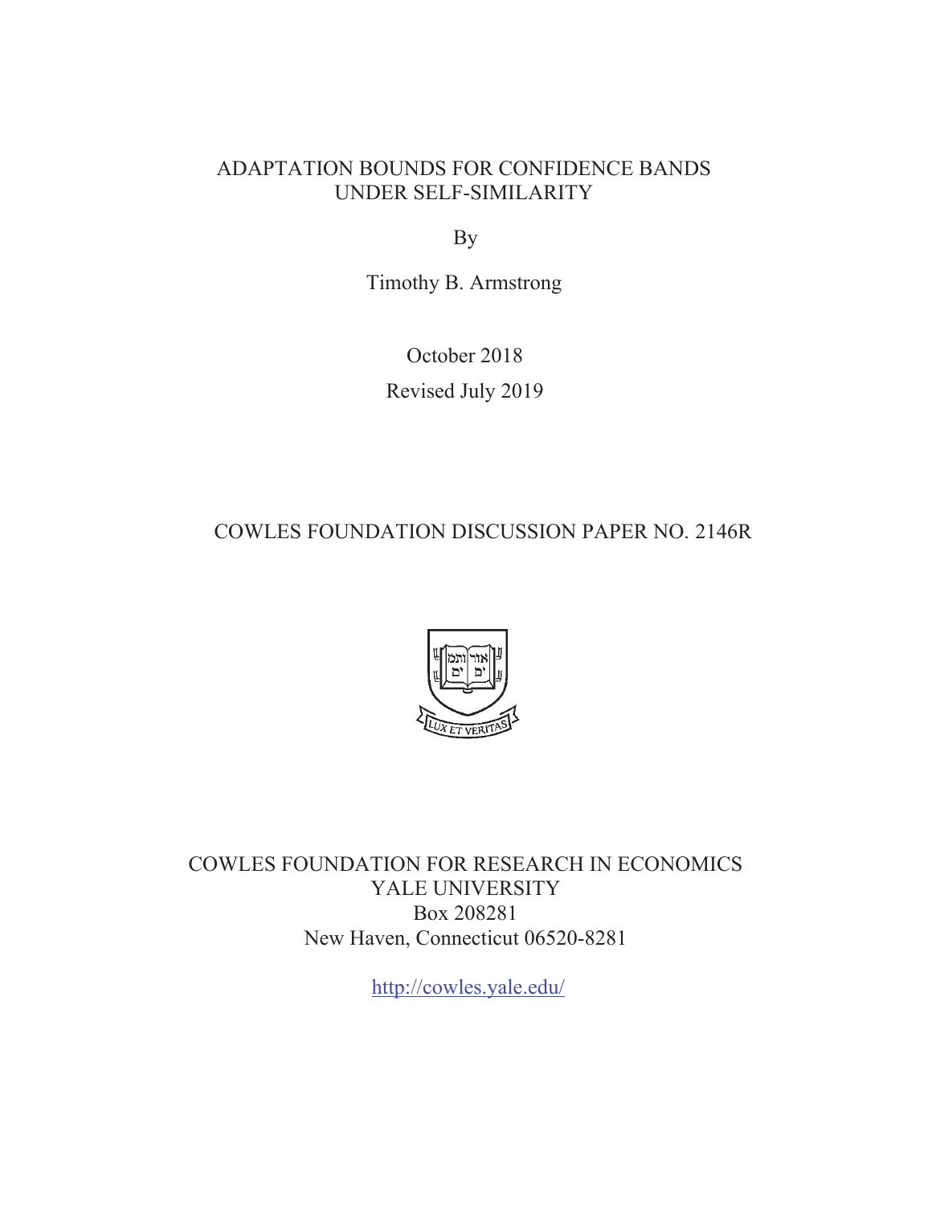# ADAPTATION BOUNDS FOR CONFIDENCE BANDS UNDER SELF-SIMILARITY

By

Timothy B. Armstrong

October 2018

Revised July 2019

COWLES FOUNDATION DISCUSSION PAPER NO. 2146R

COWLES FOUNDATION FOR RESEARCH IN ECONOMICS
YALE UNIVERSITY
Box 208281
New Haven, Connecticut 06520-8281

http://cowles.yale.edu/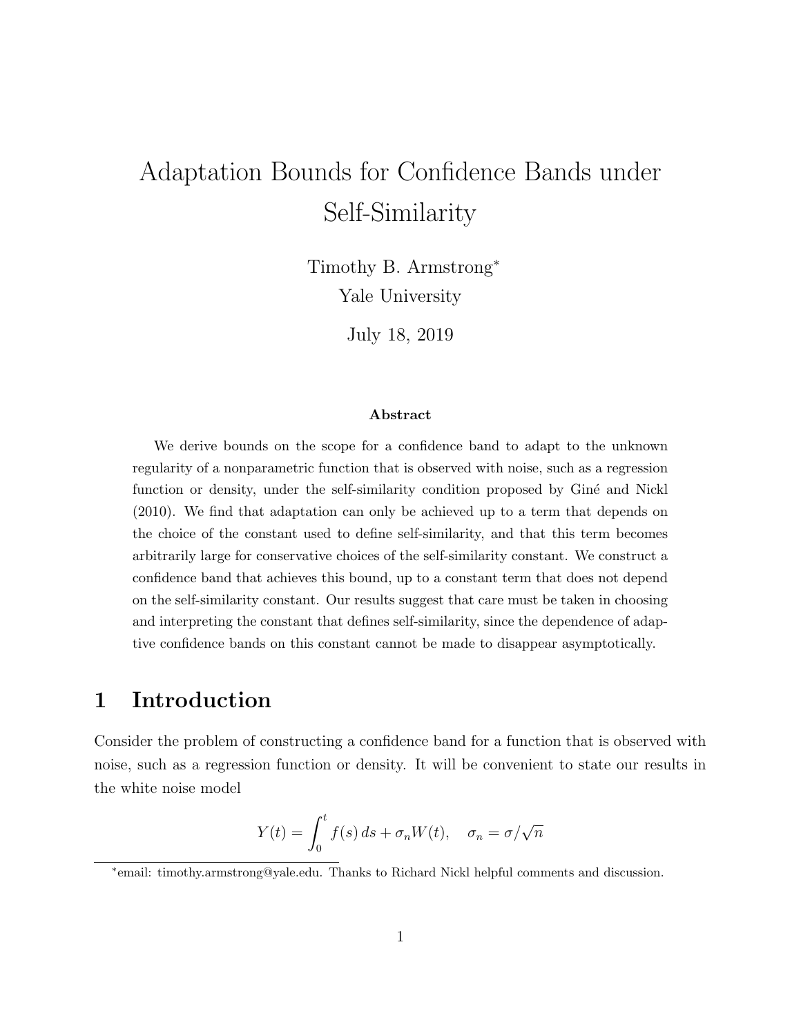# Adaptation Bounds for Confidence Bands under Self-Similarity

Timothy B. Armstrong[*]

Yale University

July 18, 2019

**Abstract**

We derive bounds on the scope for a confidence band to adapt to the unknown regularity of a nonparametric function that is observed with noise, such as a regression function or density, under the self-similarity condition proposed by Giné and Nickl (2010). We find that adaptation can only be achieved up to a term that depends on the choice of the constant used to define self-similarity, and that this term becomes arbitrarily large for conservative choices of the self-similarity constant. We construct a confidence band that achieves this bound, up to a constant term that does not depend on the self-similarity constant. Our results suggest that care must be taken in choosing and interpreting the constant that defines self-similarity, since the dependence of adaptive confidence bands on this constant cannot be made to disappear asymptotically.

## 1 Introduction

Consider the problem of constructing a confidence band for a function that is observed with noise, such as a regression function or density. It will be convenient to state our results in the white noise model

$$Y(t) = \int_0^t f(s)\,ds + \sigma_n W(t), \quad \sigma_n = \sigma/\sqrt{n}$$

[*]email: timothy.armstrong@yale.edu. Thanks to Richard Nickl helpful comments and discussion.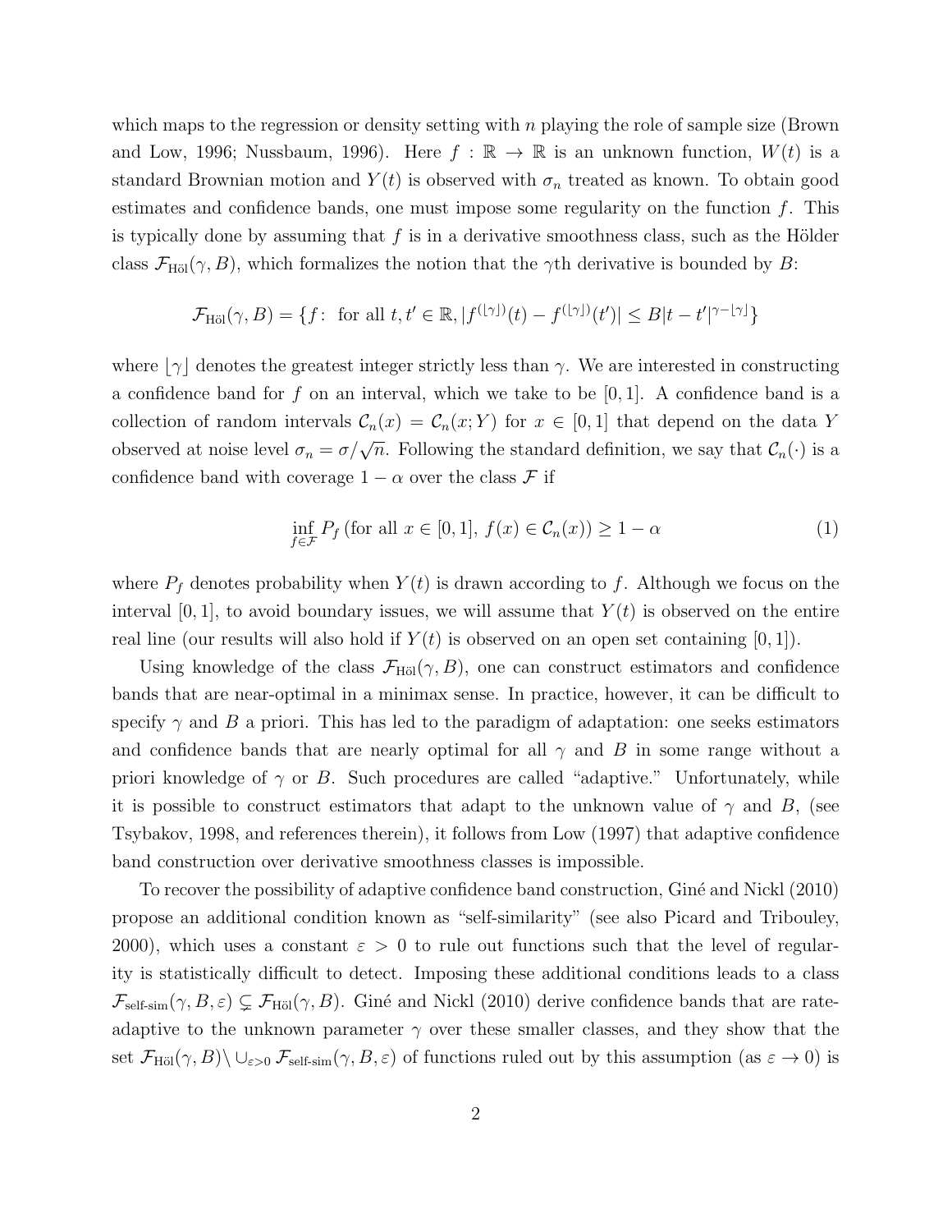which maps to the regression or density setting with $n$ playing the role of sample size (Brown and Low, 1996; Nussbaum, 1996). Here $f : \mathbb{R} \to \mathbb{R}$ is an unknown function, $W(t)$ is a standard Brownian motion and $Y(t)$ is observed with $\sigma_n$ treated as known. To obtain good estimates and confidence bands, one must impose some regularity on the function $f$. This is typically done by assuming that $f$ is in a derivative smoothness class, such as the Hölder class $\mathcal{F}_{\text{Höl}}(\gamma, B)$, which formalizes the notion that the $\gamma$th derivative is bounded by $B$:

$$\mathcal{F}_{\text{Höl}}(\gamma, B) = \{f\colon \text{ for all } t, t' \in \mathbb{R}, |f^{(\lfloor \gamma \rfloor)}(t) - f^{(\lfloor \gamma \rfloor)}(t')| \leq B|t - t'|^{\gamma - \lfloor \gamma \rfloor}\}$$

where $\lfloor \gamma \rfloor$ denotes the greatest integer strictly less than $\gamma$. We are interested in constructing a confidence band for $f$ on an interval, which we take to be $[0, 1]$. A confidence band is a collection of random intervals $\mathcal{C}_n(x) = \mathcal{C}_n(x; Y)$ for $x \in [0, 1]$ that depend on the data $Y$ observed at noise level $\sigma_n = \sigma/\sqrt{n}$. Following the standard definition, we say that $\mathcal{C}_n(\cdot)$ is a confidence band with coverage $1 - \alpha$ over the class $\mathcal{F}$ if

$$\inf_{f \in \mathcal{F}} P_f \left(\text{for all } x \in [0, 1],\ f(x) \in \mathcal{C}_n(x)\right) \geq 1 - \alpha \tag{1}$$

where $P_f$ denotes probability when $Y(t)$ is drawn according to $f$. Although we focus on the interval $[0, 1]$, to avoid boundary issues, we will assume that $Y(t)$ is observed on the entire real line (our results will also hold if $Y(t)$ is observed on an open set containing $[0, 1]$).

Using knowledge of the class $\mathcal{F}_{\text{Höl}}(\gamma, B)$, one can construct estimators and confidence bands that are near-optimal in a minimax sense. In practice, however, it can be difficult to specify $\gamma$ and $B$ a priori. This has led to the paradigm of adaptation: one seeks estimators and confidence bands that are nearly optimal for all $\gamma$ and $B$ in some range without a priori knowledge of $\gamma$ or $B$. Such procedures are called "adaptive." Unfortunately, while it is possible to construct estimators that adapt to the unknown value of $\gamma$ and $B$, (see Tsybakov, 1998, and references therein), it follows from Low (1997) that adaptive confidence band construction over derivative smoothness classes is impossible.

To recover the possibility of adaptive confidence band construction, Giné and Nickl (2010) propose an additional condition known as "self-similarity" (see also Picard and Tribouley, 2000), which uses a constant $\varepsilon > 0$ to rule out functions such that the level of regularity is statistically difficult to detect. Imposing these additional conditions leads to a class $\mathcal{F}_{\text{self-sim}}(\gamma, B, \varepsilon) \subsetneq \mathcal{F}_{\text{Höl}}(\gamma, B)$. Giné and Nickl (2010) derive confidence bands that are rate-adaptive to the unknown parameter $\gamma$ over these smaller classes, and they show that the set $\mathcal{F}_{\text{Höl}}(\gamma, B) \setminus \cup_{\varepsilon > 0} \mathcal{F}_{\text{self-sim}}(\gamma, B, \varepsilon)$ of functions ruled out by this assumption (as $\varepsilon \to 0$) is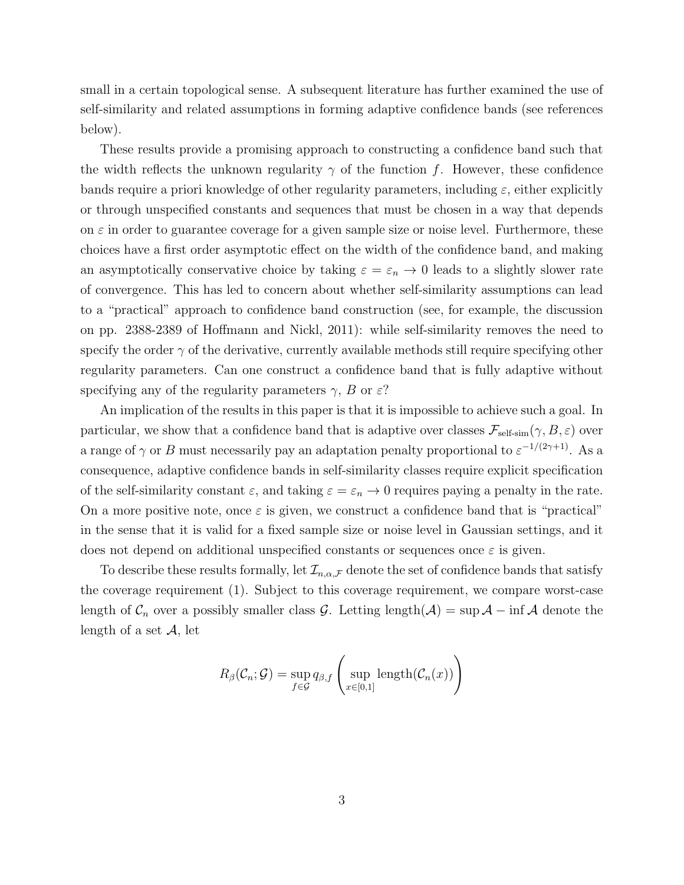small in a certain topological sense. A subsequent literature has further examined the use of self-similarity and related assumptions in forming adaptive confidence bands (see references below).

These results provide a promising approach to constructing a confidence band such that the width reflects the unknown regularity $\gamma$ of the function $f$. However, these confidence bands require a priori knowledge of other regularity parameters, including $\varepsilon$, either explicitly or through unspecified constants and sequences that must be chosen in a way that depends on $\varepsilon$ in order to guarantee coverage for a given sample size or noise level. Furthermore, these choices have a first order asymptotic effect on the width of the confidence band, and making an asymptotically conservative choice by taking $\varepsilon = \varepsilon_n \to 0$ leads to a slightly slower rate of convergence. This has led to concern about whether self-similarity assumptions can lead to a "practical" approach to confidence band construction (see, for example, the discussion on pp. 2388-2389 of Hoffmann and Nickl, 2011): while self-similarity removes the need to specify the order $\gamma$ of the derivative, currently available methods still require specifying other regularity parameters. Can one construct a confidence band that is fully adaptive without specifying any of the regularity parameters $\gamma$, $B$ or $\varepsilon$?

An implication of the results in this paper is that it is impossible to achieve such a goal. In particular, we show that a confidence band that is adaptive over classes $\mathcal{F}_{\text{self-sim}}(\gamma, B, \varepsilon)$ over a range of $\gamma$ or $B$ must necessarily pay an adaptation penalty proportional to $\varepsilon^{-1/(2\gamma+1)}$. As a consequence, adaptive confidence bands in self-similarity classes require explicit specification of the self-similarity constant $\varepsilon$, and taking $\varepsilon = \varepsilon_n \to 0$ requires paying a penalty in the rate. On a more positive note, once $\varepsilon$ is given, we construct a confidence band that is "practical" in the sense that it is valid for a fixed sample size or noise level in Gaussian settings, and it does not depend on additional unspecified constants or sequences once $\varepsilon$ is given.

To describe these results formally, let $\mathcal{I}_{n,\alpha,\mathcal{F}}$ denote the set of confidence bands that satisfy the coverage requirement (1). Subject to this coverage requirement, we compare worst-case length of $\mathcal{C}_n$ over a possibly smaller class $\mathcal{G}$. Letting $\text{length}(\mathcal{A}) = \sup \mathcal{A} - \inf \mathcal{A}$ denote the length of a set $\mathcal{A}$, let

$$R_\beta(\mathcal{C}_n; \mathcal{G}) = \sup_{f \in \mathcal{G}} q_{\beta,f} \left( \sup_{x \in [0,1]} \text{length}(\mathcal{C}_n(x)) \right)$$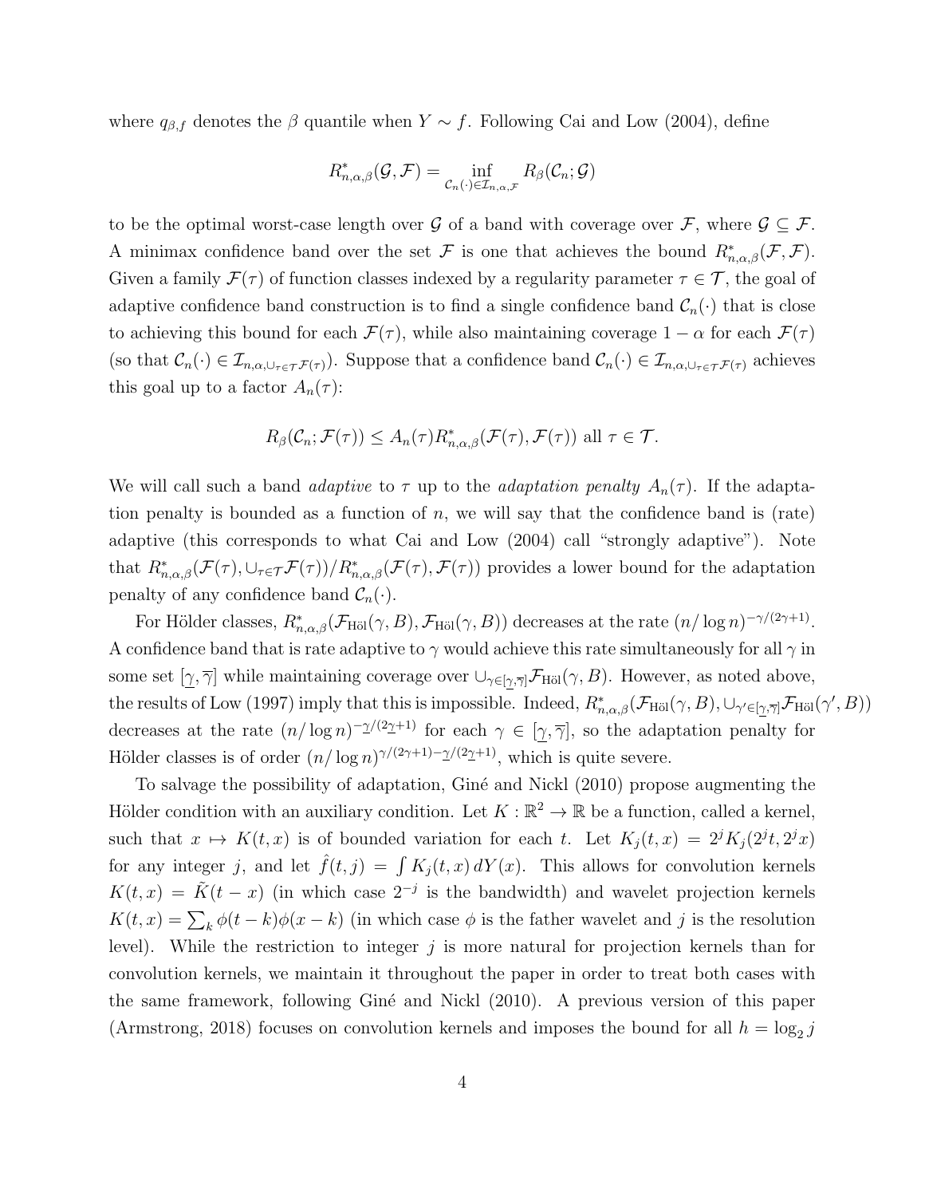where $q_{\beta,f}$ denotes the $\beta$ quantile when $Y \sim f$. Following Cai and Low (2004), define

$$R^*_{n,\alpha,\beta}(\mathcal{G}, \mathcal{F}) = \inf_{\mathcal{C}_n(\cdot) \in \mathcal{I}_{n,\alpha,\mathcal{F}}} R_\beta(\mathcal{C}_n; \mathcal{G})$$

to be the optimal worst-case length over $\mathcal{G}$ of a band with coverage over $\mathcal{F}$, where $\mathcal{G} \subseteq \mathcal{F}$. A minimax confidence band over the set $\mathcal{F}$ is one that achieves the bound $R^*_{n,\alpha,\beta}(\mathcal{F}, \mathcal{F})$. Given a family $\mathcal{F}(\tau)$ of function classes indexed by a regularity parameter $\tau \in \mathcal{T}$, the goal of adaptive confidence band construction is to find a single confidence band $\mathcal{C}_n(\cdot)$ that is close to achieving this bound for each $\mathcal{F}(\tau)$, while also maintaining coverage $1-\alpha$ for each $\mathcal{F}(\tau)$ (so that $\mathcal{C}_n(\cdot) \in \mathcal{I}_{n,\alpha,\cup_{\tau\in\mathcal{T}}\mathcal{F}(\tau)}$). Suppose that a confidence band $\mathcal{C}_n(\cdot) \in \mathcal{I}_{n,\alpha,\cup_{\tau\in\mathcal{T}}\mathcal{F}(\tau)}$ achieves this goal up to a factor $A_n(\tau)$:

$$R_\beta(\mathcal{C}_n; \mathcal{F}(\tau)) \leq A_n(\tau) R^*_{n,\alpha,\beta}(\mathcal{F}(\tau), \mathcal{F}(\tau)) \text{ all } \tau \in \mathcal{T}.$$

We will call such a band *adaptive* to $\tau$ up to the *adaptation penalty* $A_n(\tau)$. If the adaptation penalty is bounded as a function of $n$, we will say that the confidence band is (rate) adaptive (this corresponds to what Cai and Low (2004) call "strongly adaptive"). Note that $R^*_{n,\alpha,\beta}(\mathcal{F}(\tau), \cup_{\tau\in\mathcal{T}}\mathcal{F}(\tau))/R^*_{n,\alpha,\beta}(\mathcal{F}(\tau), \mathcal{F}(\tau))$ provides a lower bound for the adaptation penalty of any confidence band $\mathcal{C}_n(\cdot)$.

For Hölder classes, $R^*_{n,\alpha,\beta}(\mathcal{F}_{\text{Höl}}(\gamma, B), \mathcal{F}_{\text{Höl}}(\gamma, B))$ decreases at the rate $(n/\log n)^{-\gamma/(2\gamma+1)}$. A confidence band that is rate adaptive to $\gamma$ would achieve this rate simultaneously for all $\gamma$ in some set $[\underline{\gamma}, \overline{\gamma}]$ while maintaining coverage over $\cup_{\gamma\in[\underline{\gamma},\overline{\gamma}]}\mathcal{F}_{\text{Höl}}(\gamma, B)$. However, as noted above, the results of Low (1997) imply that this is impossible. Indeed, $R^*_{n,\alpha,\beta}(\mathcal{F}_{\text{Höl}}(\gamma, B), \cup_{\gamma'\in[\underline{\gamma},\overline{\gamma}]}\mathcal{F}_{\text{Höl}}(\gamma', B))$ decreases at the rate $(n/\log n)^{-\underline{\gamma}/(2\underline{\gamma}+1)}$ for each $\gamma \in [\underline{\gamma}, \overline{\gamma}]$, so the adaptation penalty for Hölder classes is of order $(n/\log n)^{\gamma/(2\gamma+1)-\underline{\gamma}/(2\underline{\gamma}+1)}$, which is quite severe.

To salvage the possibility of adaptation, Giné and Nickl (2010) propose augmenting the Hölder condition with an auxiliary condition. Let $K : \mathbb{R}^2 \to \mathbb{R}$ be a function, called a kernel, such that $x \mapsto K(t, x)$ is of bounded variation for each $t$. Let $K_j(t, x) = 2^j K_j(2^j t, 2^j x)$ for any integer $j$, and let $\hat{f}(t, j) = \int K_j(t, x)\, dY(x)$. This allows for convolution kernels $K(t, x) = \tilde{K}(t - x)$ (in which case $2^{-j}$ is the bandwidth) and wavelet projection kernels $K(t, x) = \sum_k \phi(t - k)\phi(x - k)$ (in which case $\phi$ is the father wavelet and $j$ is the resolution level). While the restriction to integer $j$ is more natural for projection kernels than for convolution kernels, we maintain it throughout the paper in order to treat both cases with the same framework, following Giné and Nickl (2010). A previous version of this paper (Armstrong, 2018) focuses on convolution kernels and imposes the bound for all $h = \log_2 j$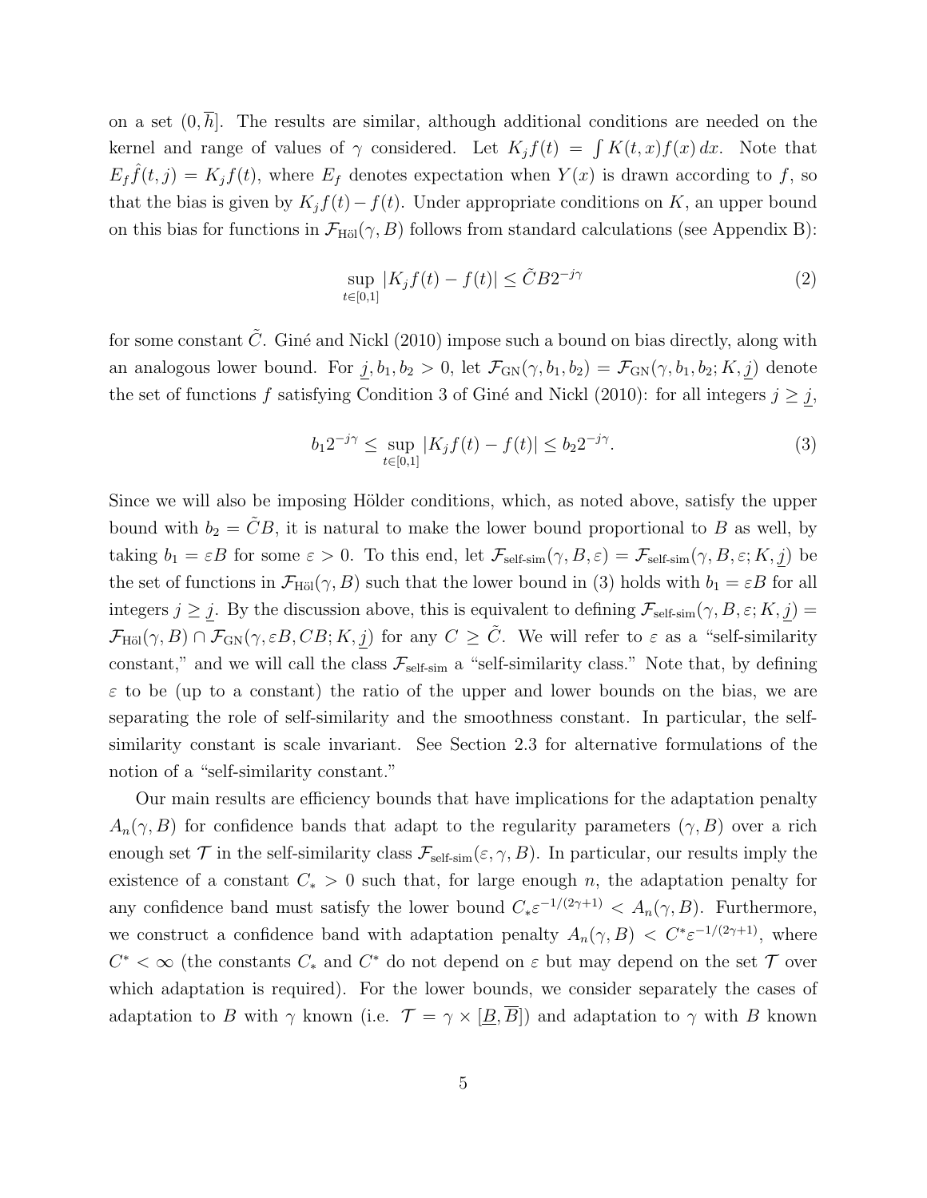on a set $(0, \overline{h}]$. The results are similar, although additional conditions are needed on the kernel and range of values of $\gamma$ considered. Let $K_j f(t) = \int K(t,x) f(x)\, dx$. Note that $E_f \hat{f}(t,j) = K_j f(t)$, where $E_f$ denotes expectation when $Y(x)$ is drawn according to $f$, so that the bias is given by $K_j f(t) - f(t)$. Under appropriate conditions on $K$, an upper bound on this bias for functions in $\mathcal{F}_{\text{Höl}}(\gamma, B)$ follows from standard calculations (see Appendix B):

$$\sup_{t \in [0,1]} |K_j f(t) - f(t)| \leq \tilde{C} B 2^{-j\gamma} \tag{2}$$

for some constant $\tilde{C}$. Giné and Nickl (2010) impose such a bound on bias directly, along with an analogous lower bound. For $\underline{j}, b_1, b_2 > 0$, let $\mathcal{F}_{\text{GN}}(\gamma, b_1, b_2) = \mathcal{F}_{\text{GN}}(\gamma, b_1, b_2; K, \underline{j})$ denote the set of functions $f$ satisfying Condition 3 of Giné and Nickl (2010): for all integers $j \geq \underline{j}$,

$$b_1 2^{-j\gamma} \leq \sup_{t \in [0,1]} |K_j f(t) - f(t)| \leq b_2 2^{-j\gamma}. \tag{3}$$

Since we will also be imposing Hölder conditions, which, as noted above, satisfy the upper bound with $b_2 = \tilde{C} B$, it is natural to make the lower bound proportional to $B$ as well, by taking $b_1 = \varepsilon B$ for some $\varepsilon > 0$. To this end, let $\mathcal{F}_{\text{self-sim}}(\gamma, B, \varepsilon) = \mathcal{F}_{\text{self-sim}}(\gamma, B, \varepsilon; K, \underline{j})$ be the set of functions in $\mathcal{F}_{\text{Höl}}(\gamma, B)$ such that the lower bound in (3) holds with $b_1 = \varepsilon B$ for all integers $j \geq \underline{j}$. By the discussion above, this is equivalent to defining $\mathcal{F}_{\text{self-sim}}(\gamma, B, \varepsilon; K, \underline{j}) = \mathcal{F}_{\text{Höl}}(\gamma, B) \cap \mathcal{F}_{\text{GN}}(\gamma, \varepsilon B, CB; K, \underline{j})$ for any $C \geq \tilde{C}$. We will refer to $\varepsilon$ as a "self-similarity constant," and we will call the class $\mathcal{F}_{\text{self-sim}}$ a "self-similarity class." Note that, by defining $\varepsilon$ to be (up to a constant) the ratio of the upper and lower bounds on the bias, we are separating the role of self-similarity and the smoothness constant. In particular, the self-similarity constant is scale invariant. See Section 2.3 for alternative formulations of the notion of a "self-similarity constant."

Our main results are efficiency bounds that have implications for the adaptation penalty $A_n(\gamma, B)$ for confidence bands that adapt to the regularity parameters $(\gamma, B)$ over a rich enough set $\mathcal{T}$ in the self-similarity class $\mathcal{F}_{\text{self-sim}}(\varepsilon, \gamma, B)$. In particular, our results imply the existence of a constant $C_* > 0$ such that, for large enough $n$, the adaptation penalty for any confidence band must satisfy the lower bound $C_* \varepsilon^{-1/(2\gamma+1)} < A_n(\gamma, B)$. Furthermore, we construct a confidence band with adaptation penalty $A_n(\gamma, B) < C^* \varepsilon^{-1/(2\gamma+1)}$, where $C^* < \infty$ (the constants $C_*$ and $C^*$ do not depend on $\varepsilon$ but may depend on the set $\mathcal{T}$ over which adaptation is required). For the lower bounds, we consider separately the cases of adaptation to $B$ with $\gamma$ known (i.e. $\mathcal{T} = \gamma \times [\underline{B}, \overline{B}]$) and adaptation to $\gamma$ with $B$ known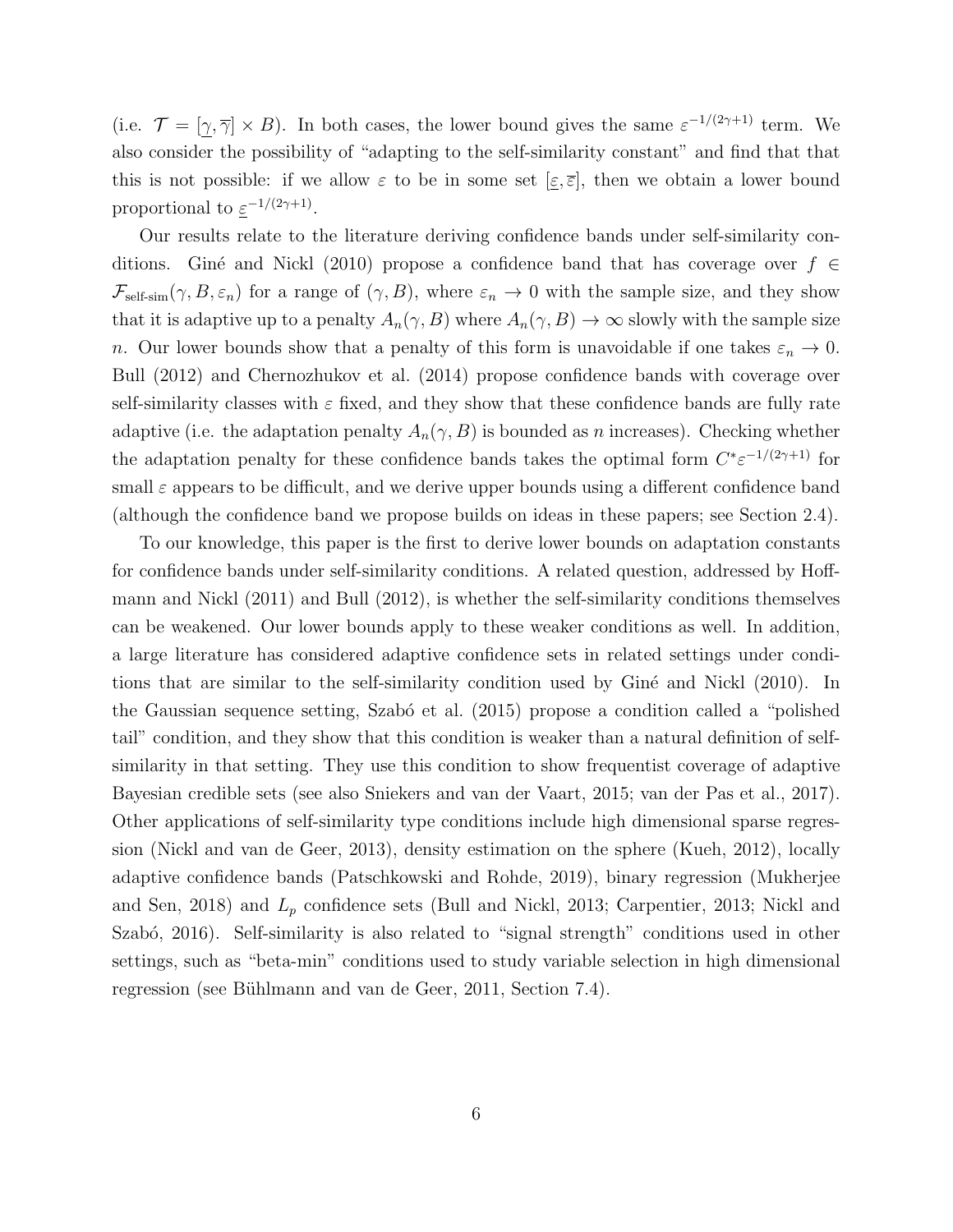(i.e. $\mathcal{T} = [\underline{\gamma}, \overline{\gamma}] \times B$). In both cases, the lower bound gives the same $\varepsilon^{-1/(2\gamma+1)}$ term. We also consider the possibility of "adapting to the self-similarity constant" and find that that this is not possible: if we allow $\varepsilon$ to be in some set $[\underline{\varepsilon}, \overline{\varepsilon}]$, then we obtain a lower bound proportional to $\underline{\varepsilon}^{-1/(2\gamma+1)}$.

Our results relate to the literature deriving confidence bands under self-similarity conditions. Giné and Nickl (2010) propose a confidence band that has coverage over $f \in \mathcal{F}_{\text{self-sim}}(\gamma, B, \varepsilon_n)$ for a range of $(\gamma, B)$, where $\varepsilon_n \to 0$ with the sample size, and they show that it is adaptive up to a penalty $A_n(\gamma, B)$ where $A_n(\gamma, B) \to \infty$ slowly with the sample size $n$. Our lower bounds show that a penalty of this form is unavoidable if one takes $\varepsilon_n \to 0$. Bull (2012) and Chernozhukov et al. (2014) propose confidence bands with coverage over self-similarity classes with $\varepsilon$ fixed, and they show that these confidence bands are fully rate adaptive (i.e. the adaptation penalty $A_n(\gamma, B)$ is bounded as $n$ increases). Checking whether the adaptation penalty for these confidence bands takes the optimal form $C^* \varepsilon^{-1/(2\gamma+1)}$ for small $\varepsilon$ appears to be difficult, and we derive upper bounds using a different confidence band (although the confidence band we propose builds on ideas in these papers; see Section 2.4).

To our knowledge, this paper is the first to derive lower bounds on adaptation constants for confidence bands under self-similarity conditions. A related question, addressed by Hoffmann and Nickl (2011) and Bull (2012), is whether the self-similarity conditions themselves can be weakened. Our lower bounds apply to these weaker conditions as well. In addition, a large literature has considered adaptive confidence sets in related settings under conditions that are similar to the self-similarity condition used by Giné and Nickl (2010). In the Gaussian sequence setting, Szabó et al. (2015) propose a condition called a "polished tail" condition, and they show that this condition is weaker than a natural definition of self-similarity in that setting. They use this condition to show frequentist coverage of adaptive Bayesian credible sets (see also Sniekers and van der Vaart, 2015; van der Pas et al., 2017). Other applications of self-similarity type conditions include high dimensional sparse regression (Nickl and van de Geer, 2013), density estimation on the sphere (Kueh, 2012), locally adaptive confidence bands (Patschkowski and Rohde, 2019), binary regression (Mukherjee and Sen, 2018) and $L_p$ confidence sets (Bull and Nickl, 2013; Carpentier, 2013; Nickl and Szabó, 2016). Self-similarity is also related to "signal strength" conditions used in other settings, such as "beta-min" conditions used to study variable selection in high dimensional regression (see Bühlmann and van de Geer, 2011, Section 7.4).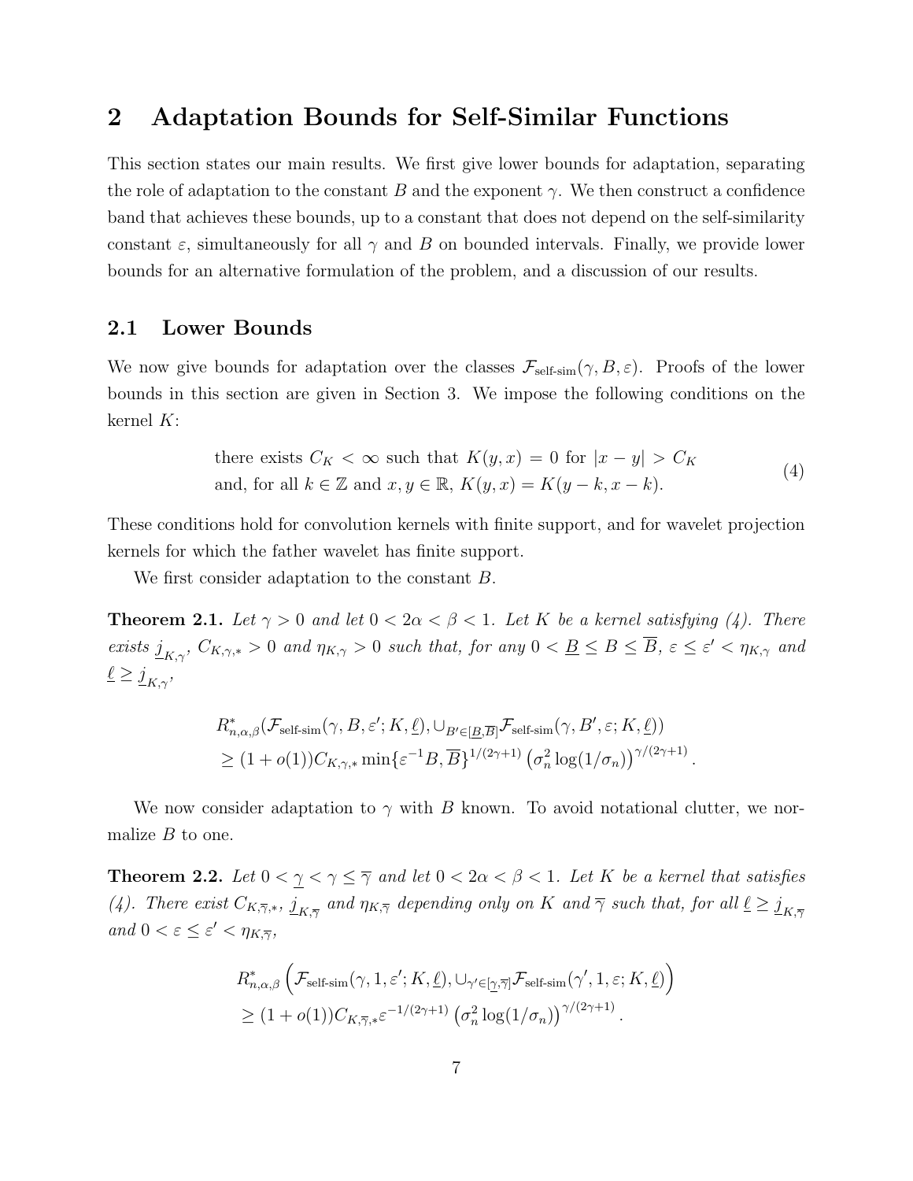# 2 Adaptation Bounds for Self-Similar Functions

This section states our main results. We first give lower bounds for adaptation, separating the role of adaptation to the constant $B$ and the exponent $\gamma$. We then construct a confidence band that achieves these bounds, up to a constant that does not depend on the self-similarity constant $\varepsilon$, simultaneously for all $\gamma$ and $B$ on bounded intervals. Finally, we provide lower bounds for an alternative formulation of the problem, and a discussion of our results.

## 2.1 Lower Bounds

We now give bounds for adaptation over the classes $\mathcal{F}_{\text{self-sim}}(\gamma, B, \varepsilon)$. Proofs of the lower bounds in this section are given in Section 3. We impose the following conditions on the kernel $K$:

$$\begin{aligned}&\text{there exists } C_K < \infty \text{ such that } K(y,x) = 0 \text{ for } |x-y| > C_K \\ &\text{and, for all } k \in \mathbb{Z} \text{ and } x, y \in \mathbb{R},\ K(y,x) = K(y-k, x-k).\end{aligned} \tag{4}$$

These conditions hold for convolution kernels with finite support, and for wavelet projection kernels for which the father wavelet has finite support.

We first consider adaptation to the constant $B$.

**Theorem 2.1.** *Let $\gamma > 0$ and let $0 < 2\alpha < \beta < 1$. Let $K$ be a kernel satisfying (4). There exists $\underline{j}_{K,\gamma}$, $C_{K,\gamma,*} > 0$ and $\eta_{K,\gamma} > 0$ such that, for any $0 < \underline{B} \leq B \leq \overline{B}$, $\varepsilon \leq \varepsilon' < \eta_{K,\gamma}$ and $\underline{\ell} \geq \underline{j}_{K,\gamma}$,*

$$\begin{aligned}&R^*_{n,\alpha,\beta}(\mathcal{F}_{\text{self-sim}}(\gamma, B, \varepsilon'; K, \underline{\ell}), \cup_{B' \in [\underline{B}, \overline{B}]} \mathcal{F}_{\text{self-sim}}(\gamma, B', \varepsilon; K, \underline{\ell})) \\ &\geq (1 + o(1)) C_{K,\gamma,*} \min\{\varepsilon^{-1} B, \overline{B}\}^{1/(2\gamma+1)} \left(\sigma_n^2 \log(1/\sigma_n)\right)^{\gamma/(2\gamma+1)}.\end{aligned}$$

We now consider adaptation to $\gamma$ with $B$ known. To avoid notational clutter, we normalize $B$ to one.

**Theorem 2.2.** *Let $0 < \underline{\gamma} < \gamma \leq \overline{\gamma}$ and let $0 < 2\alpha < \beta < 1$. Let $K$ be a kernel that satisfies (4). There exist $C_{K,\overline{\gamma},*}$, $\underline{j}_{K,\overline{\gamma}}$ and $\eta_{K,\overline{\gamma}}$ depending only on $K$ and $\overline{\gamma}$ such that, for all $\underline{\ell} \geq \underline{j}_{K,\overline{\gamma}}$ and $0 < \varepsilon \leq \varepsilon' < \eta_{K,\overline{\gamma}}$,*

$$\begin{aligned}&R^*_{n,\alpha,\beta}\left(\mathcal{F}_{\text{self-sim}}(\gamma, 1, \varepsilon'; K, \underline{\ell}), \cup_{\gamma' \in [\underline{\gamma}, \overline{\gamma}]} \mathcal{F}_{\text{self-sim}}(\gamma', 1, \varepsilon; K, \underline{\ell})\right) \\ &\geq (1 + o(1)) C_{K,\overline{\gamma},*} \varepsilon^{-1/(2\gamma+1)} \left(\sigma_n^2 \log(1/\sigma_n)\right)^{\gamma/(2\gamma+1)}.\end{aligned}$$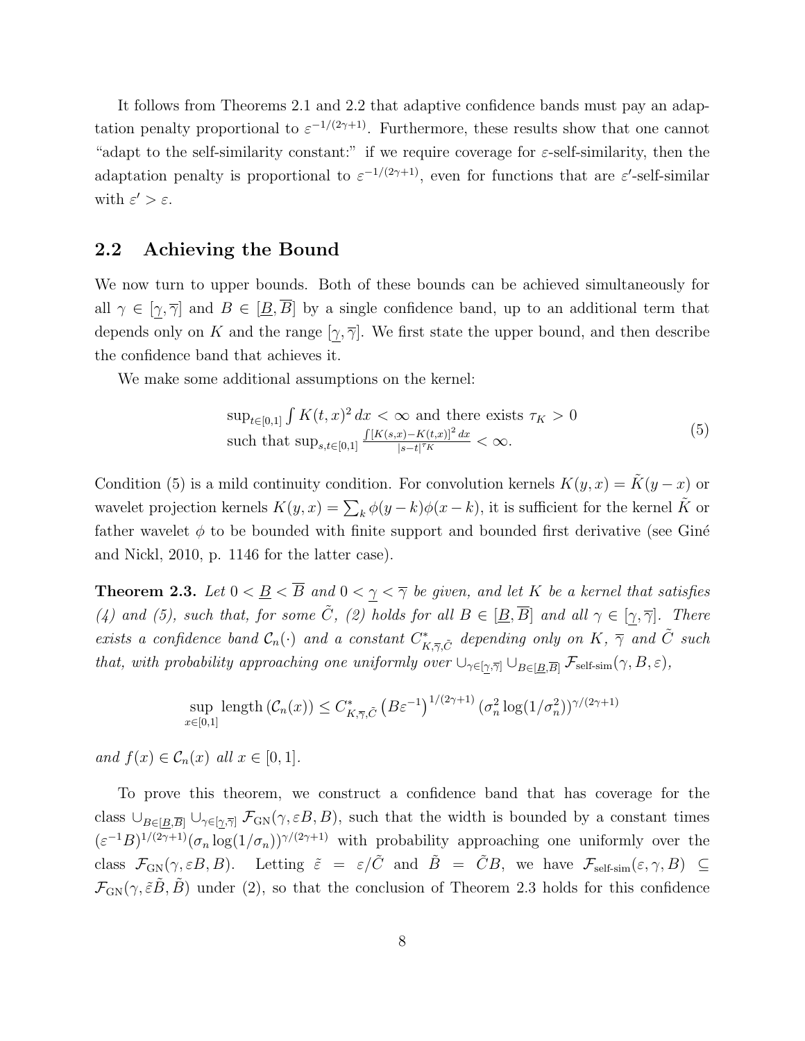It follows from Theorems 2.1 and 2.2 that adaptive confidence bands must pay an adaptation penalty proportional to $\varepsilon^{-1/(2\gamma+1)}$. Furthermore, these results show that one cannot "adapt to the self-similarity constant:" if we require coverage for $\varepsilon$-self-similarity, then the adaptation penalty is proportional to $\varepsilon^{-1/(2\gamma+1)}$, even for functions that are $\varepsilon'$-self-similar with $\varepsilon' > \varepsilon$.

## 2.2 Achieving the Bound

We now turn to upper bounds. Both of these bounds can be achieved simultaneously for all $\gamma \in [\underline{\gamma}, \overline{\gamma}]$ and $B \in [\underline{B}, \overline{B}]$ by a single confidence band, up to an additional term that depends only on $K$ and the range $[\underline{\gamma}, \overline{\gamma}]$. We first state the upper bound, and then describe the confidence band that achieves it.

We make some additional assumptions on the kernel:

$$\begin{array}{l} \sup_{t\in[0,1]} \int K(t,x)^2\,dx < \infty \text{ and there exists } \tau_K > 0 \\ \text{such that } \sup_{s,t\in[0,1]} \frac{\int [K(s,x)-K(t,x)]^2\,dx}{|s-t|^{\tau_K}} < \infty. \end{array} \tag{5}$$

Condition (5) is a mild continuity condition. For convolution kernels $K(y,x) = \tilde{K}(y-x)$ or wavelet projection kernels $K(y,x) = \sum_k \phi(y-k)\phi(x-k)$, it is sufficient for the kernel $\tilde{K}$ or father wavelet $\phi$ to be bounded with finite support and bounded first derivative (see Giné and Nickl, 2010, p. 1146 for the latter case).

**Theorem 2.3.** *Let $0 < \underline{B} < \overline{B}$ and $0 < \underline{\gamma} < \overline{\gamma}$ be given, and let $K$ be a kernel that satisfies (4) and (5), such that, for some $\tilde{C}$, (2) holds for all $B \in [\underline{B}, \overline{B}]$ and all $\gamma \in [\underline{\gamma}, \overline{\gamma}]$. There exists a confidence band $\mathcal{C}_n(\cdot)$ and a constant $C^*_{K,\overline{\gamma},\tilde{C}}$ depending only on $K$, $\overline{\gamma}$ and $\tilde{C}$ such that, with probability approaching one uniformly over $\cup_{\gamma\in[\underline{\gamma},\overline{\gamma}]} \cup_{B\in[\underline{B},\overline{B}]} \mathcal{F}_{\text{self-sim}}(\gamma, B, \varepsilon)$,*

$$\sup_{x\in[0,1]} \text{length}\,(\mathcal{C}_n(x)) \leq C^*_{K,\overline{\gamma},\tilde{C}} \left(B\varepsilon^{-1}\right)^{1/(2\gamma+1)} (\sigma_n^2 \log(1/\sigma_n^2))^{\gamma/(2\gamma+1)}$$

*and $f(x) \in \mathcal{C}_n(x)$ all $x \in [0,1]$.*

To prove this theorem, we construct a confidence band that has coverage for the class $\cup_{B\in[\underline{B},\overline{B}]} \cup_{\gamma\in[\underline{\gamma},\overline{\gamma}]} \mathcal{F}_{\text{GN}}(\gamma, \varepsilon B, B)$, such that the width is bounded by a constant times $(\varepsilon^{-1}B)^{1/(2\gamma+1)}(\sigma_n \log(1/\sigma_n))^{\gamma/(2\gamma+1)}$ with probability approaching one uniformly over the class $\mathcal{F}_{\text{GN}}(\gamma, \varepsilon B, B)$. Letting $\tilde{\varepsilon} = \varepsilon/\tilde{C}$ and $\tilde{B} = \tilde{C}B$, we have $\mathcal{F}_{\text{self-sim}}(\varepsilon, \gamma, B) \subseteq \mathcal{F}_{\text{GN}}(\gamma, \tilde{\varepsilon}\tilde{B}, \tilde{B})$ under (2), so that the conclusion of Theorem 2.3 holds for this confidence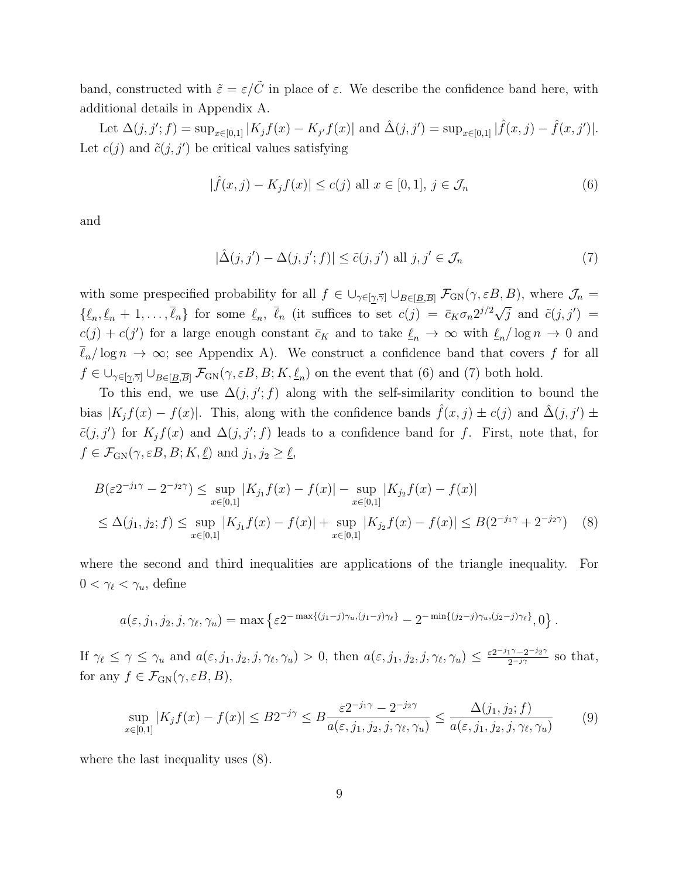band, constructed with $\tilde{\varepsilon} = \varepsilon/\tilde{C}$ in place of $\varepsilon$. We describe the confidence band here, with additional details in Appendix A.

Let $\Delta(j, j'; f) = \sup_{x \in [0,1]} |K_j f(x) - K_{j'} f(x)|$ and $\hat{\Delta}(j, j') = \sup_{x \in [0,1]} |\hat{f}(x, j) - \hat{f}(x, j')|$. Let $c(j)$ and $\tilde{c}(j, j')$ be critical values satisfying

$$|\hat{f}(x, j) - K_j f(x)| \leq c(j) \text{ all } x \in [0, 1],\ j \in \mathcal{J}_n \tag{6}$$

and

$$|\hat{\Delta}(j, j') - \Delta(j, j'; f)| \leq \tilde{c}(j, j') \text{ all } j, j' \in \mathcal{J}_n \tag{7}$$

with some prespecified probability for all $f \in \cup_{\gamma \in [\underline{\gamma}, \overline{\gamma}]} \cup_{B \in [\underline{B}, \overline{B}]} \mathcal{F}_{\text{GN}}(\gamma, \varepsilon B, B)$, where $\mathcal{J}_n = \{\underline{\ell}_n, \underline{\ell}_n + 1, \ldots, \overline{\ell}_n\}$ for some $\underline{\ell}_n$, $\overline{\ell}_n$ (it suffices to set $c(j) = \bar{c}_K \sigma_n 2^{j/2} \sqrt{j}$ and $\tilde{c}(j, j') = c(j) + c(j')$ for a large enough constant $\bar{c}_K$ and to take $\underline{\ell}_n \to \infty$ with $\underline{\ell}_n / \log n \to 0$ and $\overline{\ell}_n / \log n \to \infty$; see Appendix A). We construct a confidence band that covers $f$ for all $f \in \cup_{\gamma \in [\underline{\gamma}, \overline{\gamma}]} \cup_{B \in [\underline{B}, \overline{B}]} \mathcal{F}_{\text{GN}}(\gamma, \varepsilon B, B; K, \underline{\ell}_n)$ on the event that (6) and (7) both hold.

To this end, we use $\Delta(j, j'; f)$ along with the self-similarity condition to bound the bias $|K_j f(x) - f(x)|$. This, along with the confidence bands $\hat{f}(x, j) \pm c(j)$ and $\hat{\Delta}(j, j') \pm \tilde{c}(j, j')$ for $K_j f(x)$ and $\Delta(j, j'; f)$ leads to a confidence band for $f$. First, note that, for $f \in \mathcal{F}_{\text{GN}}(\gamma, \varepsilon B, B; K, \underline{\ell})$ and $j_1, j_2 \geq \underline{\ell}$,

$$\begin{aligned}
B(\varepsilon 2^{-j_1 \gamma} - 2^{-j_2 \gamma}) &\leq \sup_{x \in [0,1]} |K_{j_1} f(x) - f(x)| - \sup_{x \in [0,1]} |K_{j_2} f(x) - f(x)| \\
&\leq \Delta(j_1, j_2; f) \leq \sup_{x \in [0,1]} |K_{j_1} f(x) - f(x)| + \sup_{x \in [0,1]} |K_{j_2} f(x) - f(x)| \leq B(2^{-j_1 \gamma} + 2^{-j_2 \gamma})
\end{aligned} \tag{8}$$

where the second and third inequalities are applications of the triangle inequality. For $0 < \gamma_\ell < \gamma_u$, define

$$a(\varepsilon, j_1, j_2, j, \gamma_\ell, \gamma_u) = \max\left\{\varepsilon 2^{-\max\{(j_1 - j)\gamma_u, (j_1 - j)\gamma_\ell\}} - 2^{-\min\{(j_2 - j)\gamma_u, (j_2 - j)\gamma_\ell\}}, 0\right\}.$$

If $\gamma_\ell \leq \gamma \leq \gamma_u$ and $a(\varepsilon, j_1, j_2, j, \gamma_\ell, \gamma_u) > 0$, then $a(\varepsilon, j_1, j_2, j, \gamma_\ell, \gamma_u) \leq \frac{\varepsilon 2^{-j_1 \gamma} - 2^{-j_2 \gamma}}{2^{-j\gamma}}$ so that, for any $f \in \mathcal{F}_{\text{GN}}(\gamma, \varepsilon B, B)$,

$$\sup_{x \in [0,1]} |K_j f(x) - f(x)| \leq B 2^{-j\gamma} \leq B \frac{\varepsilon 2^{-j_1 \gamma} - 2^{-j_2 \gamma}}{a(\varepsilon, j_1, j_2, j, \gamma_\ell, \gamma_u)} \leq \frac{\Delta(j_1, j_2; f)}{a(\varepsilon, j_1, j_2, j, \gamma_\ell, \gamma_u)} \tag{9}$$

where the last inequality uses (8).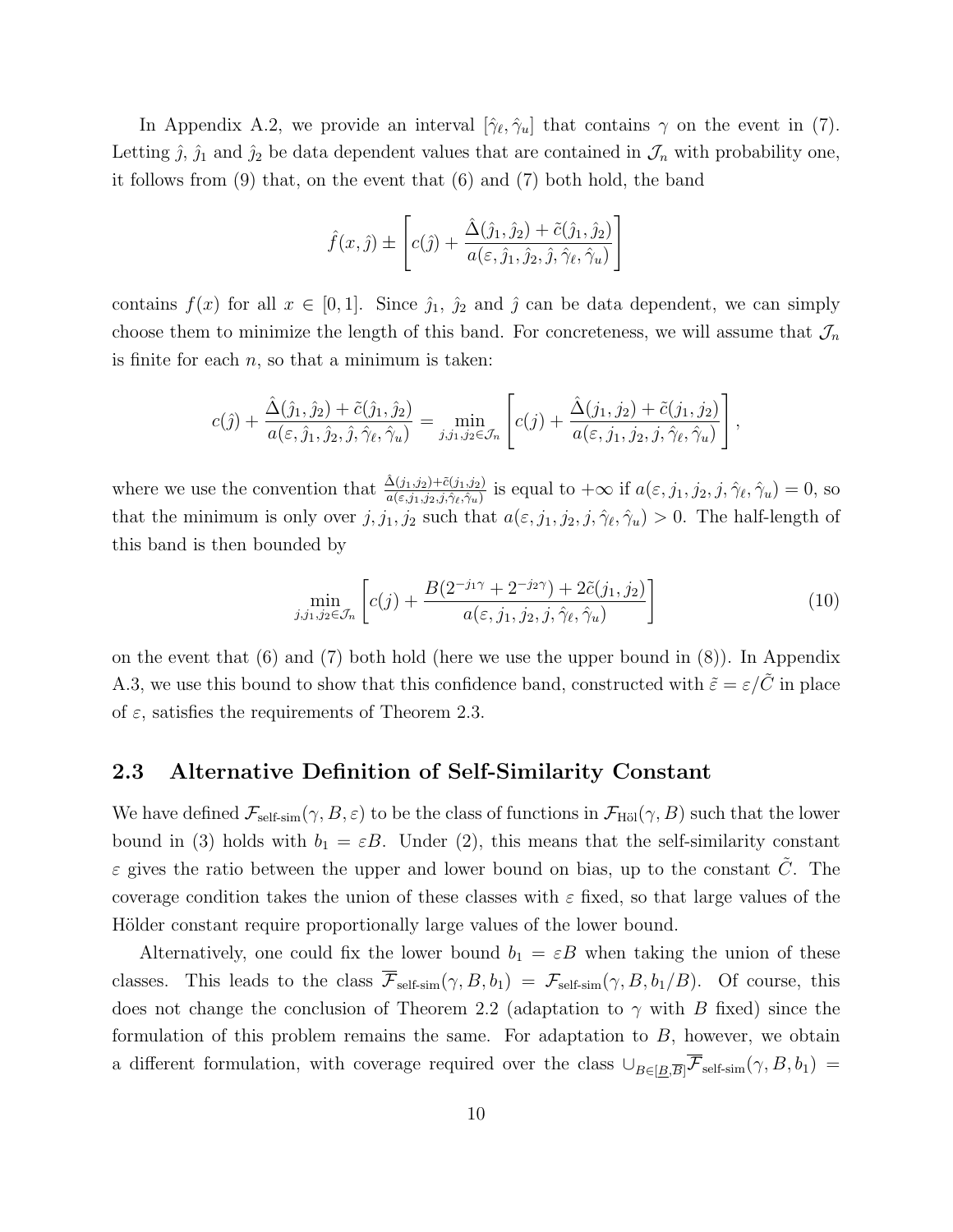In Appendix A.2, we provide an interval $[\hat{\gamma}_\ell, \hat{\gamma}_u]$ that contains $\gamma$ on the event in (7). Letting $\hat{j}$, $\hat{j}_1$ and $\hat{j}_2$ be data dependent values that are contained in $\mathcal{J}_n$ with probability one, it follows from (9) that, on the event that (6) and (7) both hold, the band

$$\hat{f}(x, \hat{j}) \pm \left[ c(\hat{j}) + \frac{\hat{\Delta}(\hat{j}_1, \hat{j}_2) + \tilde{c}(\hat{j}_1, \hat{j}_2)}{a(\varepsilon, \hat{j}_1, \hat{j}_2, \hat{j}, \hat{\gamma}_\ell, \hat{\gamma}_u)} \right]$$

contains $f(x)$ for all $x \in [0, 1]$. Since $\hat{j}_1$, $\hat{j}_2$ and $\hat{j}$ can be data dependent, we can simply choose them to minimize the length of this band. For concreteness, we will assume that $\mathcal{J}_n$ is finite for each $n$, so that a minimum is taken:

$$c(\hat{j}) + \frac{\hat{\Delta}(\hat{j}_1, \hat{j}_2) + \tilde{c}(\hat{j}_1, \hat{j}_2)}{a(\varepsilon, \hat{j}_1, \hat{j}_2, \hat{j}, \hat{\gamma}_\ell, \hat{\gamma}_u)} = \min_{j, j_1, j_2 \in \mathcal{J}_n} \left[ c(j) + \frac{\hat{\Delta}(j_1, j_2) + \tilde{c}(j_1, j_2)}{a(\varepsilon, j_1, j_2, j, \hat{\gamma}_\ell, \hat{\gamma}_u)} \right],$$

where we use the convention that $\frac{\hat{\Delta}(j_1, j_2) + \tilde{c}(j_1, j_2)}{a(\varepsilon, j_1, j_2, j, \hat{\gamma}_\ell, \hat{\gamma}_u)}$ is equal to $+\infty$ if $a(\varepsilon, j_1, j_2, j, \hat{\gamma}_\ell, \hat{\gamma}_u) = 0$, so that the minimum is only over $j, j_1, j_2$ such that $a(\varepsilon, j_1, j_2, j, \hat{\gamma}_\ell, \hat{\gamma}_u) > 0$. The half-length of this band is then bounded by

$$\min_{j, j_1, j_2 \in \mathcal{J}_n} \left[ c(j) + \frac{B(2^{-j_1 \gamma} + 2^{-j_2 \gamma}) + 2\tilde{c}(j_1, j_2)}{a(\varepsilon, j_1, j_2, j, \hat{\gamma}_\ell, \hat{\gamma}_u)} \right] \tag{10}$$

on the event that (6) and (7) both hold (here we use the upper bound in (8)). In Appendix A.3, we use this bound to show that this confidence band, constructed with $\tilde{\varepsilon} = \varepsilon / \tilde{C}$ in place of $\varepsilon$, satisfies the requirements of Theorem 2.3.

## 2.3 Alternative Definition of Self-Similarity Constant

We have defined $\mathcal{F}_{\text{self-sim}}(\gamma, B, \varepsilon)$ to be the class of functions in $\mathcal{F}_{\text{Höl}}(\gamma, B)$ such that the lower bound in (3) holds with $b_1 = \varepsilon B$. Under (2), this means that the self-similarity constant $\varepsilon$ gives the ratio between the upper and lower bound on bias, up to the constant $\tilde{C}$. The coverage condition takes the union of these classes with $\varepsilon$ fixed, so that large values of the Hölder constant require proportionally large values of the lower bound.

Alternatively, one could fix the lower bound $b_1 = \varepsilon B$ when taking the union of these classes. This leads to the class $\overline{\mathcal{F}}_{\text{self-sim}}(\gamma, B, b_1) = \mathcal{F}_{\text{self-sim}}(\gamma, B, b_1/B)$. Of course, this does not change the conclusion of Theorem 2.2 (adaptation to $\gamma$ with $B$ fixed) since the formulation of this problem remains the same. For adaptation to $B$, however, we obtain a different formulation, with coverage required over the class $\cup_{B \in [\underline{B}, \overline{B}]} \overline{\mathcal{F}}_{\text{self-sim}}(\gamma, B, b_1) =$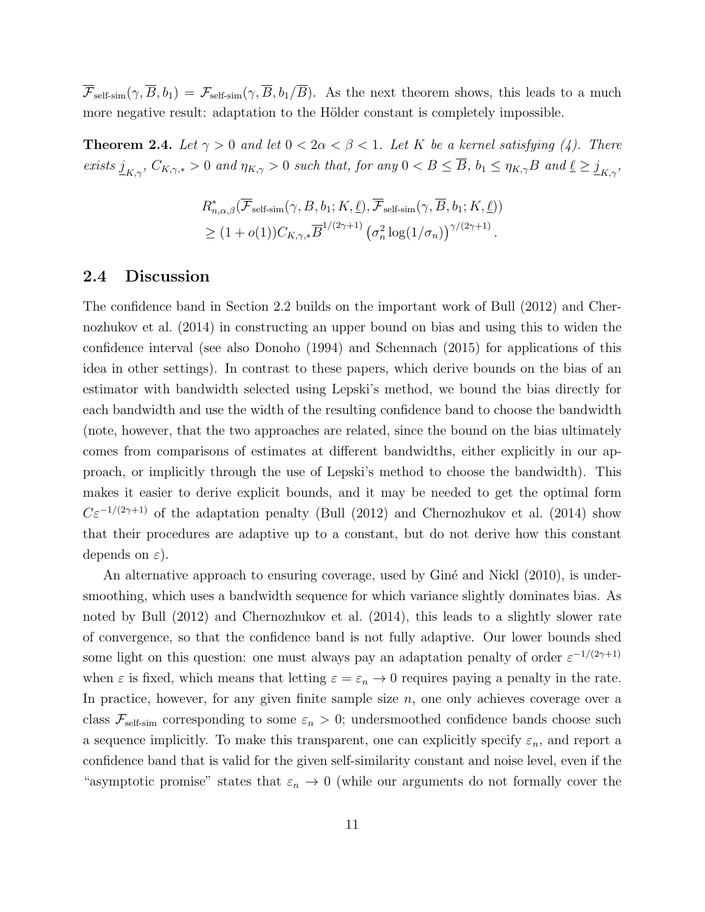$\overline{\mathcal{F}}_{\text{self-sim}}(\gamma, \overline{B}, b_1) = \mathcal{F}_{\text{self-sim}}(\gamma, \overline{B}, b_1/\overline{B})$. As the next theorem shows, this leads to a much more negative result: adaptation to the Hölder constant is completely impossible.

**Theorem 2.4.** *Let $\gamma > 0$ and let $0 < 2\alpha < \beta < 1$. Let $K$ be a kernel satisfying (4). There exists $\underline{j}_{K,\gamma}$, $C_{K,\gamma,*} > 0$ and $\eta_{K,\gamma} > 0$ such that, for any $0 < B \leq \overline{B}$, $b_1 \leq \eta_{K,\gamma} B$ and $\underline{\ell} \geq \underline{j}_{K,\gamma}$,*

$$
\begin{aligned}
&R^*_{n,\alpha,\beta}(\overline{\mathcal{F}}_{\text{self-sim}}(\gamma, B, b_1; K, \underline{\ell}), \overline{\mathcal{F}}_{\text{self-sim}}(\gamma, \overline{B}, b_1; K, \underline{\ell})) \\
&\geq (1 + o(1)) C_{K,\gamma,*} \overline{B}^{1/(2\gamma+1)} \left(\sigma_n^2 \log(1/\sigma_n)\right)^{\gamma/(2\gamma+1)}.
\end{aligned}
$$

## 2.4 Discussion

The confidence band in Section 2.2 builds on the important work of Bull (2012) and Chernozhukov et al. (2014) in constructing an upper bound on bias and using this to widen the confidence interval (see also Donoho (1994) and Schennach (2015) for applications of this idea in other settings). In contrast to these papers, which derive bounds on the bias of an estimator with bandwidth selected using Lepski's method, we bound the bias directly for each bandwidth and use the width of the resulting confidence band to choose the bandwidth (note, however, that the two approaches are related, since the bound on the bias ultimately comes from comparisons of estimates at different bandwidths, either explicitly in our approach, or implicitly through the use of Lepski's method to choose the bandwidth). This makes it easier to derive explicit bounds, and it may be needed to get the optimal form $C\varepsilon^{-1/(2\gamma+1)}$ of the adaptation penalty (Bull (2012) and Chernozhukov et al. (2014) show that their procedures are adaptive up to a constant, but do not derive how this constant depends on $\varepsilon$).

An alternative approach to ensuring coverage, used by Giné and Nickl (2010), is undersmoothing, which uses a bandwidth sequence for which variance slightly dominates bias. As noted by Bull (2012) and Chernozhukov et al. (2014), this leads to a slightly slower rate of convergence, so that the confidence band is not fully adaptive. Our lower bounds shed some light on this question: one must always pay an adaptation penalty of order $\varepsilon^{-1/(2\gamma+1)}$ when $\varepsilon$ is fixed, which means that letting $\varepsilon = \varepsilon_n \to 0$ requires paying a penalty in the rate. In practice, however, for any given finite sample size $n$, one only achieves coverage over a class $\mathcal{F}_{\text{self-sim}}$ corresponding to some $\varepsilon_n > 0$; undersmoothed confidence bands choose such a sequence implicitly. To make this transparent, one can explicitly specify $\varepsilon_n$, and report a confidence band that is valid for the given self-similarity constant and noise level, even if the "asymptotic promise" states that $\varepsilon_n \to 0$ (while our arguments do not formally cover the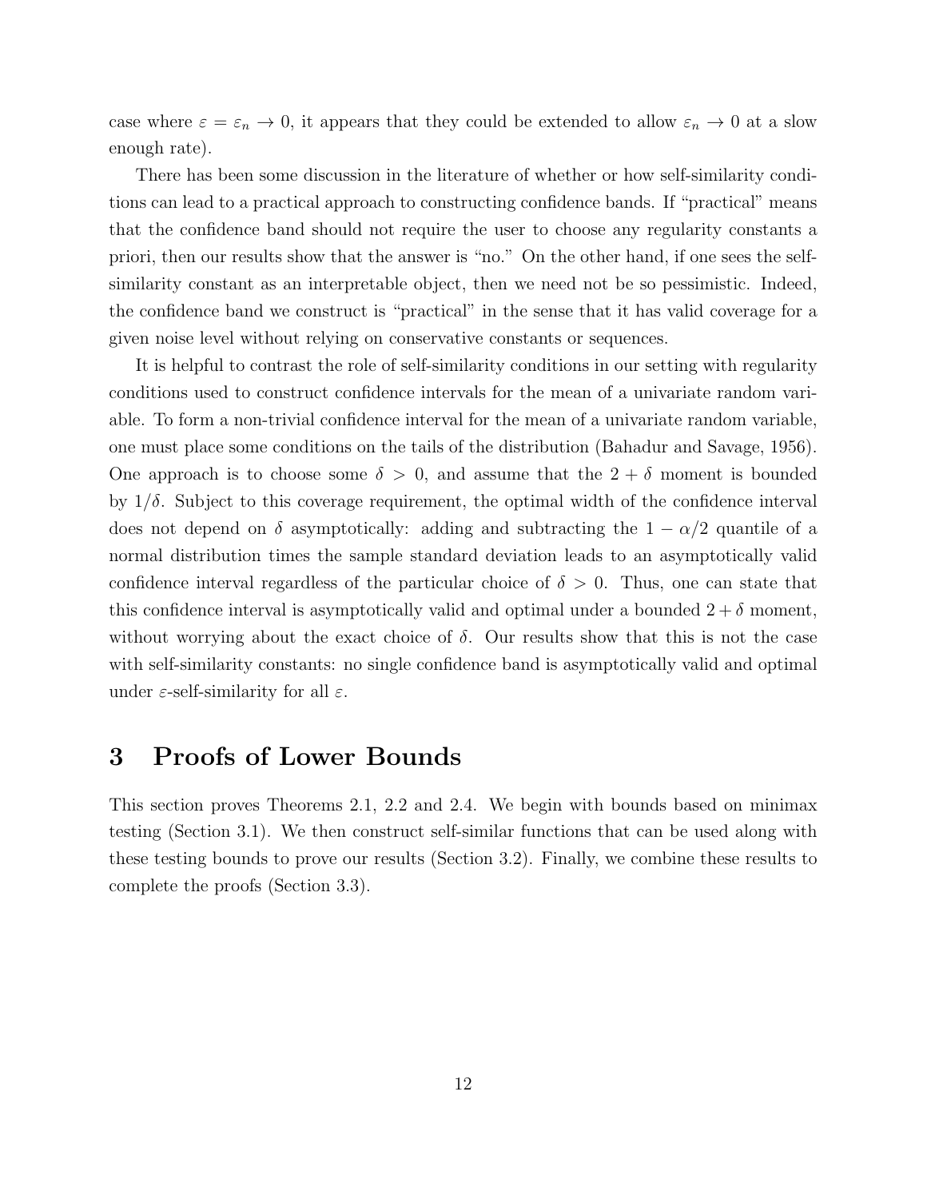case where $\varepsilon = \varepsilon_n \to 0$, it appears that they could be extended to allow $\varepsilon_n \to 0$ at a slow enough rate).

There has been some discussion in the literature of whether or how self-similarity conditions can lead to a practical approach to constructing confidence bands. If "practical" means that the confidence band should not require the user to choose any regularity constants a priori, then our results show that the answer is "no." On the other hand, if one sees the self-similarity constant as an interpretable object, then we need not be so pessimistic. Indeed, the confidence band we construct is "practical" in the sense that it has valid coverage for a given noise level without relying on conservative constants or sequences.

It is helpful to contrast the role of self-similarity conditions in our setting with regularity conditions used to construct confidence intervals for the mean of a univariate random variable. To form a non-trivial confidence interval for the mean of a univariate random variable, one must place some conditions on the tails of the distribution (Bahadur and Savage, 1956). One approach is to choose some $\delta > 0$, and assume that the $2 + \delta$ moment is bounded by $1/\delta$. Subject to this coverage requirement, the optimal width of the confidence interval does not depend on $\delta$ asymptotically: adding and subtracting the $1 - \alpha/2$ quantile of a normal distribution times the sample standard deviation leads to an asymptotically valid confidence interval regardless of the particular choice of $\delta > 0$. Thus, one can state that this confidence interval is asymptotically valid and optimal under a bounded $2 + \delta$ moment, without worrying about the exact choice of $\delta$. Our results show that this is not the case with self-similarity constants: no single confidence band is asymptotically valid and optimal under $\varepsilon$-self-similarity for all $\varepsilon$.

# 3 Proofs of Lower Bounds

This section proves Theorems 2.1, 2.2 and 2.4. We begin with bounds based on minimax testing (Section 3.1). We then construct self-similar functions that can be used along with these testing bounds to prove our results (Section 3.2). Finally, we combine these results to complete the proofs (Section 3.3).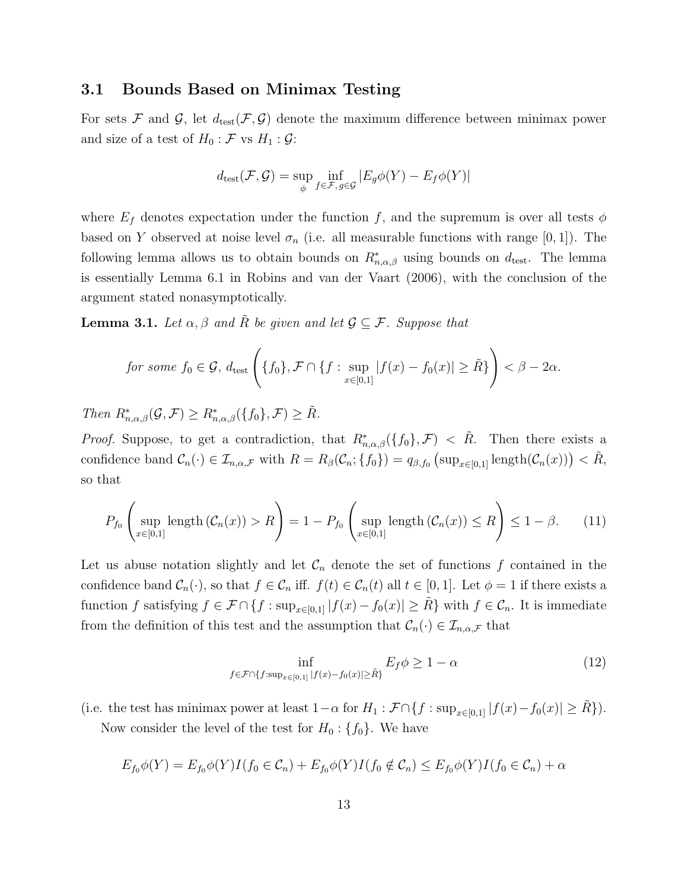### 3.1 Bounds Based on Minimax Testing

For sets $\mathcal{F}$ and $\mathcal{G}$, let $d_{\text{test}}(\mathcal{F}, \mathcal{G})$ denote the maximum difference between minimax power and size of a test of $H_0 : \mathcal{F}$ vs $H_1 : \mathcal{G}$:

$$d_{\text{test}}(\mathcal{F}, \mathcal{G}) = \sup_{\phi} \inf_{f \in \mathcal{F},\, g \in \mathcal{G}} |E_g \phi(Y) - E_f \phi(Y)|$$

where $E_f$ denotes expectation under the function $f$, and the supremum is over all tests $\phi$ based on $Y$ observed at noise level $\sigma_n$ (i.e. all measurable functions with range $[0, 1]$). The following lemma allows us to obtain bounds on $R^*_{n,\alpha,\beta}$ using bounds on $d_{\text{test}}$. The lemma is essentially Lemma 6.1 in Robins and van der Vaart (2006), with the conclusion of the argument stated nonasymptotically.

**Lemma 3.1.** *Let $\alpha, \beta$ and $\tilde{R}$ be given and let $\mathcal{G} \subseteq \mathcal{F}$. Suppose that*

$$\text{for some } f_0 \in \mathcal{G},\ d_{\text{test}}\left(\{f_0\}, \mathcal{F} \cap \{f : \sup_{x \in [0,1]} |f(x) - f_0(x)| \geq \tilde{R}\}\right) < \beta - 2\alpha.$$

*Then $R^*_{n,\alpha,\beta}(\mathcal{G}, \mathcal{F}) \geq R^*_{n,\alpha,\beta}(\{f_0\}, \mathcal{F}) \geq \tilde{R}$.*

*Proof.* Suppose, to get a contradiction, that $R^*_{n,\alpha,\beta}(\{f_0\}, \mathcal{F}) < \tilde{R}$. Then there exists a confidence band $\mathcal{C}_n(\cdot) \in \mathcal{I}_{n,\alpha,\mathcal{F}}$ with $R = R_\beta(\mathcal{C}_n; \{f_0\}) = q_{\beta,f_0}\left(\sup_{x \in [0,1]} \text{length}(\mathcal{C}_n(x))\right) < \tilde{R}$, so that

$$P_{f_0}\left(\sup_{x \in [0,1]} \text{length}\left(\mathcal{C}_n(x)\right) > R\right) = 1 - P_{f_0}\left(\sup_{x \in [0,1]} \text{length}\left(\mathcal{C}_n(x)\right) \leq R\right) \leq 1 - \beta. \tag{11}$$

Let us abuse notation slightly and let $\mathcal{C}_n$ denote the set of functions $f$ contained in the confidence band $\mathcal{C}_n(\cdot)$, so that $f \in \mathcal{C}_n$ iff. $f(t) \in \mathcal{C}_n(t)$ all $t \in [0, 1]$. Let $\phi = 1$ if there exists a function $f$ satisfying $f \in \mathcal{F} \cap \{f : \sup_{x \in [0,1]} |f(x) - f_0(x)| \geq \tilde{R}\}$ with $f \in \mathcal{C}_n$. It is immediate from the definition of this test and the assumption that $\mathcal{C}_n(\cdot) \in \mathcal{I}_{n,\alpha,\mathcal{F}}$ that

$$\inf_{f \in \mathcal{F} \cap \{f : \sup_{x \in [0,1]} |f(x) - f_0(x)| \geq \tilde{R}\}} E_f \phi \geq 1 - \alpha \tag{12}$$

(i.e. the test has minimax power at least $1 - \alpha$ for $H_1 : \mathcal{F} \cap \{f : \sup_{x \in [0,1]} |f(x) - f_0(x)| \geq \tilde{R}\}$).

Now consider the level of the test for $H_0 : \{f_0\}$. We have

$$E_{f_0}\phi(Y) = E_{f_0}\phi(Y)I(f_0 \in \mathcal{C}_n) + E_{f_0}\phi(Y)I(f_0 \notin \mathcal{C}_n) \leq E_{f_0}\phi(Y)I(f_0 \in \mathcal{C}_n) + \alpha$$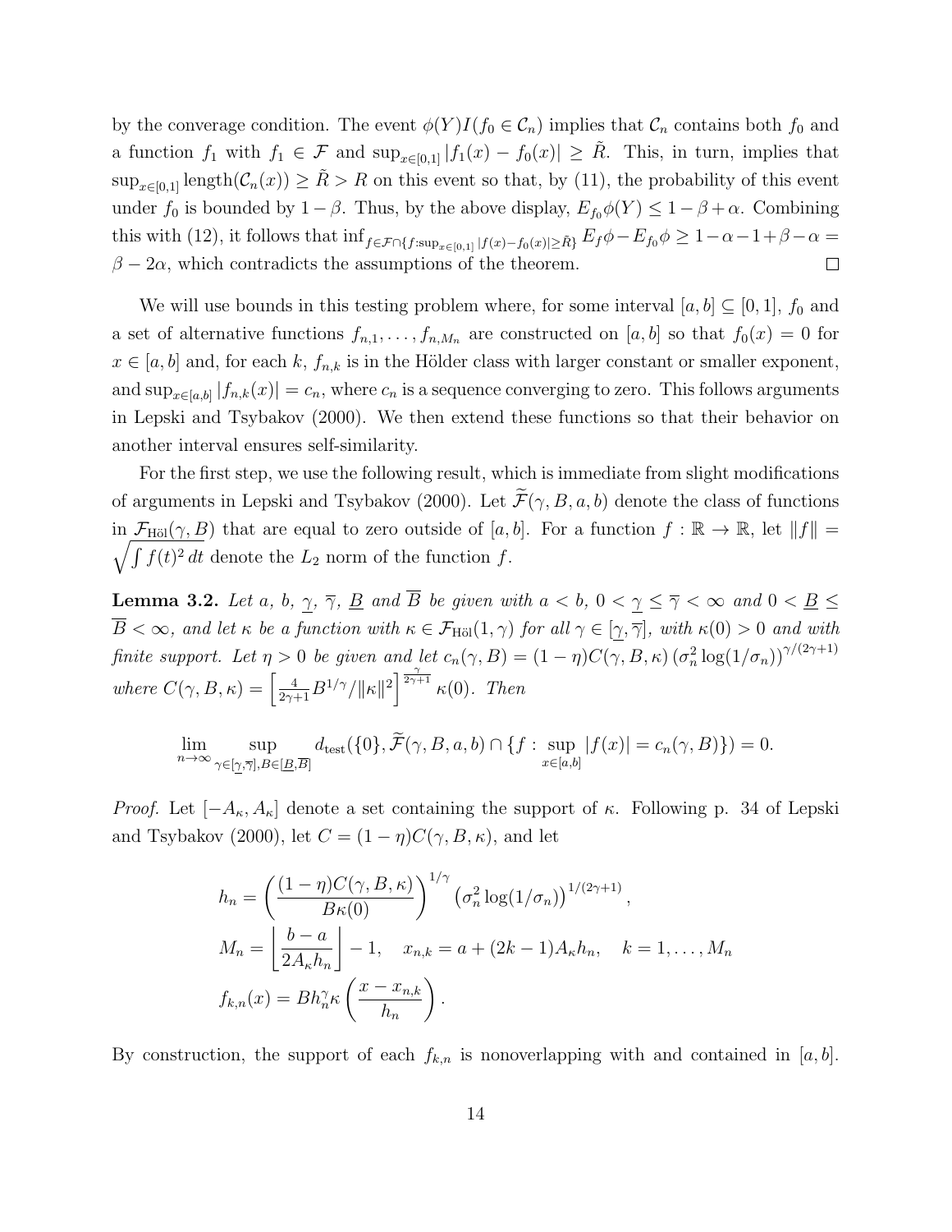by the converage condition. The event $\phi(Y)I(f_0 \in \mathcal{C}_n)$ implies that $\mathcal{C}_n$ contains both $f_0$ and a function $f_1$ with $f_1 \in \mathcal{F}$ and $\sup_{x\in[0,1]} |f_1(x) - f_0(x)| \geq \tilde{R}$. This, in turn, implies that $\sup_{x\in[0,1]} \text{length}(\mathcal{C}_n(x)) \geq \tilde{R} > R$ on this event so that, by (11), the probability of this event under $f_0$ is bounded by $1-\beta$. Thus, by the above display, $E_{f_0}\phi(Y) \leq 1-\beta+\alpha$. Combining this with (12), it follows that $\inf_{f\in\mathcal{F}\cap\{f:\sup_{x\in[0,1]}|f(x)-f_0(x)|\geq\tilde{R}\}} E_f\phi - E_{f_0}\phi \geq 1-\alpha-1+\beta-\alpha = \beta - 2\alpha$, which contradicts the assumptions of the theorem. $\square$

We will use bounds in this testing problem where, for some interval $[a,b] \subseteq [0,1]$, $f_0$ and a set of alternative functions $f_{n,1},\ldots,f_{n,M_n}$ are constructed on $[a,b]$ so that $f_0(x) = 0$ for $x \in [a,b]$ and, for each $k$, $f_{n,k}$ is in the Hölder class with larger constant or smaller exponent, and $\sup_{x\in[a,b]} |f_{n,k}(x)| = c_n$, where $c_n$ is a sequence converging to zero. This follows arguments in Lepski and Tsybakov (2000). We then extend these functions so that their behavior on another interval ensures self-similarity.

For the first step, we use the following result, which is immediate from slight modifications of arguments in Lepski and Tsybakov (2000). Let $\widetilde{\mathcal{F}}(\gamma, B, a, b)$ denote the class of functions in $\mathcal{F}_{\text{Höl}}(\gamma, B)$ that are equal to zero outside of $[a,b]$. For a function $f : \mathbb{R} \to \mathbb{R}$, let $\|f\| = \sqrt{\int f(t)^2\, dt}$ denote the $L_2$ norm of the function $f$.

**Lemma 3.2.** *Let $a$, $b$, $\underline{\gamma}$, $\overline{\gamma}$, $\underline{B}$ and $\overline{B}$ be given with $a < b$, $0 < \underline{\gamma} \leq \overline{\gamma} < \infty$ and $0 < \underline{B} \leq \overline{B} < \infty$, and let $\kappa$ be a function with $\kappa \in \mathcal{F}_{\text{Höl}}(1,\gamma)$ for all $\gamma \in [\underline{\gamma}, \overline{\gamma}]$, with $\kappa(0) > 0$ and with finite support. Let $\eta > 0$ be given and let $c_n(\gamma, B) = (1-\eta)C(\gamma, B, \kappa)\left(\sigma_n^2 \log(1/\sigma_n)\right)^{\gamma/(2\gamma+1)}$ where $C(\gamma, B, \kappa) = \left[\frac{4}{2\gamma+1} B^{1/\gamma}/\|\kappa\|^2\right]^{\frac{\gamma}{2\gamma+1}} \kappa(0)$. Then*

$$\lim_{n\to\infty} \sup_{\gamma\in[\underline{\gamma},\overline{\gamma}], B\in[\underline{B},\overline{B}]} d_{\text{test}}(\{0\}, \widetilde{\mathcal{F}}(\gamma, B, a, b) \cap \{f : \sup_{x\in[a,b]} |f(x)| = c_n(\gamma, B)\}) = 0.$$

*Proof.* Let $[-A_\kappa, A_\kappa]$ denote a set containing the support of $\kappa$. Following p. 34 of Lepski and Tsybakov (2000), let $C = (1-\eta)C(\gamma, B, \kappa)$, and let

$$h_n = \left(\frac{(1-\eta)C(\gamma, B, \kappa)}{B\kappa(0)}\right)^{1/\gamma} \left(\sigma_n^2 \log(1/\sigma_n)\right)^{1/(2\gamma+1)},$$

$$M_n = \left\lfloor \frac{b-a}{2A_\kappa h_n} \right\rfloor - 1, \quad x_{n,k} = a + (2k-1)A_\kappa h_n, \quad k = 1,\ldots,M_n$$

$$f_{k,n}(x) = Bh_n^\gamma \kappa\left(\frac{x - x_{n,k}}{h_n}\right).$$

By construction, the support of each $f_{k,n}$ is nonoverlapping with and contained in $[a,b]$.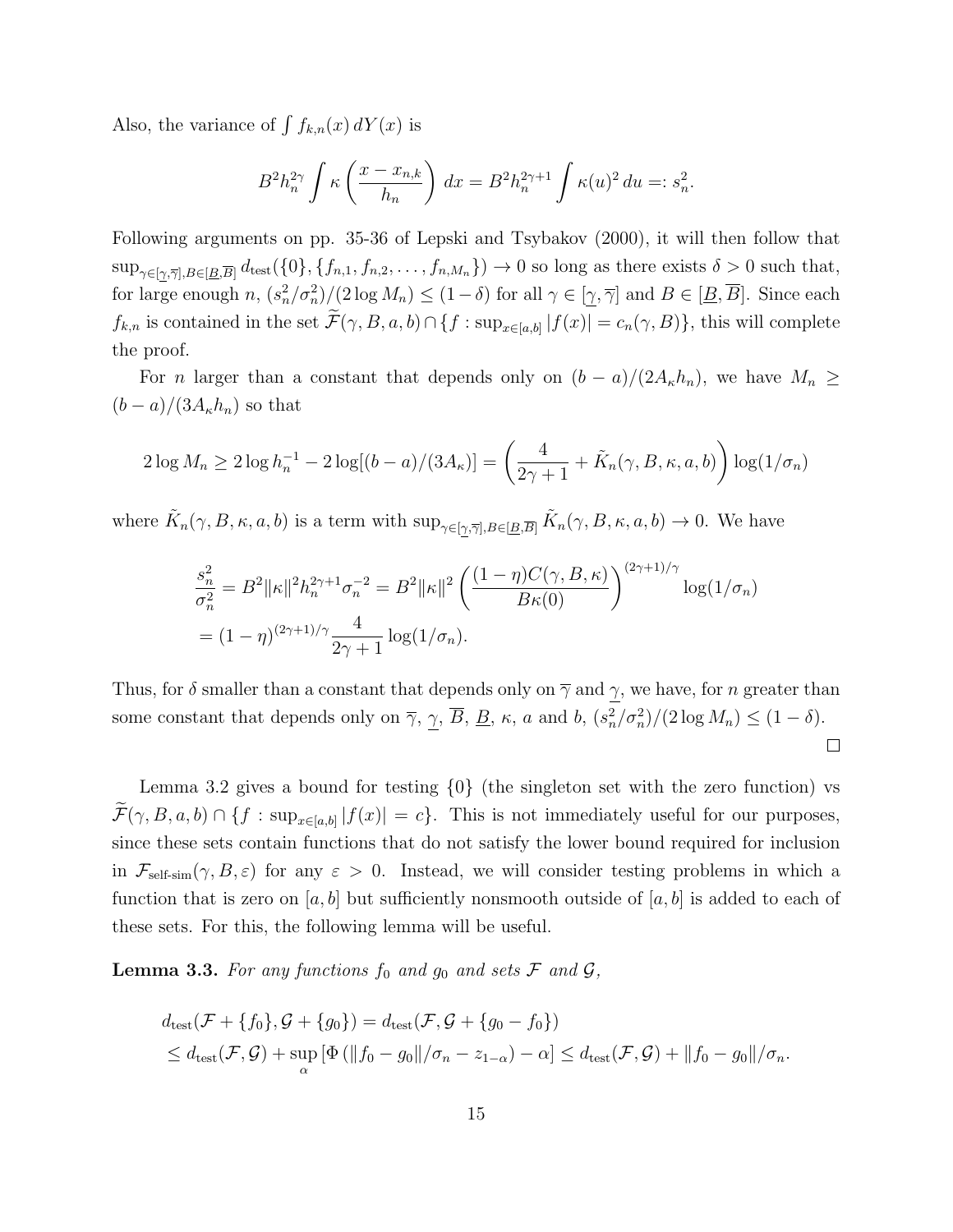Also, the variance of $\int f_{k,n}(x)\,dY(x)$ is

$$B^2 h_n^{2\gamma} \int \kappa\left(\frac{x - x_{n,k}}{h_n}\right)\,dx = B^2 h_n^{2\gamma+1} \int \kappa(u)^2\,du =: s_n^2.$$

Following arguments on pp. 35-36 of Lepski and Tsybakov (2000), it will then follow that $\sup_{\gamma\in[\underline{\gamma},\overline{\gamma}],B\in[\underline{B},\overline{B}]} d_{\text{test}}(\{0\},\{f_{n,1},f_{n,2},\ldots,f_{n,M_n}\}) \to 0$ so long as there exists $\delta > 0$ such that, for large enough $n$, $(s_n^2/\sigma_n^2)/(2\log M_n) \leq (1-\delta)$ for all $\gamma \in [\underline{\gamma},\overline{\gamma}]$ and $B \in [\underline{B},\overline{B}]$. Since each $f_{k,n}$ is contained in the set $\widetilde{\mathcal{F}}(\gamma, B, a, b) \cap \{f : \sup_{x\in[a,b]} |f(x)| = c_n(\gamma, B)\}$, this will complete the proof.

For $n$ larger than a constant that depends only on $(b-a)/(2A_\kappa h_n)$, we have $M_n \geq (b-a)/(3A_\kappa h_n)$ so that

$$2\log M_n \geq 2\log h_n^{-1} - 2\log[(b-a)/(3A_\kappa)] = \left(\frac{4}{2\gamma+1} + \tilde{K}_n(\gamma, B, \kappa, a, b)\right)\log(1/\sigma_n)$$

where $\tilde{K}_n(\gamma, B, \kappa, a, b)$ is a term with $\sup_{\gamma\in[\underline{\gamma},\overline{\gamma}],B\in[\underline{B},\overline{B}]} \tilde{K}_n(\gamma, B, \kappa, a, b) \to 0$. We have

$$\begin{aligned}
\frac{s_n^2}{\sigma_n^2} &= B^2\|\kappa\|^2 h_n^{2\gamma+1}\sigma_n^{-2} = B^2\|\kappa\|^2 \left(\frac{(1-\eta)C(\gamma, B, \kappa)}{B\kappa(0)}\right)^{(2\gamma+1)/\gamma} \log(1/\sigma_n) \\
&= (1-\eta)^{(2\gamma+1)/\gamma} \frac{4}{2\gamma+1}\log(1/\sigma_n).
\end{aligned}$$

Thus, for $\delta$ smaller than a constant that depends only on $\overline{\gamma}$ and $\underline{\gamma}$, we have, for $n$ greater than some constant that depends only on $\overline{\gamma}$, $\underline{\gamma}$, $\overline{B}$, $\underline{B}$, $\kappa$, $a$ and $b$, $(s_n^2/\sigma_n^2)/(2\log M_n) \leq (1-\delta)$. □

Lemma 3.2 gives a bound for testing $\{0\}$ (the singleton set with the zero function) vs $\widetilde{\mathcal{F}}(\gamma, B, a, b) \cap \{f : \sup_{x\in[a,b]} |f(x)| = c\}$. This is not immediately useful for our purposes, since these sets contain functions that do not satisfy the lower bound required for inclusion in $\mathcal{F}_{\text{self-sim}}(\gamma, B, \varepsilon)$ for any $\varepsilon > 0$. Instead, we will consider testing problems in which a function that is zero on $[a, b]$ but sufficiently nonsmooth outside of $[a, b]$ is added to each of these sets. For this, the following lemma will be useful.

**Lemma 3.3.** *For any functions $f_0$ and $g_0$ and sets $\mathcal{F}$ and $\mathcal{G}$,*

$$\begin{aligned}
&d_{\text{test}}(\mathcal{F} + \{f_0\}, \mathcal{G} + \{g_0\}) = d_{\text{test}}(\mathcal{F}, \mathcal{G} + \{g_0 - f_0\}) \\
&\leq d_{\text{test}}(\mathcal{F}, \mathcal{G}) + \sup_\alpha \left[\Phi\left(\|f_0 - g_0\|/\sigma_n - z_{1-\alpha}\right) - \alpha\right] \leq d_{\text{test}}(\mathcal{F}, \mathcal{G}) + \|f_0 - g_0\|/\sigma_n.
\end{aligned}$$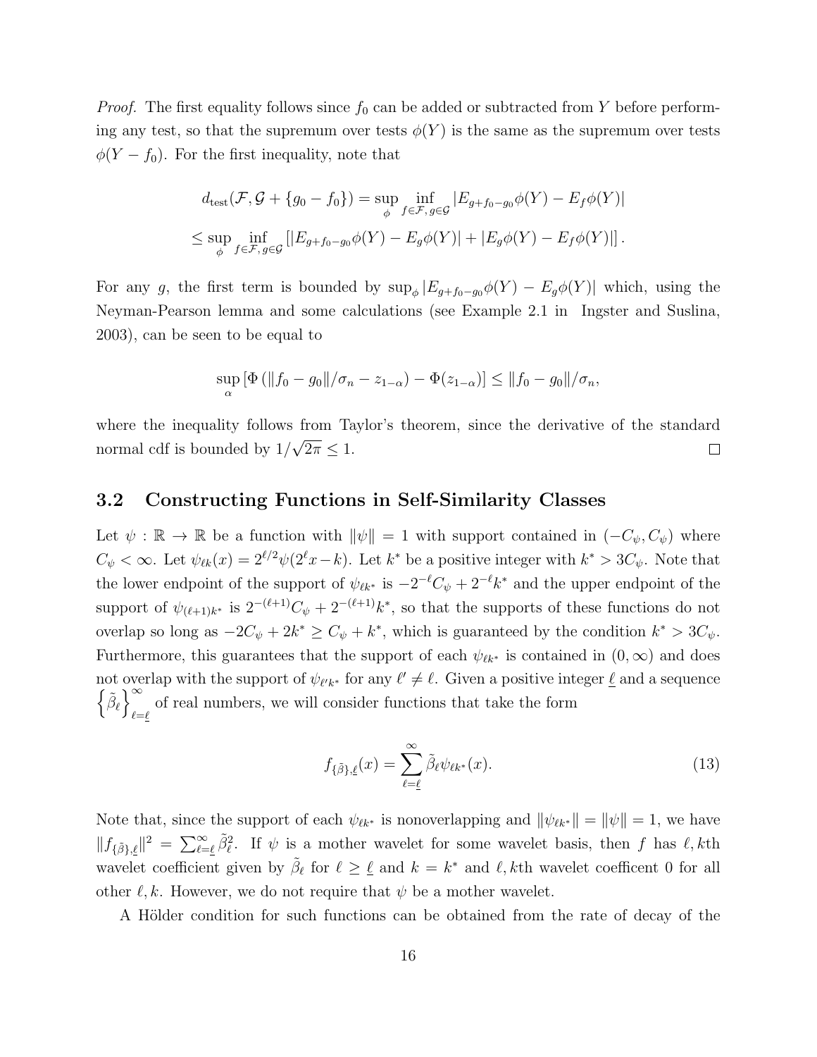*Proof.* The first equality follows since $f_0$ can be added or subtracted from $Y$ before performing any test, so that the supremum over tests $\phi(Y)$ is the same as the supremum over tests $\phi(Y - f_0)$. For the first inequality, note that

$$d_{\text{test}}(\mathcal{F}, \mathcal{G} + \{g_0 - f_0\}) = \sup_{\phi} \inf_{f \in \mathcal{F},\, g \in \mathcal{G}} |E_{g+f_0-g_0}\phi(Y) - E_f \phi(Y)|$$

$$\leq \sup_{\phi} \inf_{f \in \mathcal{F},\, g \in \mathcal{G}} \left[ |E_{g+f_0-g_0}\phi(Y) - E_g \phi(Y)| + |E_g \phi(Y) - E_f \phi(Y)| \right].$$

For any $g$, the first term is bounded by $\sup_\phi |E_{g+f_0-g_0}\phi(Y) - E_g \phi(Y)|$ which, using the Neyman-Pearson lemma and some calculations (see Example 2.1 in Ingster and Suslina, 2003), can be seen to be equal to

$$\sup_{\alpha} \left[ \Phi\left( \|f_0 - g_0\|/\sigma_n - z_{1-\alpha} \right) - \Phi(z_{1-\alpha}) \right] \leq \|f_0 - g_0\|/\sigma_n,$$

where the inequality follows from Taylor's theorem, since the derivative of the standard normal cdf is bounded by $1/\sqrt{2\pi} \leq 1$. □

## 3.2 Constructing Functions in Self-Similarity Classes

Let $\psi : \mathbb{R} \to \mathbb{R}$ be a function with $\|\psi\| = 1$ with support contained in $(-C_\psi, C_\psi)$ where $C_\psi < \infty$. Let $\psi_{\ell k}(x) = 2^{\ell/2}\psi(2^\ell x - k)$. Let $k^*$ be a positive integer with $k^* > 3C_\psi$. Note that the lower endpoint of the support of $\psi_{\ell k^*}$ is $-2^{-\ell}C_\psi + 2^{-\ell}k^*$ and the upper endpoint of the support of $\psi_{(\ell+1)k^*}$ is $2^{-(\ell+1)}C_\psi + 2^{-(\ell+1)}k^*$, so that the supports of these functions do not overlap so long as $-2C_\psi + 2k^* \geq C_\psi + k^*$, which is guaranteed by the condition $k^* > 3C_\psi$. Furthermore, this guarantees that the support of each $\psi_{\ell k^*}$ is contained in $(0, \infty)$ and does not overlap with the support of $\psi_{\ell' k^*}$ for any $\ell' \neq \ell$. Given a positive integer $\underline{\ell}$ and a sequence $\left\{ \tilde{\beta}_\ell \right\}_{\ell=\underline{\ell}}^{\infty}$ of real numbers, we will consider functions that take the form

$$f_{\{\tilde{\beta}\},\underline{\ell}}(x) = \sum_{\ell=\underline{\ell}}^{\infty} \tilde{\beta}_\ell \psi_{\ell k^*}(x). \tag{13}$$

Note that, since the support of each $\psi_{\ell k^*}$ is nonoverlapping and $\|\psi_{\ell k^*}\| = \|\psi\| = 1$, we have $\|f_{\{\tilde{\beta}\},\underline{\ell}}\|^2 = \sum_{\ell=\underline{\ell}}^{\infty} \tilde{\beta}_\ell^2$. If $\psi$ is a mother wavelet for some wavelet basis, then $f$ has $\ell, k$th wavelet coefficient given by $\tilde{\beta}_\ell$ for $\ell \geq \underline{\ell}$ and $k = k^*$ and $\ell, k$th wavelet coefficent 0 for all other $\ell, k$. However, we do not require that $\psi$ be a mother wavelet.

A Hölder condition for such functions can be obtained from the rate of decay of the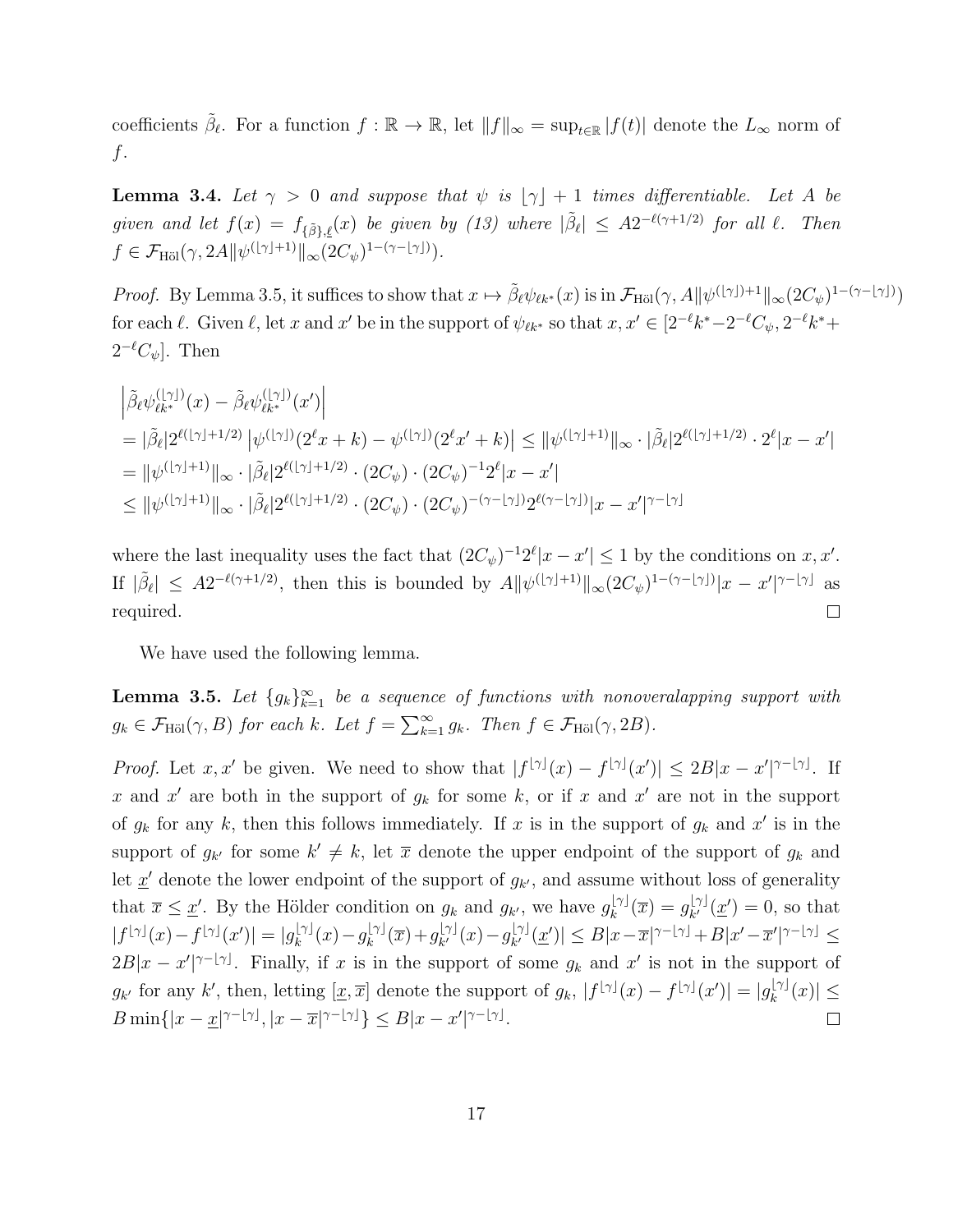coefficients $\tilde{\beta}_\ell$. For a function $f : \mathbb{R} \to \mathbb{R}$, let $\|f\|_\infty = \sup_{t\in\mathbb{R}} |f(t)|$ denote the $L_\infty$ norm of $f$.

**Lemma 3.4.** *Let $\gamma > 0$ and suppose that $\psi$ is $\lfloor \gamma \rfloor + 1$ times differentiable. Let $A$ be given and let $f(x) = f_{\{\tilde{\beta}\},\underline{\ell}}(x)$ be given by (13) where $|\tilde{\beta}_\ell| \leq A 2^{-\ell(\gamma+1/2)}$ for all $\ell$. Then $f \in \mathcal{F}_{\text{Höl}}(\gamma, 2A\|\psi^{(\lfloor\gamma\rfloor+1)}\|_\infty (2C_\psi)^{1-(\gamma-\lfloor\gamma\rfloor)})$.*

*Proof.* By Lemma 3.5, it suffices to show that $x \mapsto \tilde{\beta}_\ell \psi_{\ell k^*}(x)$ is in $\mathcal{F}_{\text{Höl}}(\gamma, A\|\psi^{(\lfloor\gamma\rfloor)+1}\|_\infty (2C_\psi)^{1-(\gamma-\lfloor\gamma\rfloor)})$ for each $\ell$. Given $\ell$, let $x$ and $x'$ be in the support of $\psi_{\ell k^*}$ so that $x, x' \in [2^{-\ell}k^* - 2^{-\ell}C_\psi, 2^{-\ell}k^* + 2^{-\ell}C_\psi]$. Then

$$
\begin{aligned}
&\left|\tilde{\beta}_\ell \psi_{\ell k^*}^{(\lfloor\gamma\rfloor)}(x) - \tilde{\beta}_\ell \psi_{\ell k^*}^{(\lfloor\gamma\rfloor)}(x')\right| \\
&= |\tilde{\beta}_\ell| 2^{\ell(\lfloor\gamma\rfloor+1/2)} \left|\psi^{(\lfloor\gamma\rfloor)}(2^\ell x + k) - \psi^{(\lfloor\gamma\rfloor)}(2^\ell x' + k)\right| \leq \|\psi^{(\lfloor\gamma\rfloor+1)}\|_\infty \cdot |\tilde{\beta}_\ell| 2^{\ell(\lfloor\gamma\rfloor+1/2)} \cdot 2^\ell |x - x'| \\
&= \|\psi^{(\lfloor\gamma\rfloor+1)}\|_\infty \cdot |\tilde{\beta}_\ell| 2^{\ell(\lfloor\gamma\rfloor+1/2)} \cdot (2C_\psi) \cdot (2C_\psi)^{-1} 2^\ell |x - x'| \\
&\leq \|\psi^{(\lfloor\gamma\rfloor+1)}\|_\infty \cdot |\tilde{\beta}_\ell| 2^{\ell(\lfloor\gamma\rfloor+1/2)} \cdot (2C_\psi) \cdot (2C_\psi)^{-(\gamma-\lfloor\gamma\rfloor)} 2^{\ell(\gamma-\lfloor\gamma\rfloor)} |x - x'|^{\gamma-\lfloor\gamma\rfloor}
\end{aligned}
$$

where the last inequality uses the fact that $(2C_\psi)^{-1}2^\ell|x - x'| \leq 1$ by the conditions on $x, x'$. If $|\tilde{\beta}_\ell| \leq A 2^{-\ell(\gamma+1/2)}$, then this is bounded by $A\|\psi^{(\lfloor\gamma\rfloor+1)}\|_\infty (2C_\psi)^{1-(\gamma-\lfloor\gamma\rfloor)} |x - x'|^{\gamma-\lfloor\gamma\rfloor}$ as required. $\square$

We have used the following lemma.

**Lemma 3.5.** *Let $\{g_k\}_{k=1}^\infty$ be a sequence of functions with nonoveralapping support with $g_k \in \mathcal{F}_{\text{Höl}}(\gamma, B)$ for each $k$. Let $f = \sum_{k=1}^\infty g_k$. Then $f \in \mathcal{F}_{\text{Höl}}(\gamma, 2B)$.*

*Proof.* Let $x, x'$ be given. We need to show that $|f^{\lfloor\gamma\rfloor}(x) - f^{\lfloor\gamma\rfloor}(x')| \leq 2B|x - x'|^{\gamma-\lfloor\gamma\rfloor}$. If $x$ and $x'$ are both in the support of $g_k$ for some $k$, or if $x$ and $x'$ are not in the support of $g_k$ for any $k$, then this follows immediately. If $x$ is in the support of $g_k$ and $x'$ is in the support of $g_{k'}$ for some $k' \neq k$, let $\overline{x}$ denote the upper endpoint of the support of $g_k$ and let $\underline{x}'$ denote the lower endpoint of the support of $g_{k'}$, and assume without loss of generality that $\overline{x} \leq \underline{x}'$. By the Hölder condition on $g_k$ and $g_{k'}$, we have $g_k^{\lfloor\gamma\rfloor}(\overline{x}) = g_{k'}^{\lfloor\gamma\rfloor}(\underline{x}') = 0$, so that $|f^{\lfloor\gamma\rfloor}(x) - f^{\lfloor\gamma\rfloor}(x')| = |g_k^{\lfloor\gamma\rfloor}(x) - g_k^{\lfloor\gamma\rfloor}(\overline{x}) + g_{k'}^{\lfloor\gamma\rfloor}(x) - g_{k'}^{\lfloor\gamma\rfloor}(\underline{x}')| \leq B|x - \overline{x}|^{\gamma-\lfloor\gamma\rfloor} + B|x' - \overline{x}'|^{\gamma-\lfloor\gamma\rfloor} \leq 2B|x - x'|^{\gamma-\lfloor\gamma\rfloor}$. Finally, if $x$ is in the support of some $g_k$ and $x'$ is not in the support of $g_{k'}$ for any $k'$, then, letting $[\underline{x}, \overline{x}]$ denote the support of $g_k$, $|f^{\lfloor\gamma\rfloor}(x) - f^{\lfloor\gamma\rfloor}(x')| = |g_k^{\lfloor\gamma\rfloor}(x)| \leq B \min\{|x - \underline{x}|^{\gamma-\lfloor\gamma\rfloor}, |x - \overline{x}|^{\gamma-\lfloor\gamma\rfloor}\} \leq B|x - x'|^{\gamma-\lfloor\gamma\rfloor}$. $\square$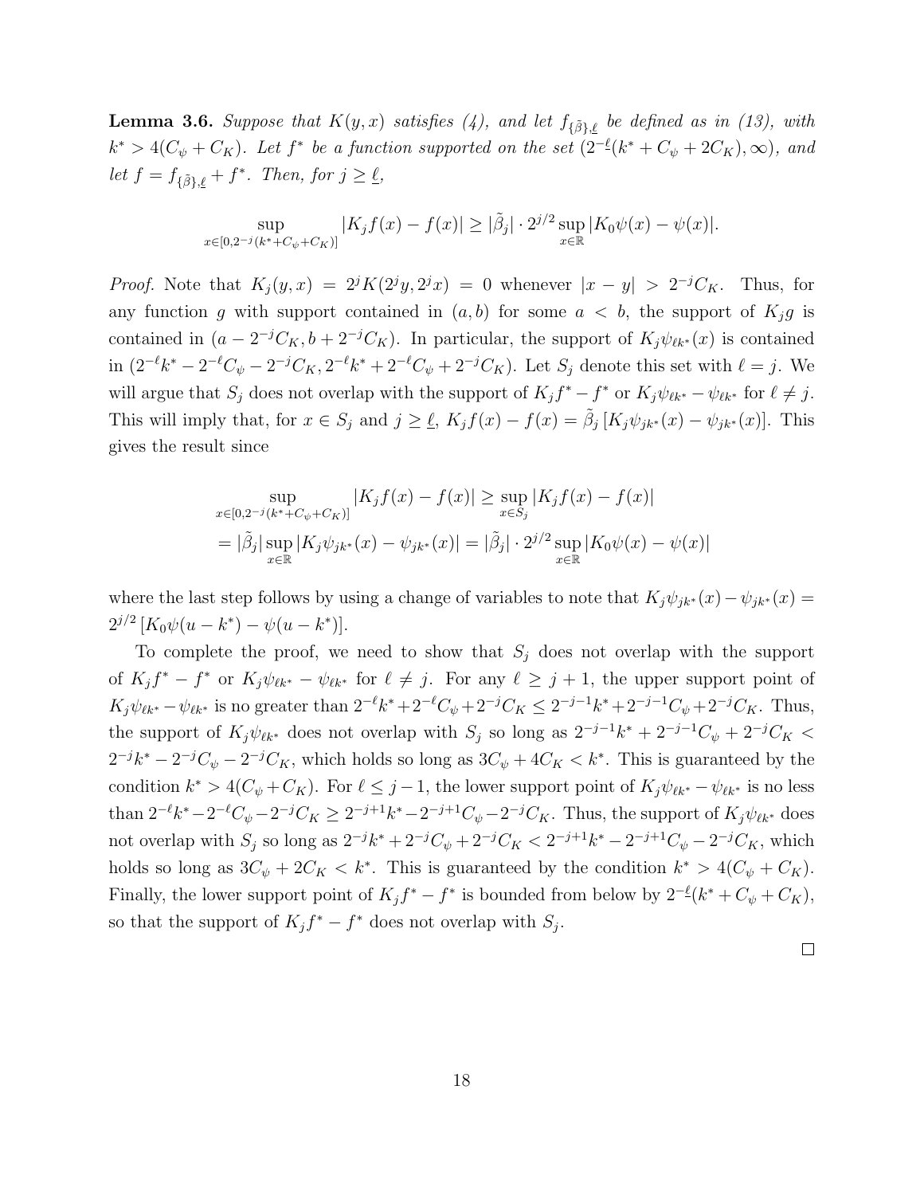**Lemma 3.6.** *Suppose that $K(y,x)$ satisfies (4), and let $f_{\{\tilde{\beta}\},\underline{\ell}}$ be defined as in (13), with $k^* > 4(C_\psi + C_K)$. Let $f^*$ be a function supported on the set $(2^{-\underline{\ell}}(k^* + C_\psi + 2C_K), \infty)$, and let $f = f_{\{\tilde{\beta}\},\underline{\ell}} + f^*$. Then, for $j \geq \underline{\ell}$,*

$$\sup_{x \in [0, 2^{-j}(k^* + C_\psi + C_K)]} |K_j f(x) - f(x)| \geq |\tilde{\beta}_j| \cdot 2^{j/2} \sup_{x \in \mathbb{R}} |K_0 \psi(x) - \psi(x)|.$$

*Proof.* Note that $K_j(y,x) = 2^j K(2^j y, 2^j x) = 0$ whenever $|x - y| > 2^{-j} C_K$. Thus, for any function $g$ with support contained in $(a,b)$ for some $a < b$, the support of $K_j g$ is contained in $(a - 2^{-j}C_K, b + 2^{-j}C_K)$. In particular, the support of $K_j \psi_{\ell k^*}(x)$ is contained in $(2^{-\ell}k^* - 2^{-\ell}C_\psi - 2^{-j}C_K, 2^{-\ell}k^* + 2^{-\ell}C_\psi + 2^{-j}C_K)$. Let $S_j$ denote this set with $\ell = j$. We will argue that $S_j$ does not overlap with the support of $K_j f^* - f^*$ or $K_j \psi_{\ell k^*} - \psi_{\ell k^*}$ for $\ell \neq j$. This will imply that, for $x \in S_j$ and $j \geq \underline{\ell}$, $K_j f(x) - f(x) = \tilde{\beta}_j \left[K_j \psi_{jk^*}(x) - \psi_{jk^*}(x)\right]$. This gives the result since

$$\begin{aligned}
\sup_{x \in [0, 2^{-j}(k^* + C_\psi + C_K)]} |K_j f(x) - f(x)| &\geq \sup_{x \in S_j} |K_j f(x) - f(x)| \\
= |\tilde{\beta}_j| \sup_{x \in \mathbb{R}} |K_j \psi_{jk^*}(x) - \psi_{jk^*}(x)| &= |\tilde{\beta}_j| \cdot 2^{j/2} \sup_{x \in \mathbb{R}} |K_0 \psi(x) - \psi(x)|
\end{aligned}$$

where the last step follows by using a change of variables to note that $K_j \psi_{jk^*}(x) - \psi_{jk^*}(x) = 2^{j/2}\left[K_0 \psi(u - k^*) - \psi(u - k^*)\right]$.

To complete the proof, we need to show that $S_j$ does not overlap with the support of $K_j f^* - f^*$ or $K_j \psi_{\ell k^*} - \psi_{\ell k^*}$ for $\ell \neq j$. For any $\ell \geq j+1$, the upper support point of $K_j \psi_{\ell k^*} - \psi_{\ell k^*}$ is no greater than $2^{-\ell}k^* + 2^{-\ell}C_\psi + 2^{-j}C_K \leq 2^{-j-1}k^* + 2^{-j-1}C_\psi + 2^{-j}C_K$. Thus, the support of $K_j \psi_{\ell k^*}$ does not overlap with $S_j$ so long as $2^{-j-1}k^* + 2^{-j-1}C_\psi + 2^{-j}C_K < 2^{-j}k^* - 2^{-j}C_\psi - 2^{-j}C_K$, which holds so long as $3C_\psi + 4C_K < k^*$. This is guaranteed by the condition $k^* > 4(C_\psi + C_K)$. For $\ell \leq j - 1$, the lower support point of $K_j \psi_{\ell k^*} - \psi_{\ell k^*}$ is no less than $2^{-\ell}k^* - 2^{-\ell}C_\psi - 2^{-j}C_K \geq 2^{-j+1}k^* - 2^{-j+1}C_\psi - 2^{-j}C_K$. Thus, the support of $K_j \psi_{\ell k^*}$ does not overlap with $S_j$ so long as $2^{-j}k^* + 2^{-j}C_\psi + 2^{-j}C_K < 2^{-j+1}k^* - 2^{-j+1}C_\psi - 2^{-j}C_K$, which holds so long as $3C_\psi + 2C_K < k^*$. This is guaranteed by the condition $k^* > 4(C_\psi + C_K)$. Finally, the lower support point of $K_j f^* - f^*$ is bounded from below by $2^{-\underline{\ell}}(k^* + C_\psi + C_K)$, so that the support of $K_j f^* - f^*$ does not overlap with $S_j$.

□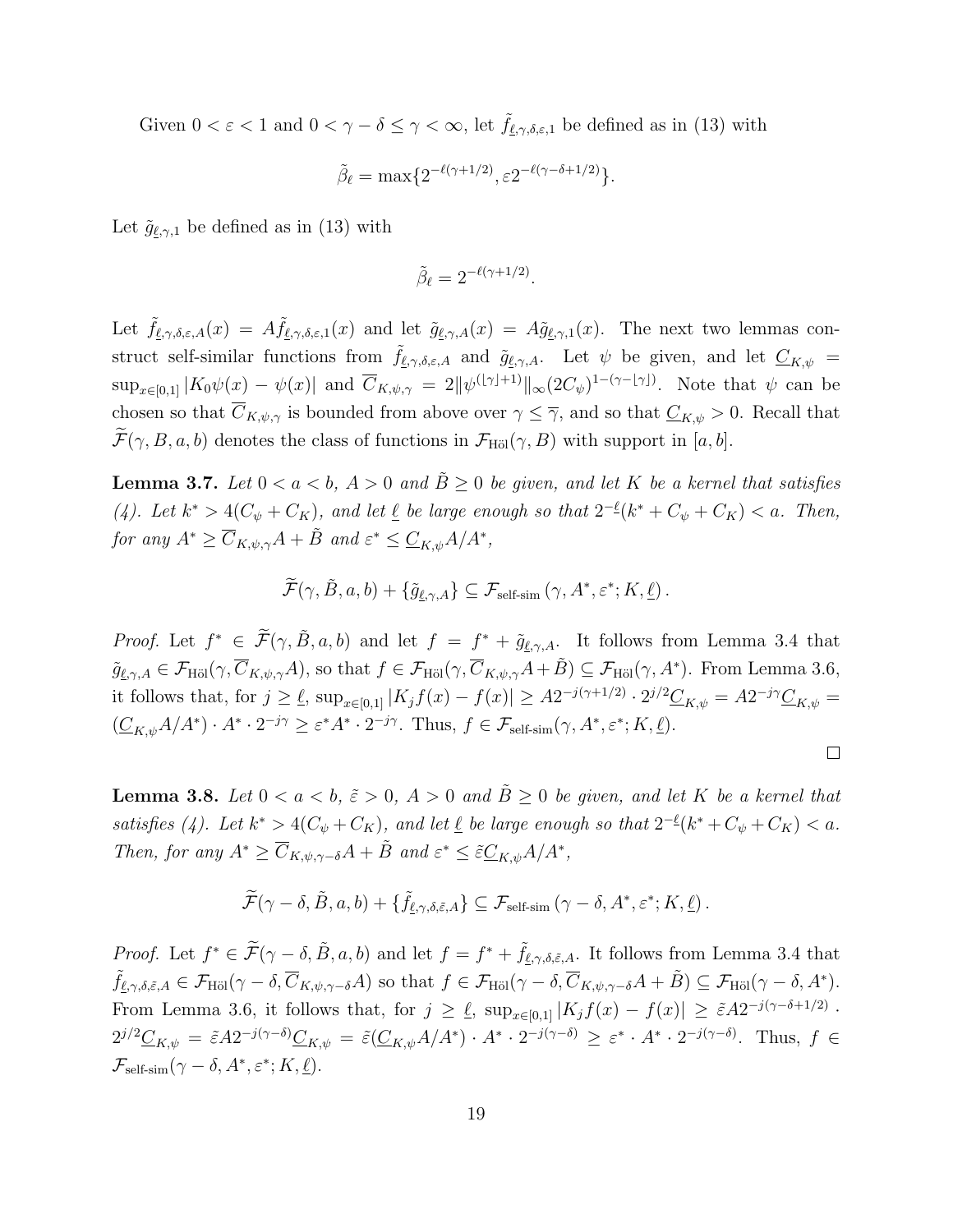Given $0 < \varepsilon < 1$ and $0 < \gamma - \delta \leq \gamma < \infty$, let $\tilde{f}_{\underline{\ell},\gamma,\delta,\varepsilon,1}$ be defined as in (13) with

$$\tilde{\beta}_\ell = \max\{2^{-\ell(\gamma+1/2)}, \varepsilon 2^{-\ell(\gamma-\delta+1/2)}\}.$$

Let $\tilde{g}_{\underline{\ell},\gamma,1}$ be defined as in (13) with

$$\tilde{\beta}_\ell = 2^{-\ell(\gamma+1/2)}.$$

Let $\tilde{f}_{\underline{\ell},\gamma,\delta,\varepsilon,A}(x) = A\tilde{f}_{\underline{\ell},\gamma,\delta,\varepsilon,1}(x)$ and let $\tilde{g}_{\underline{\ell},\gamma,A}(x) = A\tilde{g}_{\underline{\ell},\gamma,1}(x)$. The next two lemmas construct self-similar functions from $\tilde{f}_{\underline{\ell},\gamma,\delta,\varepsilon,A}$ and $\tilde{g}_{\underline{\ell},\gamma,A}$. Let $\psi$ be given, and let $\underline{C}_{K,\psi} = \sup_{x\in[0,1]} |K_0\psi(x) - \psi(x)|$ and $\overline{C}_{K,\psi,\gamma} = 2\|\psi^{(\lfloor\gamma\rfloor+1)}\|_\infty (2C_\psi)^{1-(\gamma-\lfloor\gamma\rfloor)}$. Note that $\psi$ can be chosen so that $\overline{C}_{K,\psi,\gamma}$ is bounded from above over $\gamma \leq \overline{\gamma}$, and so that $\underline{C}_{K,\psi} > 0$. Recall that $\widetilde{\mathcal{F}}(\gamma, B, a, b)$ denotes the class of functions in $\mathcal{F}_{\text{Höl}}(\gamma, B)$ with support in $[a, b]$.

**Lemma 3.7.** *Let $0 < a < b$, $A > 0$ and $\tilde{B} \geq 0$ be given, and let $K$ be a kernel that satisfies (4). Let $k^* > 4(C_\psi + C_K)$, and let $\underline{\ell}$ be large enough so that $2^{-\underline{\ell}}(k^* + C_\psi + C_K) < a$. Then, for any $A^* \geq \overline{C}_{K,\psi,\gamma}A + \tilde{B}$ and $\varepsilon^* \leq \underline{C}_{K,\psi}A/A^*$,*

$$\widetilde{\mathcal{F}}(\gamma, \tilde{B}, a, b) + \{\tilde{g}_{\underline{\ell},\gamma,A}\} \subseteq \mathcal{F}_{\text{self-sim}}\left(\gamma, A^*, \varepsilon^*; K, \underline{\ell}\right).$$

*Proof.* Let $f^* \in \widetilde{\mathcal{F}}(\gamma, \tilde{B}, a, b)$ and let $f = f^* + \tilde{g}_{\underline{\ell},\gamma,A}$. It follows from Lemma 3.4 that $\tilde{g}_{\underline{\ell},\gamma,A} \in \mathcal{F}_{\text{Höl}}(\gamma, \overline{C}_{K,\psi,\gamma}A)$, so that $f \in \mathcal{F}_{\text{Höl}}(\gamma, \overline{C}_{K,\psi,\gamma}A + \tilde{B}) \subseteq \mathcal{F}_{\text{Höl}}(\gamma, A^*)$. From Lemma 3.6, it follows that, for $j \geq \underline{\ell}$, $\sup_{x\in[0,1]} |K_j f(x) - f(x)| \geq A2^{-j(\gamma+1/2)} \cdot 2^{j/2}\underline{C}_{K,\psi} = A2^{-j\gamma}\underline{C}_{K,\psi} = (\underline{C}_{K,\psi}A/A^*) \cdot A^* \cdot 2^{-j\gamma} \geq \varepsilon^* A^* \cdot 2^{-j\gamma}$. Thus, $f \in \mathcal{F}_{\text{self-sim}}(\gamma, A^*, \varepsilon^*; K, \underline{\ell})$. □

**Lemma 3.8.** *Let $0 < a < b$, $\tilde{\varepsilon} > 0$, $A > 0$ and $\tilde{B} \geq 0$ be given, and let $K$ be a kernel that satisfies (4). Let $k^* > 4(C_\psi + C_K)$, and let $\underline{\ell}$ be large enough so that $2^{-\underline{\ell}}(k^* + C_\psi + C_K) < a$. Then, for any $A^* \geq \overline{C}_{K,\psi,\gamma-\delta}A + \tilde{B}$ and $\varepsilon^* \leq \tilde{\varepsilon}\underline{C}_{K,\psi}A/A^*$,*

$$\widetilde{\mathcal{F}}(\gamma - \delta, \tilde{B}, a, b) + \{\tilde{f}_{\underline{\ell},\gamma,\delta,\tilde{\varepsilon},A}\} \subseteq \mathcal{F}_{\text{self-sim}}\left(\gamma - \delta, A^*, \varepsilon^*; K, \underline{\ell}\right).$$

*Proof.* Let $f^* \in \widetilde{\mathcal{F}}(\gamma - \delta, \tilde{B}, a, b)$ and let $f = f^* + \tilde{f}_{\underline{\ell},\gamma,\delta,\tilde{\varepsilon},A}$. It follows from Lemma 3.4 that $\tilde{f}_{\underline{\ell},\gamma,\delta,\tilde{\varepsilon},A} \in \mathcal{F}_{\text{Höl}}(\gamma - \delta, \overline{C}_{K,\psi,\gamma-\delta}A)$ so that $f \in \mathcal{F}_{\text{Höl}}(\gamma - \delta, \overline{C}_{K,\psi,\gamma-\delta}A + \tilde{B}) \subseteq \mathcal{F}_{\text{Höl}}(\gamma - \delta, A^*)$. From Lemma 3.6, it follows that, for $j \geq \underline{\ell}$, $\sup_{x\in[0,1]} |K_j f(x) - f(x)| \geq \tilde{\varepsilon}A2^{-j(\gamma-\delta+1/2)} \cdot 2^{j/2}\underline{C}_{K,\psi} = \tilde{\varepsilon}A2^{-j(\gamma-\delta)}\underline{C}_{K,\psi} = \tilde{\varepsilon}(\underline{C}_{K,\psi}A/A^*) \cdot A^* \cdot 2^{-j(\gamma-\delta)} \geq \varepsilon^* \cdot A^* \cdot 2^{-j(\gamma-\delta)}$. Thus, $f \in \mathcal{F}_{\text{self-sim}}(\gamma - \delta, A^*, \varepsilon^*; K, \underline{\ell})$.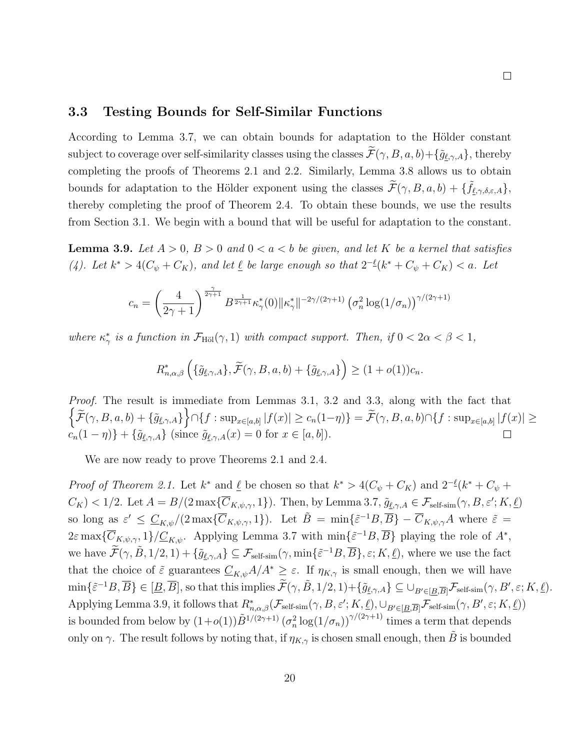□

### 3.3 Testing Bounds for Self-Similar Functions

According to Lemma 3.7, we can obtain bounds for adaptation to the Hölder constant subject to coverage over self-similarity classes using the classes $\widetilde{\mathcal{F}}(\gamma, B, a, b) + \{\tilde{g}_{\underline{\ell},\gamma,A}\}$, thereby completing the proofs of Theorems 2.1 and 2.2. Similarly, Lemma 3.8 allows us to obtain bounds for adaptation to the Hölder exponent using the classes $\widetilde{\mathcal{F}}(\gamma, B, a, b) + \{\tilde{f}_{\underline{\ell},\gamma,\delta,\varepsilon,A}\}$, thereby completing the proof of Theorem 2.4. To obtain these bounds, we use the results from Section 3.1. We begin with a bound that will be useful for adaptation to the constant.

**Lemma 3.9.** *Let $A > 0$, $B > 0$ and $0 < a < b$ be given, and let $K$ be a kernel that satisfies (4). Let $k^* > 4(C_\psi + C_K)$, and let $\underline{\ell}$ be large enough so that $2^{-\underline{\ell}}(k^* + C_\psi + C_K) < a$. Let*

$$c_n = \left(\frac{4}{2\gamma+1}\right)^{\frac{\gamma}{2\gamma+1}} B^{\frac{1}{2\gamma+1}} \kappa_\gamma^*(0) \|\kappa_\gamma^*\|^{-2\gamma/(2\gamma+1)} \left(\sigma_n^2 \log(1/\sigma_n)\right)^{\gamma/(2\gamma+1)}$$

*where $\kappa_\gamma^*$ is a function in $\mathcal{F}_{\text{Höl}}(\gamma, 1)$ with compact support. Then, if $0 < 2\alpha < \beta < 1$,*

$$R^*_{n,\alpha,\beta}\left(\{\tilde{g}_{\underline{\ell},\gamma,A}\}, \widetilde{\mathcal{F}}(\gamma, B, a, b) + \{\tilde{g}_{\underline{\ell},\gamma,A}\}\right) \geq (1 + o(1))c_n.$$

*Proof.* The result is immediate from Lemmas 3.1, 3.2 and 3.3, along with the fact that $\left\{\widetilde{\mathcal{F}}(\gamma, B, a, b) + \{\tilde{g}_{\underline{\ell},\gamma,A}\}\right\} \cap \{f : \sup_{x\in[a,b]} |f(x)| \geq c_n(1-\eta)\} = \widetilde{\mathcal{F}}(\gamma, B, a, b) \cap \{f : \sup_{x\in[a,b]} |f(x)| \geq c_n(1-\eta)\} + \{\tilde{g}_{\underline{\ell},\gamma,A}\}$ (since $\tilde{g}_{\underline{\ell},\gamma,A}(x) = 0$ for $x \in [a, b]$). □

We are now ready to prove Theorems 2.1 and 2.4.

*Proof of Theorem 2.1.* Let $k^*$ and $\underline{\ell}$ be chosen so that $k^* > 4(C_\psi + C_K)$ and $2^{-\underline{\ell}}(k^* + C_\psi + C_K) < 1/2$. Let $A = B/(2\max\{\overline{C}_{K,\psi,\gamma}, 1\})$. Then, by Lemma 3.7, $\tilde{g}_{\underline{\ell},\gamma,A} \in \mathcal{F}_{\text{self-sim}}(\gamma, B, \varepsilon'; K, \underline{\ell})$ so long as $\varepsilon' \leq \underline{C}_{K,\psi}/(2\max\{\overline{C}_{K,\psi,\gamma}, 1\})$. Let $\tilde{B} = \min\{\tilde{\varepsilon}^{-1}B, \overline{B}\} - \overline{C}_{K,\psi,\gamma}A$ where $\tilde{\varepsilon} = 2\varepsilon\max\{\overline{C}_{K,\psi,\gamma}, 1\}/\underline{C}_{K,\psi}$. Applying Lemma 3.7 with $\min\{\tilde{\varepsilon}^{-1}B, \overline{B}\}$ playing the role of $A^*$, we have $\widetilde{\mathcal{F}}(\gamma, \tilde{B}, 1/2, 1) + \{\tilde{g}_{\underline{\ell},\gamma,A}\} \subseteq \mathcal{F}_{\text{self-sim}}(\gamma, \min\{\tilde{\varepsilon}^{-1}B, \overline{B}\}, \varepsilon; K, \underline{\ell})$, where we use the fact that the choice of $\tilde{\varepsilon}$ guarantees $\underline{C}_{K,\psi}A/A^* \geq \varepsilon$. If $\eta_{K,\gamma}$ is small enough, then we will have $\min\{\tilde{\varepsilon}^{-1}B, \overline{B}\} \in [\underline{B}, \overline{B}]$, so that this implies $\widetilde{\mathcal{F}}(\gamma, \tilde{B}, 1/2, 1) + \{\tilde{g}_{\underline{\ell},\gamma,A}\} \subseteq \cup_{B'\in[\underline{B},\overline{B}]}\mathcal{F}_{\text{self-sim}}(\gamma, B', \varepsilon; K, \underline{\ell})$. Applying Lemma 3.9, it follows that $R^*_{n,\alpha,\beta}(\mathcal{F}_{\text{self-sim}}(\gamma, B, \varepsilon'; K, \underline{\ell}), \cup_{B'\in[\underline{B},\overline{B}]}\mathcal{F}_{\text{self-sim}}(\gamma, B', \varepsilon; K, \underline{\ell}))$ is bounded from below by $(1+o(1))\tilde{B}^{1/(2\gamma+1)}\left(\sigma_n^2 \log(1/\sigma_n)\right)^{\gamma/(2\gamma+1)}$ times a term that depends only on $\gamma$. The result follows by noting that, if $\eta_{K,\gamma}$ is chosen small enough, then $\tilde{B}$ is bounded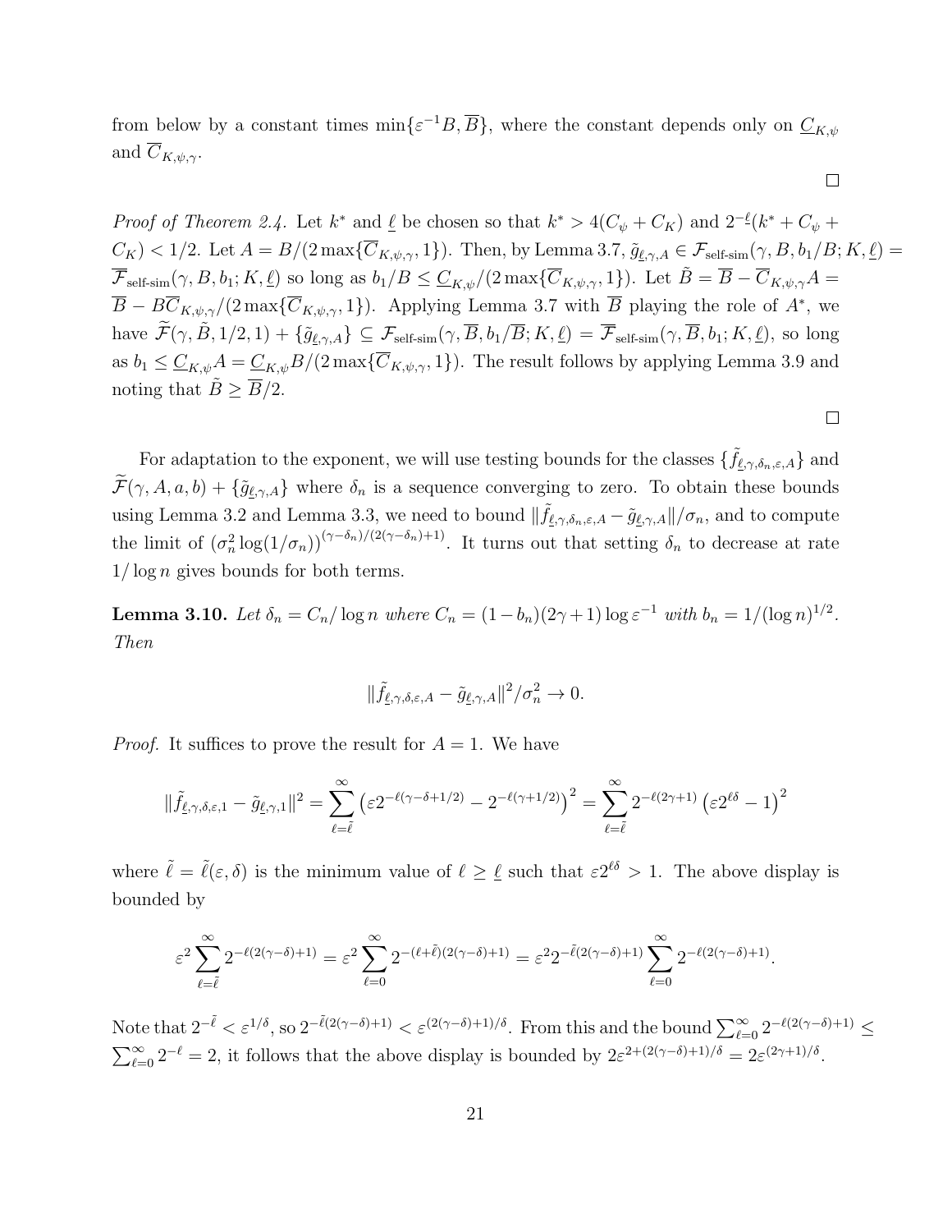from below by a constant times $\min\{\varepsilon^{-1}B, \overline{B}\}$, where the constant depends only on $\underline{C}_{K,\psi}$ and $\overline{C}_{K,\psi,\gamma}$.

□

*Proof of Theorem 2.4.* Let $k^*$ and $\underline{\ell}$ be chosen so that $k^* > 4(C_\psi + C_K)$ and $2^{-\underline{\ell}}(k^* + C_\psi + C_K) < 1/2$. Let $A = B/(2\max\{\overline{C}_{K,\psi,\gamma}, 1\})$. Then, by Lemma 3.7, $\tilde{g}_{\underline{\ell},\gamma,A} \in \mathcal{F}_{\text{self-sim}}(\gamma, B, b_1/B; K, \underline{\ell}) = \overline{\mathcal{F}}_{\text{self-sim}}(\gamma, B, b_1; K, \underline{\ell})$ so long as $b_1/B \leq \underline{C}_{K,\psi}/(2\max\{\overline{C}_{K,\psi,\gamma}, 1\})$. Let $\tilde{B} = \overline{B} - \overline{C}_{K,\psi,\gamma}A = \overline{B} - B\overline{C}_{K,\psi,\gamma}/(2\max\{\overline{C}_{K,\psi,\gamma}, 1\})$. Applying Lemma 3.7 with $\overline{B}$ playing the role of $A^*$, we have $\widetilde{\mathcal{F}}(\gamma, \tilde{B}, 1/2, 1) + \{\tilde{g}_{\underline{\ell},\gamma,A}\} \subseteq \mathcal{F}_{\text{self-sim}}(\gamma, \overline{B}, b_1/\overline{B}; K, \underline{\ell}) = \overline{\mathcal{F}}_{\text{self-sim}}(\gamma, \overline{B}, b_1; K, \underline{\ell})$, so long as $b_1 \leq \underline{C}_{K,\psi}A = \underline{C}_{K,\psi}B/(2\max\{\overline{C}_{K,\psi,\gamma}, 1\})$. The result follows by applying Lemma 3.9 and noting that $\tilde{B} \geq \overline{B}/2$.

□

For adaptation to the exponent, we will use testing bounds for the classes $\{\tilde{f}_{\underline{\ell},\gamma,\delta_n,\varepsilon,A}\}$ and $\widetilde{\mathcal{F}}(\gamma, A, a, b) + \{\tilde{g}_{\underline{\ell},\gamma,A}\}$ where $\delta_n$ is a sequence converging to zero. To obtain these bounds using Lemma 3.2 and Lemma 3.3, we need to bound $\|\tilde{f}_{\underline{\ell},\gamma,\delta_n,\varepsilon,A} - \tilde{g}_{\underline{\ell},\gamma,A}\|/\sigma_n$, and to compute the limit of $(\sigma_n^2 \log(1/\sigma_n))^{(\gamma-\delta_n)/(2(\gamma-\delta_n)+1)}$. It turns out that setting $\delta_n$ to decrease at rate $1/\log n$ gives bounds for both terms.

**Lemma 3.10.** *Let $\delta_n = C_n/\log n$ where $C_n = (1-b_n)(2\gamma+1)\log \varepsilon^{-1}$ with $b_n = 1/(\log n)^{1/2}$. Then*

$$\|\tilde{f}_{\underline{\ell},\gamma,\delta,\varepsilon,A} - \tilde{g}_{\underline{\ell},\gamma,A}\|^2/\sigma_n^2 \to 0.$$

*Proof.* It suffices to prove the result for $A = 1$. We have

$$\|\tilde{f}_{\underline{\ell},\gamma,\delta,\varepsilon,1} - \tilde{g}_{\underline{\ell},\gamma,1}\|^2 = \sum_{\ell=\tilde{\ell}}^{\infty} \left(\varepsilon 2^{-\ell(\gamma-\delta+1/2)} - 2^{-\ell(\gamma+1/2)}\right)^2 = \sum_{\ell=\tilde{\ell}}^{\infty} 2^{-\ell(2\gamma+1)} \left(\varepsilon 2^{\ell\delta} - 1\right)^2$$

where $\tilde{\ell} = \tilde{\ell}(\varepsilon, \delta)$ is the minimum value of $\ell \geq \underline{\ell}$ such that $\varepsilon 2^{\ell\delta} > 1$. The above display is bounded by

$$\varepsilon^2 \sum_{\ell=\tilde{\ell}}^{\infty} 2^{-\ell(2(\gamma-\delta)+1)} = \varepsilon^2 \sum_{\ell=0}^{\infty} 2^{-(\ell+\tilde{\ell})(2(\gamma-\delta)+1)} = \varepsilon^2 2^{-\tilde{\ell}(2(\gamma-\delta)+1)} \sum_{\ell=0}^{\infty} 2^{-\ell(2(\gamma-\delta)+1)}.$$

Note that $2^{-\tilde{\ell}} < \varepsilon^{1/\delta}$, so $2^{-\tilde{\ell}(2(\gamma-\delta)+1)} < \varepsilon^{(2(\gamma-\delta)+1)/\delta}$. From this and the bound $\sum_{\ell=0}^{\infty} 2^{-\ell(2(\gamma-\delta)+1)} \leq \sum_{\ell=0}^{\infty} 2^{-\ell} = 2$, it follows that the above display is bounded by $2\varepsilon^{2+(2(\gamma-\delta)+1)/\delta} = 2\varepsilon^{(2\gamma+1)/\delta}$.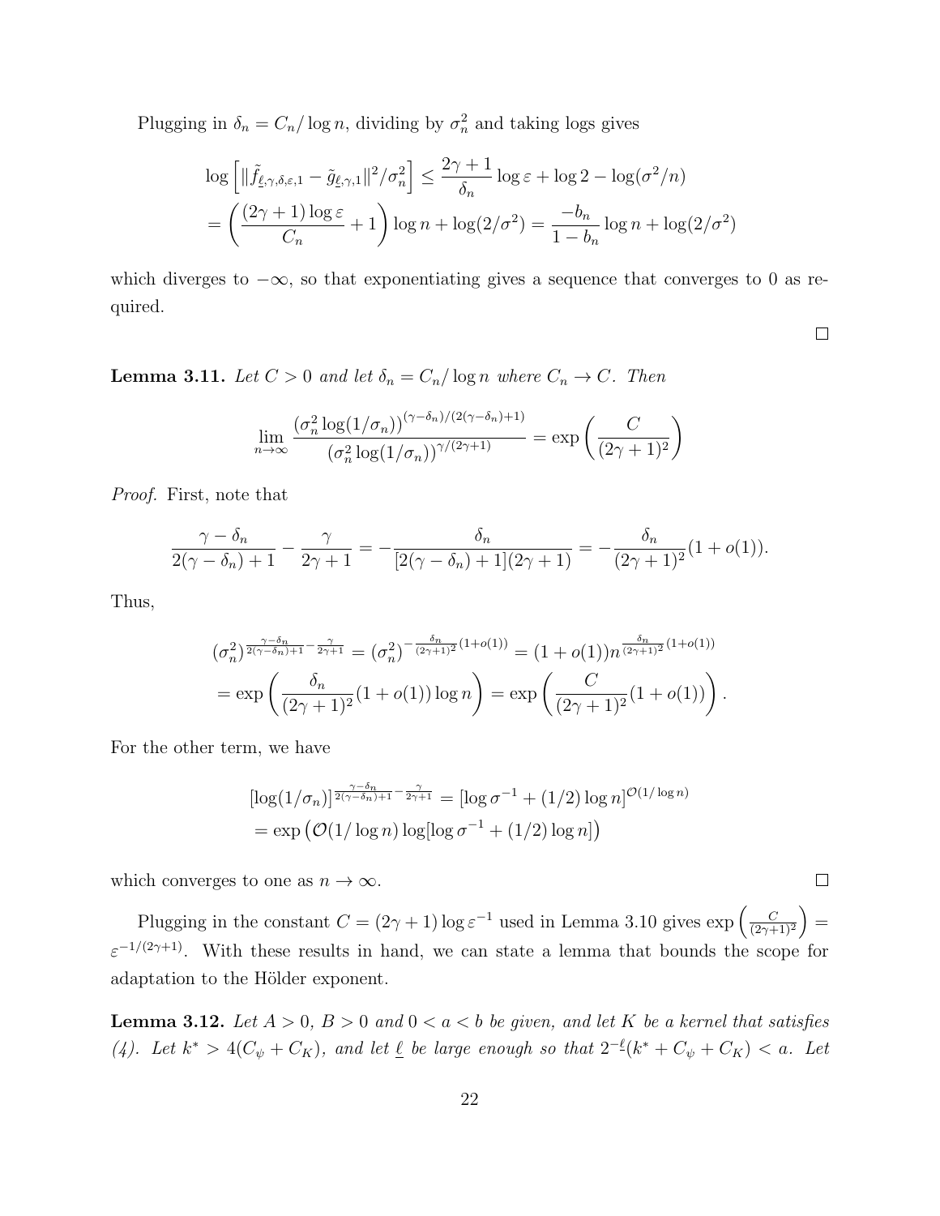Plugging in $\delta_n = C_n/\log n$, dividing by $\sigma_n^2$ and taking logs gives

$$
\begin{aligned}
&\log\left[\|\tilde{f}_{\underline{\ell},\gamma,\delta,\varepsilon,1} - \tilde{g}_{\underline{\ell},\gamma,1}\|^2/\sigma_n^2\right] \leq \frac{2\gamma+1}{\delta_n}\log\varepsilon + \log 2 - \log(\sigma^2/n) \\
&= \left(\frac{(2\gamma+1)\log\varepsilon}{C_n} + 1\right)\log n + \log(2/\sigma^2) = \frac{-b_n}{1-b_n}\log n + \log(2/\sigma^2)
\end{aligned}
$$

which diverges to $-\infty$, so that exponentiating gives a sequence that converges to 0 as required.

□

**Lemma 3.11.** *Let $C > 0$ and let $\delta_n = C_n/\log n$ where $C_n \to C$. Then*

$$
\lim_{n\to\infty} \frac{(\sigma_n^2\log(1/\sigma_n))^{(\gamma-\delta_n)/(2(\gamma-\delta_n)+1)}}{(\sigma_n^2\log(1/\sigma_n))^{\gamma/(2\gamma+1)}} = \exp\left(\frac{C}{(2\gamma+1)^2}\right)
$$

*Proof.* First, note that

$$
\frac{\gamma-\delta_n}{2(\gamma-\delta_n)+1} - \frac{\gamma}{2\gamma+1} = -\frac{\delta_n}{[2(\gamma-\delta_n)+1](2\gamma+1)} = -\frac{\delta_n}{(2\gamma+1)^2}(1+o(1)).
$$

Thus,

$$
\begin{aligned}
&(\sigma_n^2)^{\frac{\gamma-\delta_n}{2(\gamma-\delta_n)+1}-\frac{\gamma}{2\gamma+1}} = (\sigma_n^2)^{-\frac{\delta_n}{(2\gamma+1)^2}(1+o(1))} = (1+o(1))n^{\frac{\delta_n}{(2\gamma+1)^2}(1+o(1))} \\
&= \exp\left(\frac{\delta_n}{(2\gamma+1)^2}(1+o(1))\log n\right) = \exp\left(\frac{C}{(2\gamma+1)^2}(1+o(1))\right).
\end{aligned}
$$

For the other term, we have

$$
\begin{aligned}
&[\log(1/\sigma_n)]^{\frac{\gamma-\delta_n}{2(\gamma-\delta_n)+1}-\frac{\gamma}{2\gamma+1}} = [\log\sigma^{-1} + (1/2)\log n]^{\mathcal{O}(1/\log n)} \\
&= \exp\left(\mathcal{O}(1/\log n)\log[\log\sigma^{-1} + (1/2)\log n]\right)
\end{aligned}
$$

which converges to one as $n \to \infty$.

□

Plugging in the constant $C = (2\gamma+1)\log\varepsilon^{-1}$ used in Lemma 3.10 gives $\exp\left(\frac{C}{(2\gamma+1)^2}\right) = \varepsilon^{-1/(2\gamma+1)}$. With these results in hand, we can state a lemma that bounds the scope for adaptation to the Hölder exponent.

**Lemma 3.12.** *Let $A > 0$, $B > 0$ and $0 < a < b$ be given, and let $K$ be a kernel that satisfies (4). Let $k^* > 4(C_\psi + C_K)$, and let $\underline{\ell}$ be large enough so that $2^{-\underline{\ell}}(k^* + C_\psi + C_K) < a$. Let*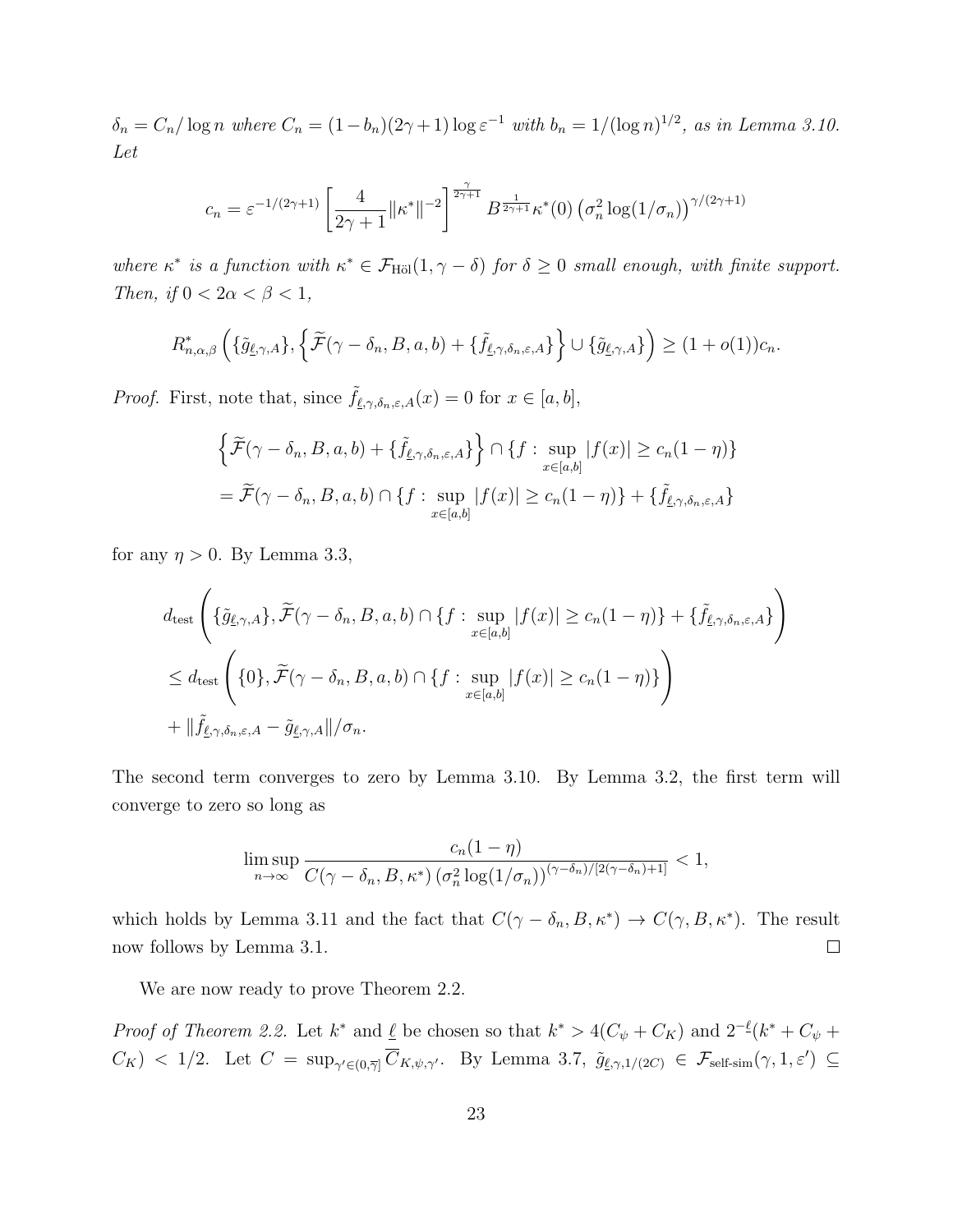*$\delta_n = C_n/\log n$ where $C_n = (1-b_n)(2\gamma+1)\log \varepsilon^{-1}$ with $b_n = 1/(\log n)^{1/2}$, as in Lemma 3.10. Let*

$$c_n = \varepsilon^{-1/(2\gamma+1)} \left[\frac{4}{2\gamma+1}\|\kappa^*\|^{-2}\right]^{\frac{\gamma}{2\gamma+1}} B^{\frac{1}{2\gamma+1}}\kappa^*(0)\left(\sigma_n^2 \log(1/\sigma_n)\right)^{\gamma/(2\gamma+1)}$$

*where $\kappa^*$ is a function with $\kappa^* \in \mathcal{F}_{\text{Höl}}(1, \gamma-\delta)$ for $\delta \geq 0$ small enough, with finite support. Then, if $0 < 2\alpha < \beta < 1$,*

$$R^*_{n,\alpha,\beta}\left(\{\tilde{g}_{\underline{\ell},\gamma,A}\}, \left\{\widetilde{\mathcal{F}}(\gamma-\delta_n, B, a, b) + \{\tilde{f}_{\underline{\ell},\gamma,\delta_n,\varepsilon,A}\}\right\} \cup \{\tilde{g}_{\underline{\ell},\gamma,A}\}\right) \geq (1+o(1))c_n.$$

*Proof.* First, note that, since $\tilde{f}_{\underline{\ell},\gamma,\delta_n,\varepsilon,A}(x) = 0$ for $x \in [a,b]$,

$$\begin{aligned}
&\left\{\widetilde{\mathcal{F}}(\gamma-\delta_n, B, a, b) + \{\tilde{f}_{\underline{\ell},\gamma,\delta_n,\varepsilon,A}\}\right\} \cap \{f : \sup_{x\in[a,b]} |f(x)| \geq c_n(1-\eta)\} \\
&= \widetilde{\mathcal{F}}(\gamma-\delta_n, B, a, b) \cap \{f : \sup_{x\in[a,b]} |f(x)| \geq c_n(1-\eta)\} + \{\tilde{f}_{\underline{\ell},\gamma,\delta_n,\varepsilon,A}\}
\end{aligned}$$

for any $\eta > 0$. By Lemma 3.3,

$$\begin{aligned}
&d_{\text{test}}\left(\{\tilde{g}_{\underline{\ell},\gamma,A}\}, \widetilde{\mathcal{F}}(\gamma-\delta_n, B, a, b) \cap \{f : \sup_{x\in[a,b]} |f(x)| \geq c_n(1-\eta)\} + \{\tilde{f}_{\underline{\ell},\gamma,\delta_n,\varepsilon,A}\}\right) \\
&\leq d_{\text{test}}\left(\{0\}, \widetilde{\mathcal{F}}(\gamma-\delta_n, B, a, b) \cap \{f : \sup_{x\in[a,b]} |f(x)| \geq c_n(1-\eta)\}\right) \\
&+ \|\tilde{f}_{\underline{\ell},\gamma,\delta_n,\varepsilon,A} - \tilde{g}_{\underline{\ell},\gamma,A}\|/\sigma_n.
\end{aligned}$$

The second term converges to zero by Lemma 3.10. By Lemma 3.2, the first term will converge to zero so long as

$$\limsup_{n\to\infty} \frac{c_n(1-\eta)}{C(\gamma-\delta_n, B, \kappa^*)\left(\sigma_n^2 \log(1/\sigma_n)\right)^{(\gamma-\delta_n)/[2(\gamma-\delta_n)+1]}} < 1,$$

which holds by Lemma 3.11 and the fact that $C(\gamma-\delta_n, B, \kappa^*) \to C(\gamma, B, \kappa^*)$. The result now follows by Lemma 3.1. $\square$

We are now ready to prove Theorem 2.2.

*Proof of Theorem 2.2.* Let $k^*$ and $\underline{\ell}$ be chosen so that $k^* > 4(C_\psi + C_K)$ and $2^{-\underline{\ell}}(k^* + C_\psi + C_K) < 1/2$. Let $C = \sup_{\gamma' \in (0,\overline{\gamma}]} \overline{C}_{K,\psi,\gamma'}$. By Lemma 3.7, $\tilde{g}_{\underline{\ell},\gamma,1/(2C)} \in \mathcal{F}_{\text{self-sim}}(\gamma, 1, \varepsilon') \subseteq$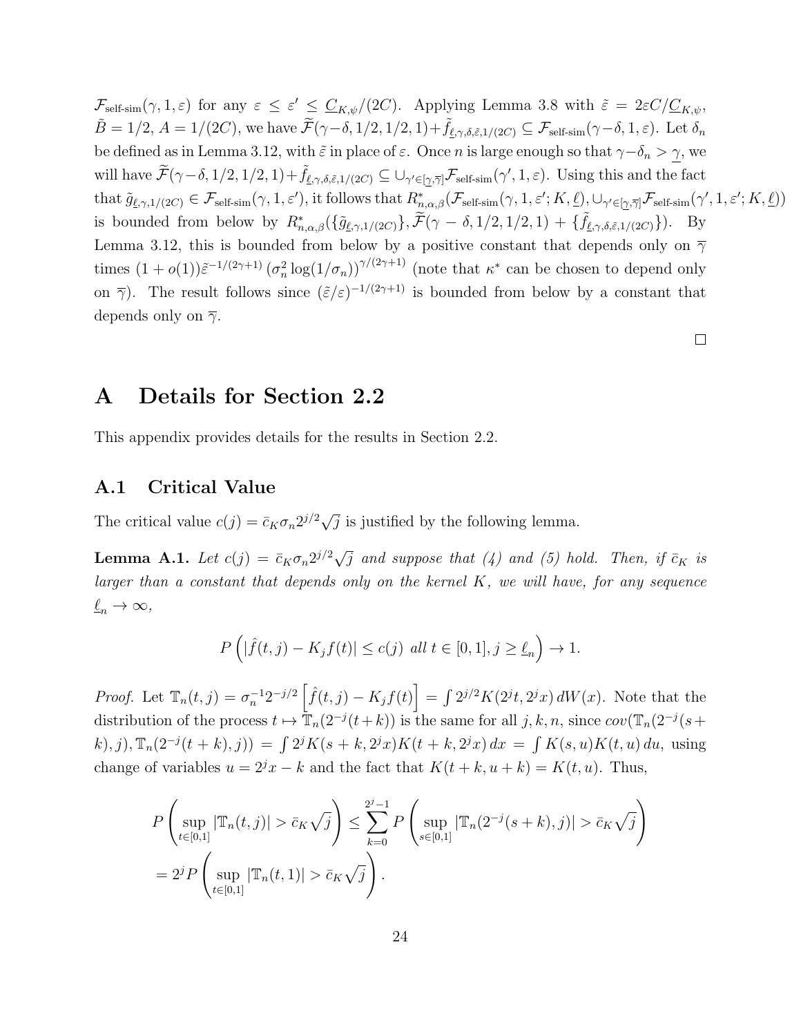$\mathcal{F}_{\text{self-sim}}(\gamma, 1, \varepsilon)$ for any $\varepsilon \leq \varepsilon' \leq \underline{C}_{K,\psi}/(2C)$. Applying Lemma 3.8 with $\tilde{\varepsilon} = 2\varepsilon C/\underline{C}_{K,\psi}$, $\tilde{B} = 1/2$, $A = 1/(2C)$, we have $\widetilde{\mathcal{F}}(\gamma-\delta, 1/2, 1/2, 1) + \tilde{f}_{\underline{\ell},\gamma,\delta,\tilde{\varepsilon},1/(2C)} \subseteq \mathcal{F}_{\text{self-sim}}(\gamma-\delta, 1, \varepsilon)$. Let $\delta_n$ be defined as in Lemma 3.12, with $\tilde{\varepsilon}$ in place of $\varepsilon$. Once $n$ is large enough so that $\gamma - \delta_n > \underline{\gamma}$, we will have $\widetilde{\mathcal{F}}(\gamma-\delta, 1/2, 1/2, 1) + \tilde{f}_{\underline{\ell},\gamma,\delta,\tilde{\varepsilon},1/(2C)} \subseteq \cup_{\gamma' \in [\underline{\gamma}, \overline{\gamma}]} \mathcal{F}_{\text{self-sim}}(\gamma', 1, \varepsilon)$. Using this and the fact that $\tilde{g}_{\underline{\ell},\gamma,1/(2C)} \in \mathcal{F}_{\text{self-sim}}(\gamma, 1, \varepsilon')$, it follows that $R^*_{n,\alpha,\beta}(\mathcal{F}_{\text{self-sim}}(\gamma, 1, \varepsilon'; K, \underline{\ell}), \cup_{\gamma' \in [\underline{\gamma}, \overline{\gamma}]} \mathcal{F}_{\text{self-sim}}(\gamma', 1, \varepsilon'; K, \underline{\ell}))$ is bounded from below by $R^*_{n,\alpha,\beta}(\{\tilde{g}_{\underline{\ell},\gamma,1/(2C)}\}, \widetilde{\mathcal{F}}(\gamma - \delta, 1/2, 1/2, 1) + \{\tilde{f}_{\underline{\ell},\gamma,\delta,\tilde{\varepsilon},1/(2C)}\})$. By Lemma 3.12, this is bounded from below by a positive constant that depends only on $\overline{\gamma}$ times $(1 + o(1))\tilde{\varepsilon}^{-1/(2\gamma+1)} \left(\sigma_n^2 \log(1/\sigma_n)\right)^{\gamma/(2\gamma+1)}$ (note that $\kappa^*$ can be chosen to depend only on $\overline{\gamma}$). The result follows since $(\tilde{\varepsilon}/\varepsilon)^{-1/(2\gamma+1)}$ is bounded from below by a constant that depends only on $\overline{\gamma}$.

□

# A Details for Section 2.2

This appendix provides details for the results in Section 2.2.

## A.1 Critical Value

The critical value $c(j) = \bar{c}_K \sigma_n 2^{j/2} \sqrt{j}$ is justified by the following lemma.

**Lemma A.1.** *Let $c(j) = \bar{c}_K \sigma_n 2^{j/2} \sqrt{j}$ and suppose that (4) and (5) hold. Then, if $\bar{c}_K$ is larger than a constant that depends only on the kernel $K$, we will have, for any sequence $\underline{\ell}_n \to \infty$,*

$$P\left(|\hat{f}(t,j) - K_j f(t)| \leq c(j) \text{ all } t \in [0,1], j \geq \underline{\ell}_n\right) \to 1.$$

*Proof.* Let $\mathbb{T}_n(t,j) = \sigma_n^{-1} 2^{-j/2} \left[\hat{f}(t,j) - K_j f(t)\right] = \int 2^{j/2} K(2^j t, 2^j x)\, dW(x)$. Note that the distribution of the process $t \mapsto \mathbb{T}_n(2^{-j}(t+k))$ is the same for all $j, k, n$, since $cov(\mathbb{T}_n(2^{-j}(s+k), j), \mathbb{T}_n(2^{-j}(t+k), j)) = \int 2^j K(s+k, 2^j x) K(t+k, 2^j x)\, dx = \int K(s,u) K(t,u)\, du$, using change of variables $u = 2^j x - k$ and the fact that $K(t+k, u+k) = K(t,u)$. Thus,

$$\begin{aligned}
P\left(\sup_{t \in [0,1]} |\mathbb{T}_n(t,j)| > \bar{c}_K \sqrt{j}\right) &\leq \sum_{k=0}^{2^j - 1} P\left(\sup_{s \in [0,1]} |\mathbb{T}_n(2^{-j}(s+k), j)| > \bar{c}_K \sqrt{j}\right) \\
&= 2^j P\left(\sup_{t \in [0,1]} |\mathbb{T}_n(t,1)| > \bar{c}_K \sqrt{j}\right).
\end{aligned}$$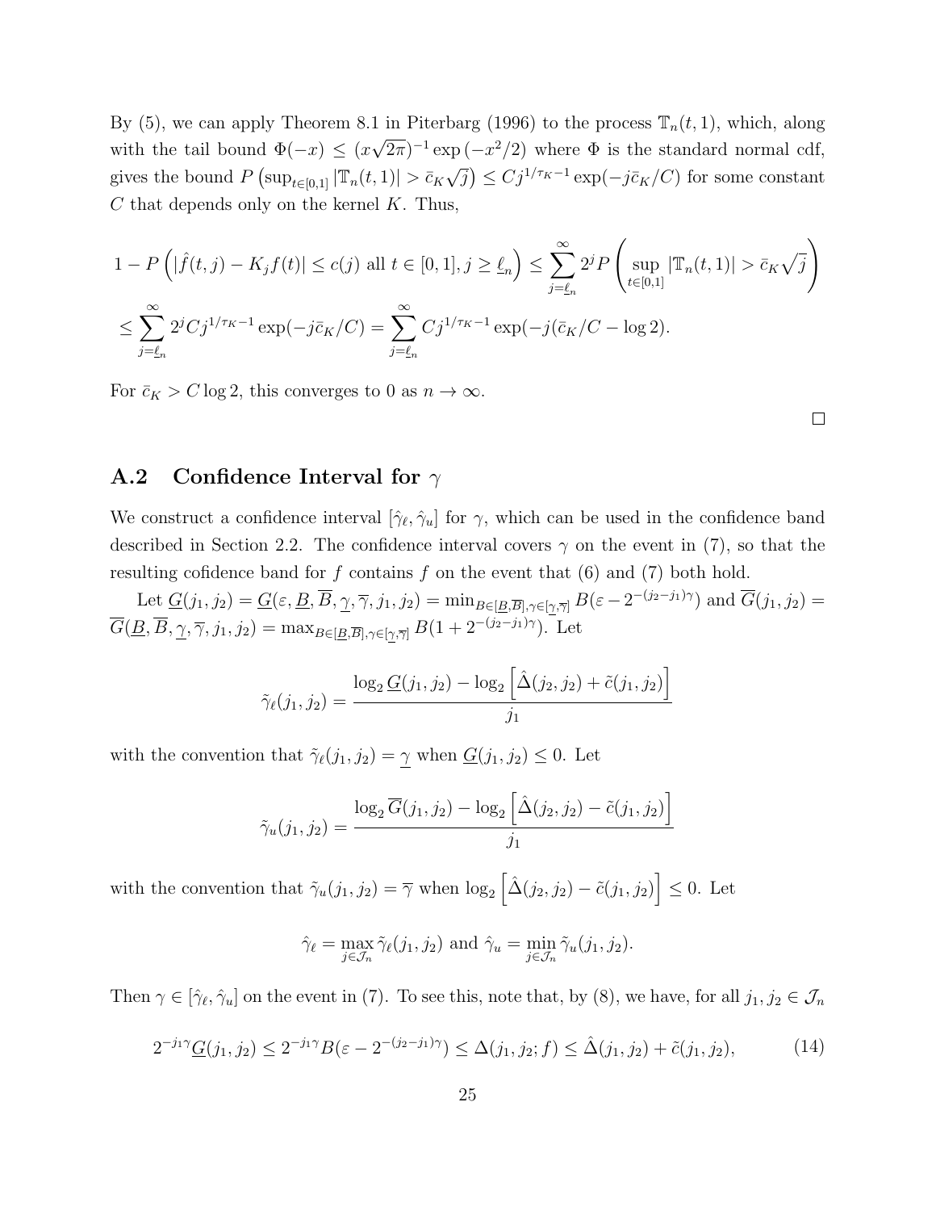By (5), we can apply Theorem 8.1 in Piterbarg (1996) to the process $\mathbb{T}_n(t,1)$, which, along with the tail bound $\Phi(-x) \le (x\sqrt{2\pi})^{-1}\exp(-x^2/2)$ where $\Phi$ is the standard normal cdf, gives the bound $P\left(\sup_{t\in[0,1]} |\mathbb{T}_n(t,1)| > \bar{c}_K\sqrt{j}\right) \le Cj^{1/\tau_K - 1}\exp(-j\bar{c}_K/C)$ for some constant $C$ that depends only on the kernel $K$. Thus,

$$
1 - P\left(|\hat{f}(t,j) - K_j f(t)| \le c(j) \text{ all } t \in [0,1], j \ge \underline{\ell}_n\right) \le \sum_{j=\underline{\ell}_n}^{\infty} 2^j P\left(\sup_{t\in[0,1]} |\mathbb{T}_n(t,1)| > \bar{c}_K\sqrt{j}\right)
$$

$$
\le \sum_{j=\underline{\ell}_n}^{\infty} 2^j C j^{1/\tau_K - 1}\exp(-j\bar{c}_K/C) = \sum_{j=\underline{\ell}_n}^{\infty} C j^{1/\tau_K - 1}\exp(-j(\bar{c}_K/C - \log 2)).
$$

For $\bar{c}_K > C\log 2$, this converges to 0 as $n \to \infty$.

□

## A.2 Confidence Interval for $\gamma$

We construct a confidence interval $[\hat{\gamma}_\ell, \hat{\gamma}_u]$ for $\gamma$, which can be used in the confidence band described in Section 2.2. The confidence interval covers $\gamma$ on the event in (7), so that the resulting cofidence band for $f$ contains $f$ on the event that (6) and (7) both hold.

Let $\underline{G}(j_1, j_2) = \underline{G}(\varepsilon, \underline{B}, \overline{B}, \underline{\gamma}, \overline{\gamma}, j_1, j_2) = \min_{B\in[\underline{B},\overline{B}],\gamma\in[\underline{\gamma},\overline{\gamma}]} B(\varepsilon - 2^{-(j_2-j_1)\gamma})$ and $\overline{G}(j_1, j_2) = \overline{G}(\underline{B}, \overline{B}, \underline{\gamma}, \overline{\gamma}, j_1, j_2) = \max_{B\in[\underline{B},\overline{B}],\gamma\in[\underline{\gamma},\overline{\gamma}]} B(1 + 2^{-(j_2-j_1)\gamma})$. Let

$$
\tilde{\gamma}_\ell(j_1, j_2) = \frac{\log_2 \underline{G}(j_1, j_2) - \log_2\left[\hat{\Delta}(j_2, j_2) + \tilde{c}(j_1, j_2)\right]}{j_1}
$$

with the convention that $\tilde{\gamma}_\ell(j_1, j_2) = \underline{\gamma}$ when $\underline{G}(j_1, j_2) \le 0$. Let

$$
\tilde{\gamma}_u(j_1, j_2) = \frac{\log_2 \overline{G}(j_1, j_2) - \log_2\left[\hat{\Delta}(j_2, j_2) - \tilde{c}(j_1, j_2)\right]}{j_1}
$$

with the convention that $\tilde{\gamma}_u(j_1, j_2) = \overline{\gamma}$ when $\log_2\left[\hat{\Delta}(j_2, j_2) - \tilde{c}(j_1, j_2)\right] \le 0$. Let

$$
\hat{\gamma}_\ell = \max_{j\in\mathcal{J}_n} \tilde{\gamma}_\ell(j_1, j_2) \text{ and } \hat{\gamma}_u = \min_{j\in\mathcal{J}_n} \tilde{\gamma}_u(j_1, j_2).
$$

Then $\gamma \in [\hat{\gamma}_\ell, \hat{\gamma}_u]$ on the event in (7). To see this, note that, by (8), we have, for all $j_1, j_2 \in \mathcal{J}_n$

$$
2^{-j_1\gamma}\underline{G}(j_1, j_2) \le 2^{-j_1\gamma}B(\varepsilon - 2^{-(j_2-j_1)\gamma}) \le \Delta(j_1, j_2; f) \le \hat{\Delta}(j_1, j_2) + \tilde{c}(j_1, j_2), \tag{14}
$$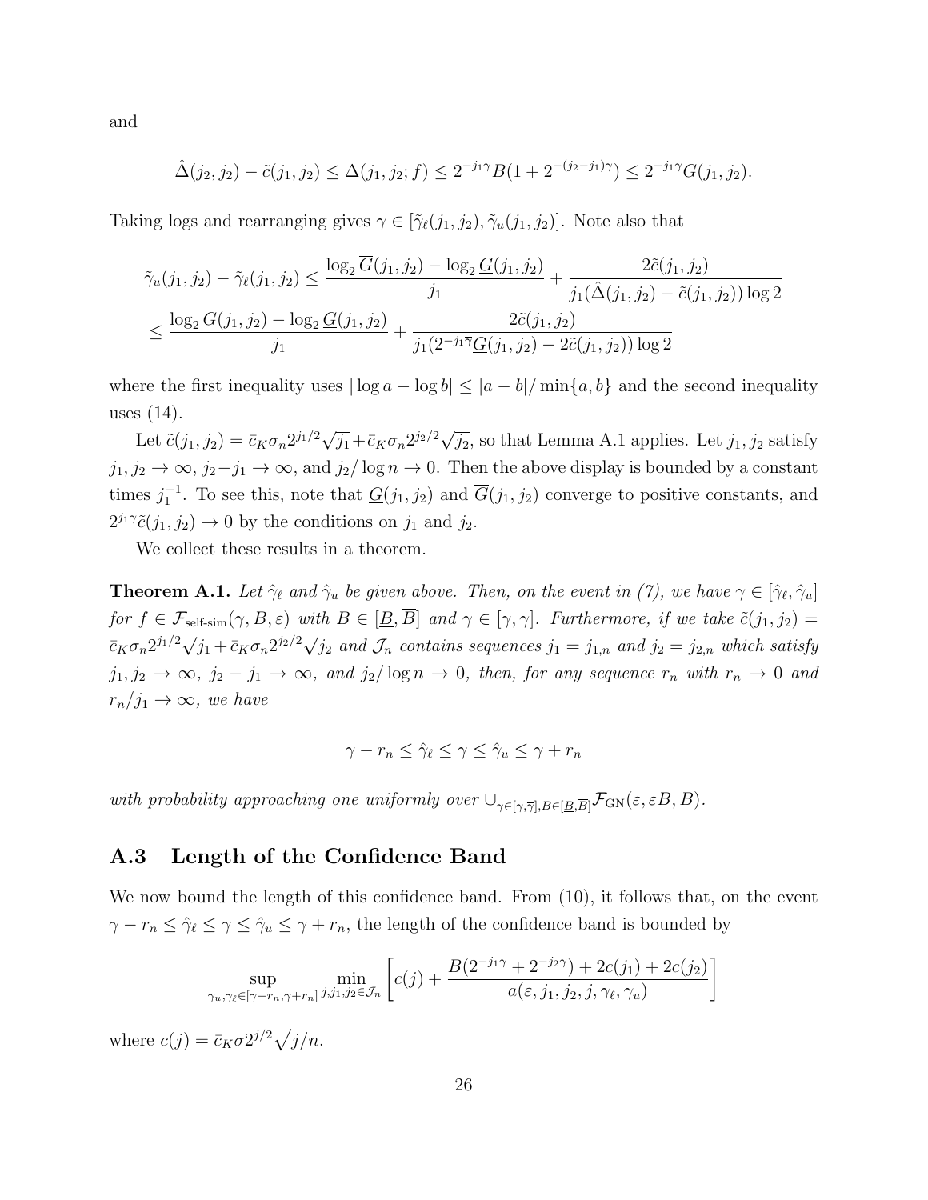and

$$\hat{\Delta}(j_2, j_2) - \tilde{c}(j_1, j_2) \leq \Delta(j_1, j_2; f) \leq 2^{-j_1\gamma} B(1 + 2^{-(j_2 - j_1)\gamma}) \leq 2^{-j_1\gamma} \overline{G}(j_1, j_2).$$

Taking logs and rearranging gives $\gamma \in [\tilde{\gamma}_\ell(j_1, j_2), \tilde{\gamma}_u(j_1, j_2)]$. Note also that

$$\begin{aligned}
\tilde{\gamma}_u(j_1, j_2) - \tilde{\gamma}_\ell(j_1, j_2) &\leq \frac{\log_2 \overline{G}(j_1, j_2) - \log_2 \underline{G}(j_1, j_2)}{j_1} + \frac{2\tilde{c}(j_1, j_2)}{j_1(\hat{\Delta}(j_1, j_2) - \tilde{c}(j_1, j_2)) \log 2} \\
&\leq \frac{\log_2 \overline{G}(j_1, j_2) - \log_2 \underline{G}(j_1, j_2)}{j_1} + \frac{2\tilde{c}(j_1, j_2)}{j_1(2^{-j_1\overline{\gamma}} \underline{G}(j_1, j_2) - 2\tilde{c}(j_1, j_2)) \log 2}
\end{aligned}$$

where the first inequality uses $|\log a - \log b| \leq |a - b| / \min\{a, b\}$ and the second inequality uses (14).

Let $\tilde{c}(j_1, j_2) = \bar{c}_K \sigma_n 2^{j_1/2} \sqrt{j_1} + \bar{c}_K \sigma_n 2^{j_2/2} \sqrt{j_2}$, so that Lemma A.1 applies. Let $j_1, j_2$ satisfy $j_1, j_2 \to \infty$, $j_2 - j_1 \to \infty$, and $j_2 / \log n \to 0$. Then the above display is bounded by a constant times $j_1^{-1}$. To see this, note that $\underline{G}(j_1, j_2)$ and $\overline{G}(j_1, j_2)$ converge to positive constants, and $2^{j_1\overline{\gamma}} \tilde{c}(j_1, j_2) \to 0$ by the conditions on $j_1$ and $j_2$.

We collect these results in a theorem.

**Theorem A.1.** *Let $\hat{\gamma}_\ell$ and $\hat{\gamma}_u$ be given above. Then, on the event in (7), we have $\gamma \in [\hat{\gamma}_\ell, \hat{\gamma}_u]$ for $f \in \mathcal{F}_{\text{self-sim}}(\gamma, B, \varepsilon)$ with $B \in [\underline{B}, \overline{B}]$ and $\gamma \in [\underline{\gamma}, \overline{\gamma}]$. Furthermore, if we take $\tilde{c}(j_1, j_2) = \bar{c}_K \sigma_n 2^{j_1/2} \sqrt{j_1} + \bar{c}_K \sigma_n 2^{j_2/2} \sqrt{j_2}$ and $\mathcal{J}_n$ contains sequences $j_1 = j_{1,n}$ and $j_2 = j_{2,n}$ which satisfy $j_1, j_2 \to \infty$, $j_2 - j_1 \to \infty$, and $j_2 / \log n \to 0$, then, for any sequence $r_n$ with $r_n \to 0$ and $r_n / j_1 \to \infty$, we have*

$$\gamma - r_n \leq \hat{\gamma}_\ell \leq \gamma \leq \hat{\gamma}_u \leq \gamma + r_n$$

*with probability approaching one uniformly over $\cup_{\gamma \in [\underline{\gamma}, \overline{\gamma}], B \in [\underline{B}, \overline{B}]} \mathcal{F}_{\text{GN}}(\varepsilon, \varepsilon B, B)$.*

## A.3 Length of the Confidence Band

We now bound the length of this confidence band. From (10), it follows that, on the event $\gamma - r_n \leq \hat{\gamma}_\ell \leq \gamma \leq \hat{\gamma}_u \leq \gamma + r_n$, the length of the confidence band is bounded by

$$\sup_{\gamma_u, \gamma_\ell \in [\gamma - r_n, \gamma + r_n]} \min_{j, j_1, j_2 \in \mathcal{J}_n} \left[ c(j) + \frac{B(2^{-j_1\gamma} + 2^{-j_2\gamma}) + 2c(j_1) + 2c(j_2)}{a(\varepsilon, j_1, j_2, j, \gamma_\ell, \gamma_u)} \right]$$

where $c(j) = \bar{c}_K \sigma 2^{j/2} \sqrt{j/n}$.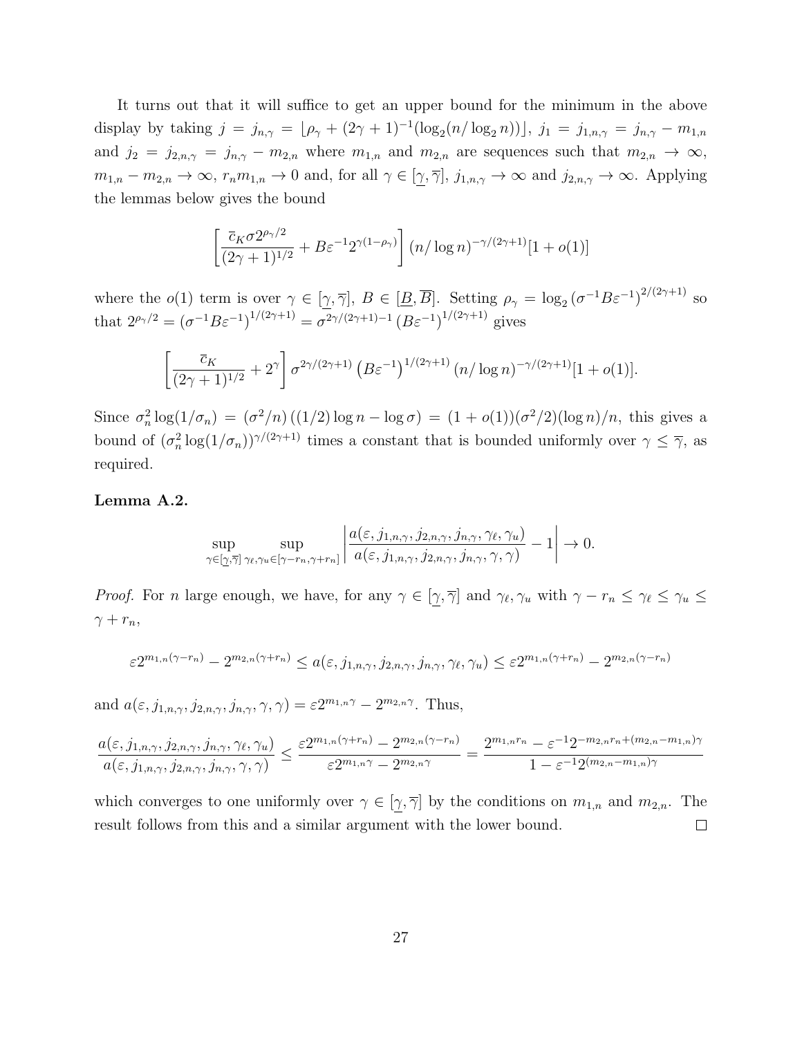It turns out that it will suffice to get an upper bound for the minimum in the above display by taking $j = j_{n,\gamma} = \lfloor \rho_\gamma + (2\gamma+1)^{-1}(\log_2(n/\log_2 n)) \rfloor$, $j_1 = j_{1,n,\gamma} = j_{n,\gamma} - m_{1,n}$ and $j_2 = j_{2,n,\gamma} = j_{n,\gamma} - m_{2,n}$ where $m_{1,n}$ and $m_{2,n}$ are sequences such that $m_{2,n} \to \infty$, $m_{1,n} - m_{2,n} \to \infty$, $r_n m_{1,n} \to 0$ and, for all $\gamma \in [\underline{\gamma}, \overline{\gamma}]$, $j_{1,n,\gamma} \to \infty$ and $j_{2,n,\gamma} \to \infty$. Applying the lemmas below gives the bound

$$\left[ \frac{\overline{c}_K \sigma 2^{\rho_\gamma/2}}{(2\gamma+1)^{1/2}} + B\varepsilon^{-1} 2^{\gamma(1-\rho_\gamma)} \right] (n/\log n)^{-\gamma/(2\gamma+1)} [1 + o(1)]$$

where the $o(1)$ term is over $\gamma \in [\underline{\gamma}, \overline{\gamma}]$, $B \in [\underline{B}, \overline{B}]$. Setting $\rho_\gamma = \log_2 (\sigma^{-1} B \varepsilon^{-1})^{2/(2\gamma+1)}$ so that $2^{\rho_\gamma/2} = (\sigma^{-1} B\varepsilon^{-1})^{1/(2\gamma+1)} = \sigma^{2\gamma/(2\gamma+1)-1} (B\varepsilon^{-1})^{1/(2\gamma+1)}$ gives

$$\left[ \frac{\overline{c}_K}{(2\gamma+1)^{1/2}} + 2^\gamma \right] \sigma^{2\gamma/(2\gamma+1)} \left(B\varepsilon^{-1}\right)^{1/(2\gamma+1)} (n/\log n)^{-\gamma/(2\gamma+1)} [1 + o(1)].$$

Since $\sigma_n^2 \log(1/\sigma_n) = (\sigma^2/n)((1/2)\log n - \log \sigma) = (1 + o(1))(\sigma^2/2)(\log n)/n$, this gives a bound of $(\sigma_n^2 \log(1/\sigma_n))^{\gamma/(2\gamma+1)}$ times a constant that is bounded uniformly over $\gamma \le \overline{\gamma}$, as required.

**Lemma A.2.**

$$\sup_{\gamma \in [\underline{\gamma}, \overline{\gamma}]} \sup_{\gamma_\ell, \gamma_u \in [\gamma - r_n, \gamma + r_n]} \left| \frac{a(\varepsilon, j_{1,n,\gamma}, j_{2,n,\gamma}, j_{n,\gamma}, \gamma_\ell, \gamma_u)}{a(\varepsilon, j_{1,n,\gamma}, j_{2,n,\gamma}, j_{n,\gamma}, \gamma, \gamma)} - 1 \right| \to 0.$$

*Proof.* For $n$ large enough, we have, for any $\gamma \in [\underline{\gamma}, \overline{\gamma}]$ and $\gamma_\ell, \gamma_u$ with $\gamma - r_n \le \gamma_\ell \le \gamma_u \le \gamma + r_n$,

$$\varepsilon 2^{m_{1,n}(\gamma - r_n)} - 2^{m_{2,n}(\gamma + r_n)} \le a(\varepsilon, j_{1,n,\gamma}, j_{2,n,\gamma}, j_{n,\gamma}, \gamma_\ell, \gamma_u) \le \varepsilon 2^{m_{1,n}(\gamma + r_n)} - 2^{m_{2,n}(\gamma - r_n)}$$

and $a(\varepsilon, j_{1,n,\gamma}, j_{2,n,\gamma}, j_{n,\gamma}, \gamma, \gamma) = \varepsilon 2^{m_{1,n}\gamma} - 2^{m_{2,n}\gamma}$. Thus,

$$\frac{a(\varepsilon, j_{1,n,\gamma}, j_{2,n,\gamma}, j_{n,\gamma}, \gamma_\ell, \gamma_u)}{a(\varepsilon, j_{1,n,\gamma}, j_{2,n,\gamma}, j_{n,\gamma}, \gamma, \gamma)} \le \frac{\varepsilon 2^{m_{1,n}(\gamma + r_n)} - 2^{m_{2,n}(\gamma - r_n)}}{\varepsilon 2^{m_{1,n}\gamma} - 2^{m_{2,n}\gamma}} = \frac{2^{m_{1,n} r_n} - \varepsilon^{-1} 2^{-m_{2,n} r_n + (m_{2,n} - m_{1,n})\gamma}}{1 - \varepsilon^{-1} 2^{(m_{2,n} - m_{1,n})\gamma}}$$

which converges to one uniformly over $\gamma \in [\underline{\gamma}, \overline{\gamma}]$ by the conditions on $m_{1,n}$ and $m_{2,n}$. The result follows from this and a similar argument with the lower bound. $\square$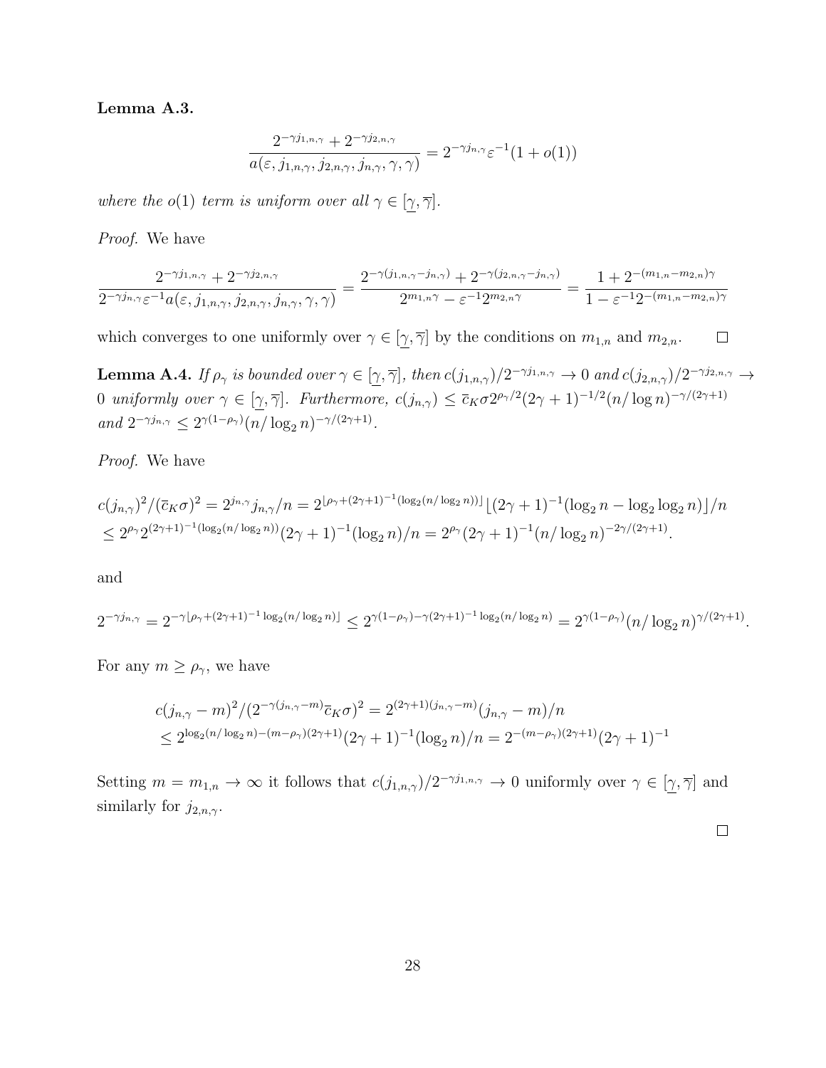**Lemma A.3.**

$$\frac{2^{-\gamma j_{1,n,\gamma}} + 2^{-\gamma j_{2,n,\gamma}}}{a(\varepsilon, j_{1,n,\gamma}, j_{2,n,\gamma}, j_{n,\gamma}, \gamma, \gamma)} = 2^{-\gamma j_{n,\gamma}} \varepsilon^{-1}(1 + o(1))$$

*where the $o(1)$ term is uniform over all $\gamma \in [\underline{\gamma}, \overline{\gamma}]$.*

*Proof.* We have

$$\frac{2^{-\gamma j_{1,n,\gamma}} + 2^{-\gamma j_{2,n,\gamma}}}{2^{-\gamma j_{n,\gamma}} \varepsilon^{-1} a(\varepsilon, j_{1,n,\gamma}, j_{2,n,\gamma}, j_{n,\gamma}, \gamma, \gamma)} = \frac{2^{-\gamma(j_{1,n,\gamma} - j_{n,\gamma})} + 2^{-\gamma(j_{2,n,\gamma} - j_{n,\gamma})}}{2^{m_{1,n}\gamma} - \varepsilon^{-1} 2^{m_{2,n}\gamma}} = \frac{1 + 2^{-(m_{1,n} - m_{2,n})\gamma}}{1 - \varepsilon^{-1} 2^{-(m_{1,n} - m_{2,n})\gamma}}$$

which converges to one uniformly over $\gamma \in [\underline{\gamma}, \overline{\gamma}]$ by the conditions on $m_{1,n}$ and $m_{2,n}$. $\square$

**Lemma A.4.** *If $\rho_\gamma$ is bounded over $\gamma \in [\underline{\gamma}, \overline{\gamma}]$, then $c(j_{1,n,\gamma})/2^{-\gamma j_{1,n,\gamma}} \to 0$ and $c(j_{2,n,\gamma})/2^{-\gamma j_{2,n,\gamma}} \to 0$ uniformly over $\gamma \in [\underline{\gamma}, \overline{\gamma}]$. Furthermore, $c(j_{n,\gamma}) \leq \overline{c}_K \sigma 2^{\rho_\gamma/2} (2\gamma + 1)^{-1/2} (n/\log n)^{-\gamma/(2\gamma+1)}$ and $2^{-\gamma j_{n,\gamma}} \leq 2^{\gamma(1-\rho_\gamma)} (n/\log_2 n)^{-\gamma/(2\gamma+1)}$.*

*Proof.* We have

$$c(j_{n,\gamma})^2/(\overline{c}_K \sigma)^2 = 2^{j_{n,\gamma}} j_{n,\gamma}/n = 2^{\lfloor \rho_\gamma + (2\gamma+1)^{-1}(\log_2(n/\log_2 n)) \rfloor} \lfloor (2\gamma + 1)^{-1}(\log_2 n - \log_2 \log_2 n) \rfloor / n$$
$$\leq 2^{\rho_\gamma} 2^{(2\gamma+1)^{-1}(\log_2(n/\log_2 n))} (2\gamma + 1)^{-1} (\log_2 n)/n = 2^{\rho_\gamma} (2\gamma + 1)^{-1} (n/\log_2 n)^{-2\gamma/(2\gamma+1)}.$$

and

$$2^{-\gamma j_{n,\gamma}} = 2^{-\gamma \lfloor \rho_\gamma + (2\gamma+1)^{-1} \log_2(n/\log_2 n) \rfloor} \leq 2^{\gamma(1-\rho_\gamma) - \gamma(2\gamma+1)^{-1} \log_2(n/\log_2 n)} = 2^{\gamma(1-\rho_\gamma)} (n/\log_2 n)^{\gamma/(2\gamma+1)}.$$

For any $m \geq \rho_\gamma$, we have

$$c(j_{n,\gamma} - m)^2/(2^{-\gamma(j_{n,\gamma} - m)} \overline{c}_K \sigma)^2 = 2^{(2\gamma+1)(j_{n,\gamma} - m)} (j_{n,\gamma} - m)/n$$
$$\leq 2^{\log_2(n/\log_2 n) - (m - \rho_\gamma)(2\gamma+1)} (2\gamma + 1)^{-1} (\log_2 n)/n = 2^{-(m-\rho_\gamma)(2\gamma+1)} (2\gamma + 1)^{-1}$$

Setting $m = m_{1,n} \to \infty$ it follows that $c(j_{1,n,\gamma})/2^{-\gamma j_{1,n,\gamma}} \to 0$ uniformly over $\gamma \in [\underline{\gamma}, \overline{\gamma}]$ and similarly for $j_{2,n,\gamma}$.

$\square$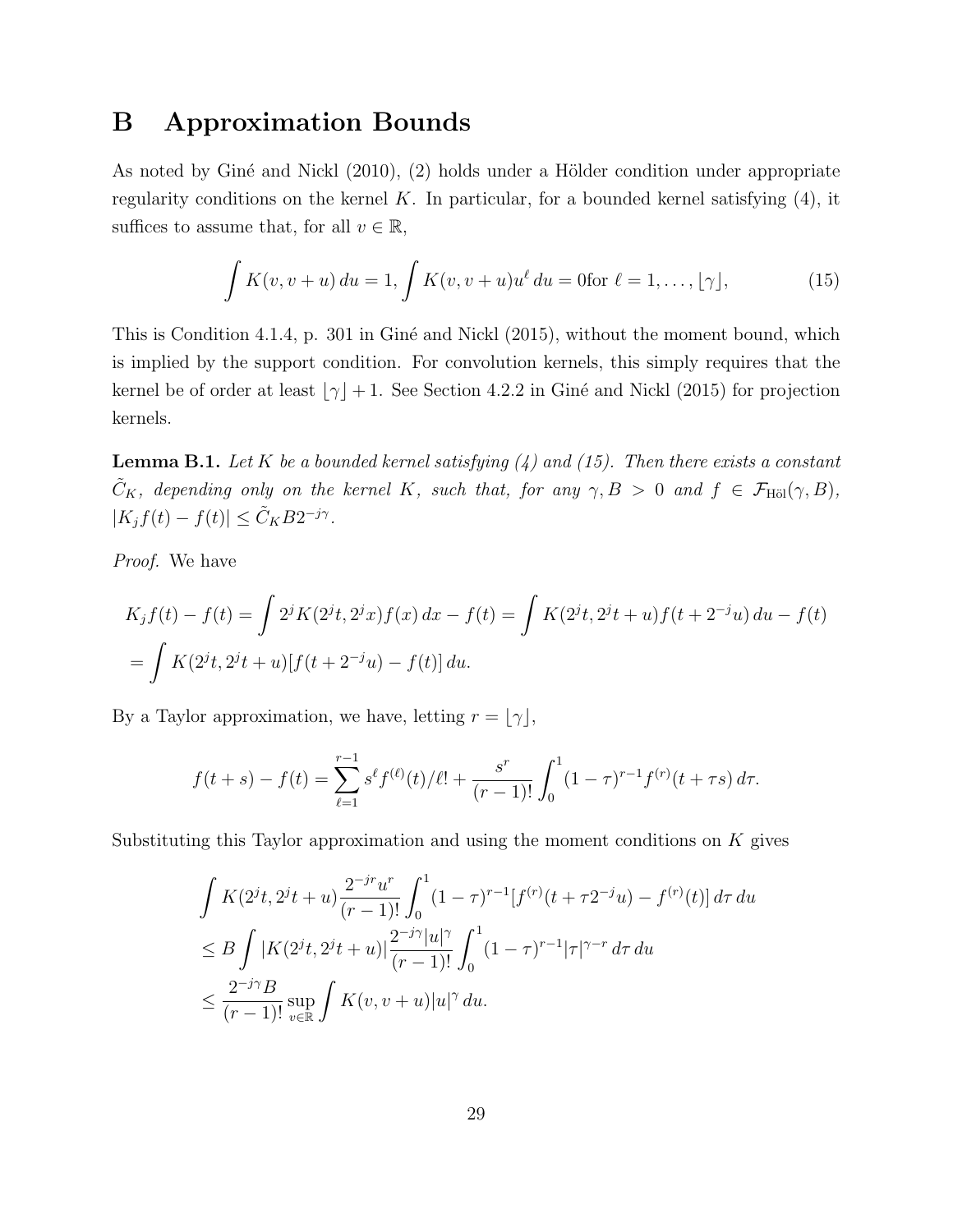# B Approximation Bounds

As noted by Giné and Nickl (2010), (2) holds under a Hölder condition under appropriate regularity conditions on the kernel $K$. In particular, for a bounded kernel satisfying (4), it suffices to assume that, for all $v \in \mathbb{R}$,

$$\int K(v, v+u)\, du = 1, \int K(v, v+u)u^\ell\, du = 0\text{for } \ell = 1, \dots, \lfloor \gamma \rfloor, \tag{15}$$

This is Condition 4.1.4, p. 301 in Giné and Nickl (2015), without the moment bound, which is implied by the support condition. For convolution kernels, this simply requires that the kernel be of order at least $\lfloor \gamma \rfloor + 1$. See Section 4.2.2 in Giné and Nickl (2015) for projection kernels.

**Lemma B.1.** *Let $K$ be a bounded kernel satisfying (4) and (15). Then there exists a constant $\tilde{C}_K$, depending only on the kernel $K$, such that, for any $\gamma, B > 0$ and $f \in \mathcal{F}_{\text{Höl}}(\gamma, B)$, $|K_j f(t) - f(t)| \leq \tilde{C}_K B 2^{-j\gamma}$.*

*Proof.* We have

$$K_j f(t) - f(t) = \int 2^j K(2^j t, 2^j x) f(x)\, dx - f(t) = \int K(2^j t, 2^j t + u) f(t + 2^{-j}u)\, du - f(t)$$
$$= \int K(2^j t, 2^j t + u)[f(t + 2^{-j}u) - f(t)]\, du.$$

By a Taylor approximation, we have, letting $r = \lfloor \gamma \rfloor$,

$$f(t+s) - f(t) = \sum_{\ell=1}^{r-1} s^\ell f^{(\ell)}(t)/\ell! + \frac{s^r}{(r-1)!} \int_0^1 (1-\tau)^{r-1} f^{(r)}(t + \tau s)\, d\tau.$$

Substituting this Taylor approximation and using the moment conditions on $K$ gives

$$\int K(2^j t, 2^j t + u) \frac{2^{-jr} u^r}{(r-1)!} \int_0^1 (1-\tau)^{r-1} [f^{(r)}(t + \tau 2^{-j} u) - f^{(r)}(t)]\, d\tau\, du$$
$$\leq B \int |K(2^j t, 2^j t + u)| \frac{2^{-j\gamma} |u|^\gamma}{(r-1)!} \int_0^1 (1-\tau)^{r-1} |\tau|^{\gamma - r}\, d\tau\, du$$
$$\leq \frac{2^{-j\gamma} B}{(r-1)!} \sup_{v \in \mathbb{R}} \int K(v, v+u) |u|^\gamma\, du.$$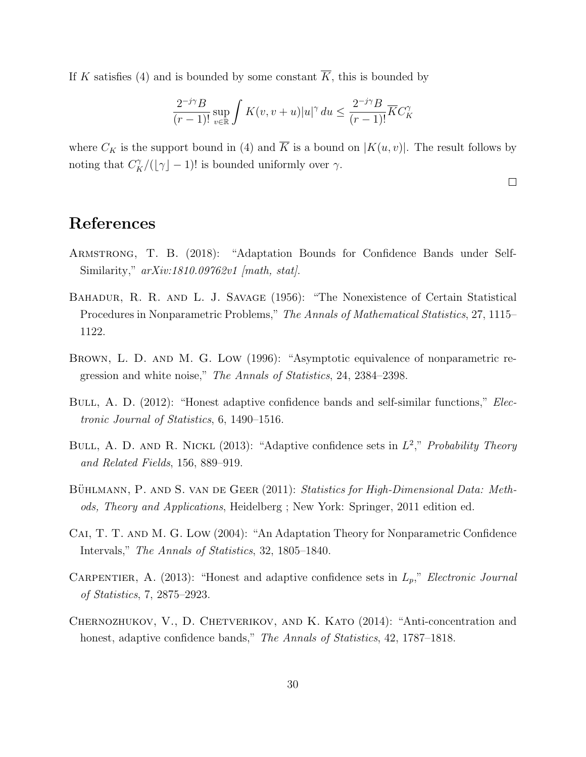If $K$ satisfies (4) and is bounded by some constant $\overline{K}$, this is bounded by

$$\frac{2^{-j\gamma}B}{(r-1)!}\sup_{v\in\mathbb{R}}\int K(v,v+u)|u|^{\gamma}\,du \leq \frac{2^{-j\gamma}B}{(r-1)!}\overline{K}C_K^{\gamma}$$

where $C_K$ is the support bound in (4) and $\overline{K}$ is a bound on $|K(u,v)|$. The result follows by noting that $C_K^{\gamma}/(\lfloor\gamma\rfloor-1)!$ is bounded uniformly over $\gamma$.

□

# References

Armstrong, T. B. (2018): "Adaptation Bounds for Confidence Bands under Self-Similarity," *arXiv:1810.09762v1 [math, stat]*.

Bahadur, R. R. and L. J. Savage (1956): "The Nonexistence of Certain Statistical Procedures in Nonparametric Problems," *The Annals of Mathematical Statistics*, 27, 1115–1122.

Brown, L. D. and M. G. Low (1996): "Asymptotic equivalence of nonparametric regression and white noise," *The Annals of Statistics*, 24, 2384–2398.

Bull, A. D. (2012): "Honest adaptive confidence bands and self-similar functions," *Electronic Journal of Statistics*, 6, 1490–1516.

Bull, A. D. and R. Nickl (2013): "Adaptive confidence sets in $L^2$," *Probability Theory and Related Fields*, 156, 889–919.

Bühlmann, P. and S. van de Geer (2011): *Statistics for High-Dimensional Data: Methods, Theory and Applications*, Heidelberg ; New York: Springer, 2011 edition ed.

Cai, T. T. and M. G. Low (2004): "An Adaptation Theory for Nonparametric Confidence Intervals," *The Annals of Statistics*, 32, 1805–1840.

Carpentier, A. (2013): "Honest and adaptive confidence sets in $L_p$," *Electronic Journal of Statistics*, 7, 2875–2923.

Chernozhukov, V., D. Chetverikov, and K. Kato (2014): "Anti-concentration and honest, adaptive confidence bands," *The Annals of Statistics*, 42, 1787–1818.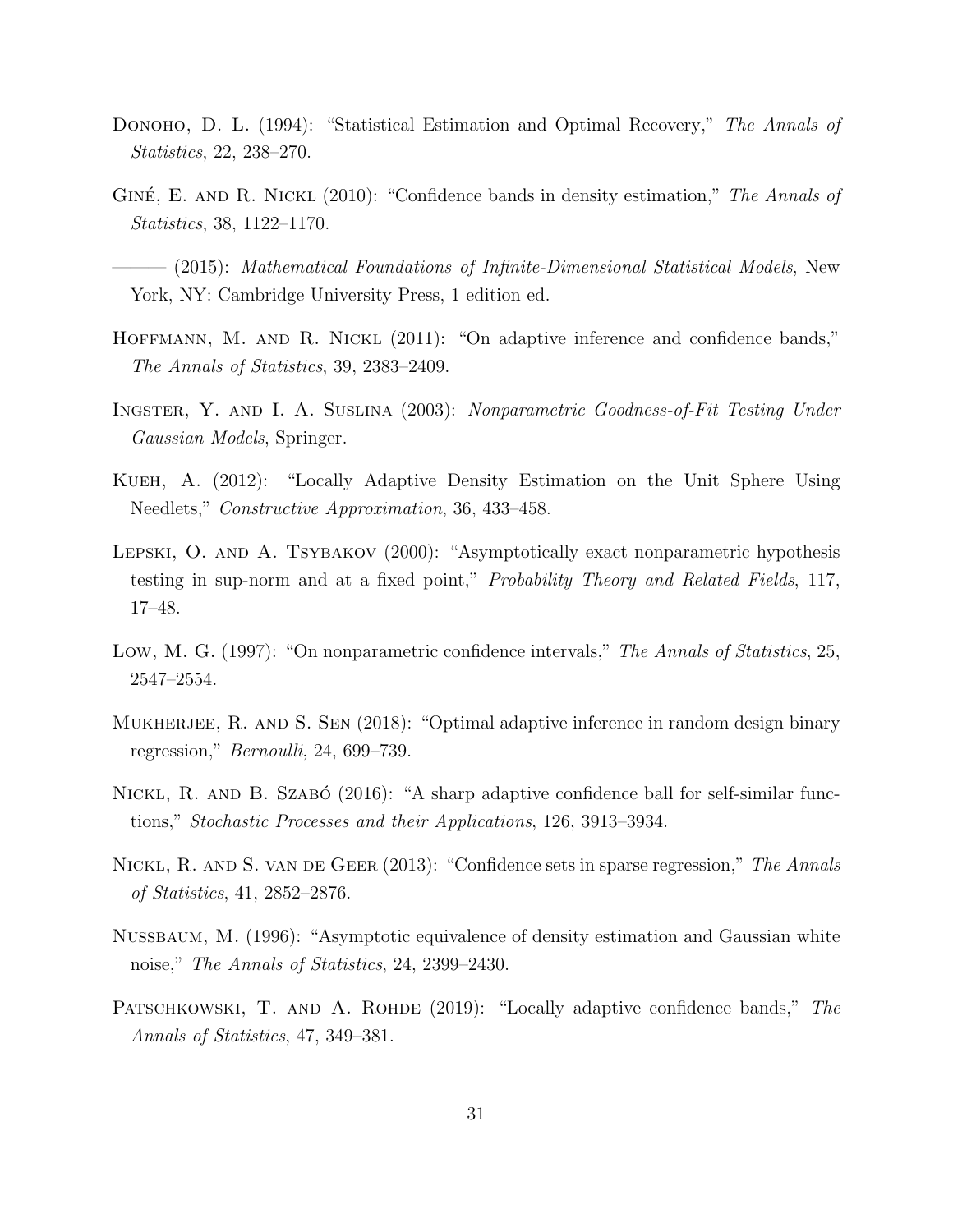Donoho, D. L. (1994): "Statistical Estimation and Optimal Recovery," *The Annals of Statistics*, 22, 238–270.

Giné, E. and R. Nickl (2010): "Confidence bands in density estimation," *The Annals of Statistics*, 38, 1122–1170.

——— (2015): *Mathematical Foundations of Infinite-Dimensional Statistical Models*, New York, NY: Cambridge University Press, 1 edition ed.

Hoffmann, M. and R. Nickl (2011): "On adaptive inference and confidence bands," *The Annals of Statistics*, 39, 2383–2409.

Ingster, Y. and I. A. Suslina (2003): *Nonparametric Goodness-of-Fit Testing Under Gaussian Models*, Springer.

Kueh, A. (2012): "Locally Adaptive Density Estimation on the Unit Sphere Using Needlets," *Constructive Approximation*, 36, 433–458.

Lepski, O. and A. Tsybakov (2000): "Asymptotically exact nonparametric hypothesis testing in sup-norm and at a fixed point," *Probability Theory and Related Fields*, 117, 17–48.

Low, M. G. (1997): "On nonparametric confidence intervals," *The Annals of Statistics*, 25, 2547–2554.

Mukherjee, R. and S. Sen (2018): "Optimal adaptive inference in random design binary regression," *Bernoulli*, 24, 699–739.

Nickl, R. and B. Szabó (2016): "A sharp adaptive confidence ball for self-similar functions," *Stochastic Processes and their Applications*, 126, 3913–3934.

Nickl, R. and S. van de Geer (2013): "Confidence sets in sparse regression," *The Annals of Statistics*, 41, 2852–2876.

Nussbaum, M. (1996): "Asymptotic equivalence of density estimation and Gaussian white noise," *The Annals of Statistics*, 24, 2399–2430.

Patschkowski, T. and A. Rohde (2019): "Locally adaptive confidence bands," *The Annals of Statistics*, 47, 349–381.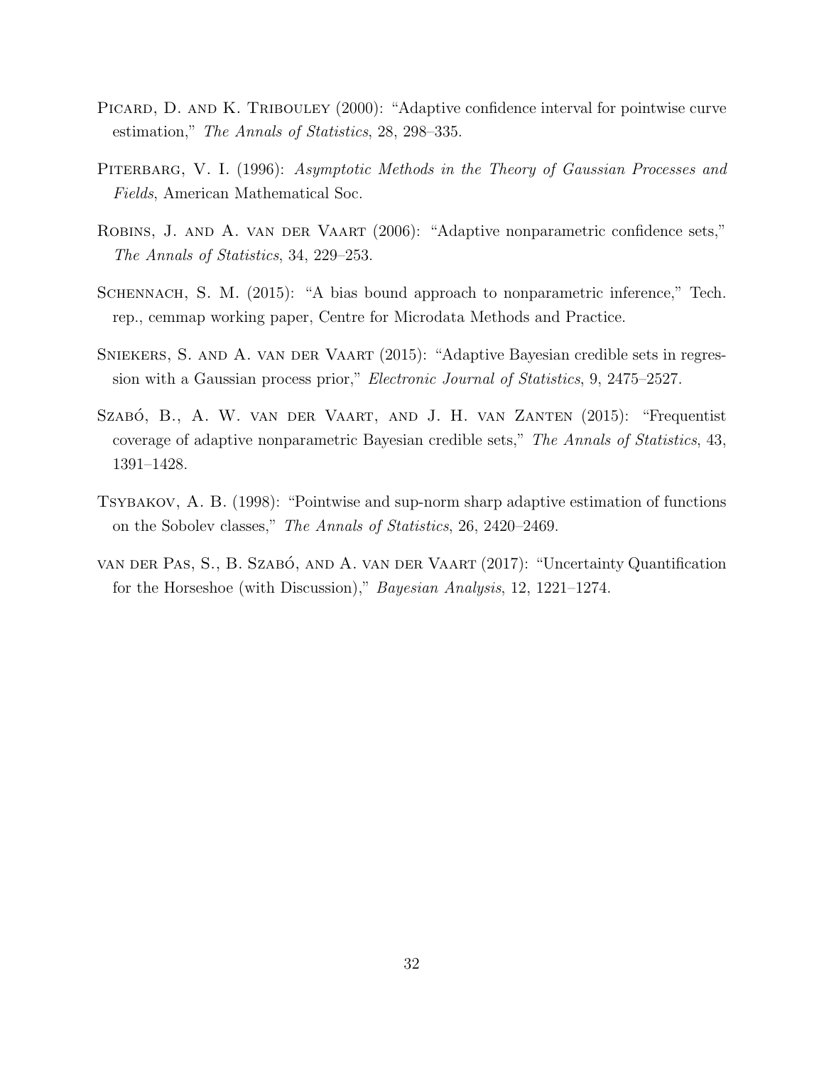Picard, D. and K. Tribouley (2000): "Adaptive confidence interval for pointwise curve estimation," *The Annals of Statistics*, 28, 298–335.

Piterbarg, V. I. (1996): *Asymptotic Methods in the Theory of Gaussian Processes and Fields*, American Mathematical Soc.

Robins, J. and A. van der Vaart (2006): "Adaptive nonparametric confidence sets," *The Annals of Statistics*, 34, 229–253.

Schennach, S. M. (2015): "A bias bound approach to nonparametric inference," Tech. rep., cemmap working paper, Centre for Microdata Methods and Practice.

Sniekers, S. and A. van der Vaart (2015): "Adaptive Bayesian credible sets in regression with a Gaussian process prior," *Electronic Journal of Statistics*, 9, 2475–2527.

Szabó, B., A. W. van der Vaart, and J. H. van Zanten (2015): "Frequentist coverage of adaptive nonparametric Bayesian credible sets," *The Annals of Statistics*, 43, 1391–1428.

Tsybakov, A. B. (1998): "Pointwise and sup-norm sharp adaptive estimation of functions on the Sobolev classes," *The Annals of Statistics*, 26, 2420–2469.

van der Pas, S., B. Szabó, and A. van der Vaart (2017): "Uncertainty Quantification for the Horseshoe (with Discussion)," *Bayesian Analysis*, 12, 1221–1274.